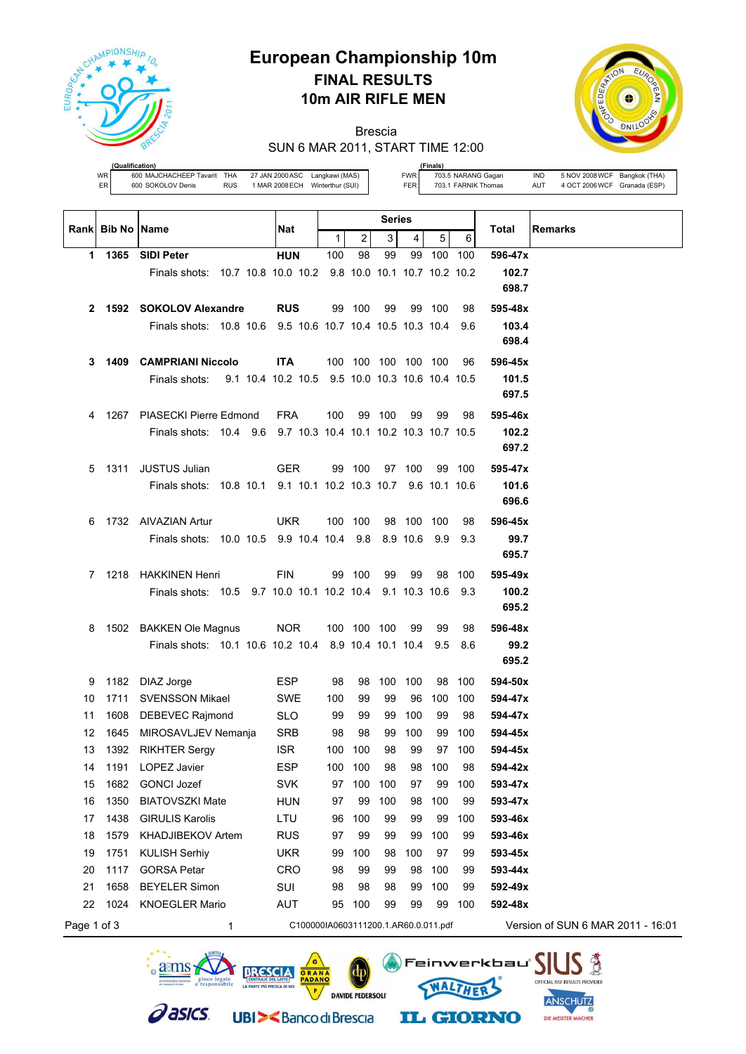# European Championship 10m

## FINAL RESULTS

## 10m AIR RIFLE MEN

Brescia

SUN 6 MAR 2011, START TIME 12:00

| (Qualification) | | | | | | (Finals) | | | | | |
|---|---|---|---|---|---|---|---|---|---|---|---|
| WR | 600 MAJCHACHEEP Tavarit | THA | 27 JAN 2000 ASC | Langkawi (MAS) | | FWR | 703.5 NARANG Gagan | IND | 5 NOV 2008 WCF | Bangkok (THA) | |
| ER | 600 SOKOLOV Denis | RUS | 1 MAR 2008 ECH | Winterthur (SUI) | | FER | 703.1 FARNIK Thomas | AUT | 4 OCT 2006 WCF | Granada (ESP) | |

| Rank | Bib No | Name | Nat | Series 1 | 2 | 3 | 4 | 5 | 6 | Total | Remarks |
|---|---|---|---|---|---|---|---|---|---|---|---|
| **1** | **1365** | **SIDI Peter** | **HUN** | 100 | 98 | 99 | 99 | 100 | 100 | **596-47x** | |
| | | Finals shots: 10.7 10.8 10.0 10.2 | | 9.8 | 10.0 | 10.1 | 10.7 | 10.2 | 10.2 | **102.7** | |
| | | | | | | | | | | **698.7** | |
| **2** | **1592** | **SOKOLOV Alexandre** | **RUS** | 99 | 100 | 99 | 99 | 100 | 98 | **595-48x** | |
| | | Finals shots: 10.8 10.6 9.5 10.6 | | 10.7 | 10.4 | 10.5 | 10.3 | 10.4 | 9.6 | **103.4** | |
| | | | | | | | | | | **698.4** | |
| **3** | **1409** | **CAMPRIANI Niccolo** | **ITA** | 100 | 100 | 100 | 100 | 100 | 96 | **596-45x** | |
| | | Finals shots: 9.1 10.4 10.2 10.5 | | 9.5 | 10.0 | 10.3 | 10.6 | 10.4 | 10.5 | **101.5** | |
| | | | | | | | | | | **697.5** | |
| 4 | 1267 | PIASECKI Pierre Edmond | FRA | 100 | 99 | 100 | 99 | 99 | 98 | **595-46x** | |
| | | Finals shots: 10.4 9.6 9.7 10.3 | | 10.4 | 10.1 | 10.2 | 10.3 | 10.7 | 10.5 | **102.2** | |
| | | | | | | | | | | **697.2** | |
| 5 | 1311 | JUSTUS Julian | GER | 99 | 100 | 97 | 100 | 99 | 100 | **595-47x** | |
| | | Finals shots: 10.8 10.1 9.1 10.1 | | 10.2 | 10.3 | 10.7 | 9.6 | 10.1 | 10.6 | **101.6** | |
| | | | | | | | | | | **696.6** | |
| 6 | 1732 | AIVAZIAN Artur | UKR | 100 | 100 | 98 | 100 | 100 | 98 | **596-45x** | |
| | | Finals shots: 10.0 10.5 9.9 10.4 | | 10.4 | 9.8 | 8.9 | 10.6 | 9.9 | 9.3 | **99.7** | |
| | | | | | | | | | | **695.7** | |
| 7 | 1218 | HAKKINEN Henri | FIN | 99 | 100 | 99 | 99 | 98 | 100 | **595-49x** | |
| | | Finals shots: 10.5 9.7 10.0 10.1 | | 10.2 | 10.4 | 9.1 | 10.3 | 10.6 | 9.3 | **100.2** | |
| | | | | | | | | | | **695.2** | |
| 8 | 1502 | BAKKEN Ole Magnus | NOR | 100 | 100 | 100 | 99 | 99 | 98 | **596-48x** | |
| | | Finals shots: 10.1 10.6 10.2 10.4 | | 8.9 | 10.4 | 10.1 | 10.4 | 9.5 | 8.6 | **99.2** | |
| | | | | | | | | | | **695.2** | |
| 9 | 1182 | DIAZ Jorge | ESP | 98 | 98 | 100 | 100 | 98 | 100 | **594-50x** | |
| 10 | 1711 | SVENSSON Mikael | SWE | 100 | 99 | 99 | 96 | 100 | 100 | **594-47x** | |
| 11 | 1608 | DEBEVEC Rajmond | SLO | 99 | 99 | 99 | 100 | 99 | 98 | **594-47x** | |
| 12 | 1645 | MIROSAVLJEV Nemanja | SRB | 98 | 98 | 99 | 100 | 99 | 100 | **594-45x** | |
| 13 | 1392 | RIKHTER Sergy | ISR | 100 | 100 | 98 | 99 | 97 | 100 | **594-45x** | |
| 14 | 1191 | LOPEZ Javier | ESP | 100 | 100 | 98 | 98 | 100 | 98 | **594-42x** | |
| 15 | 1682 | GONCI Jozef | SVK | 97 | 100 | 100 | 97 | 99 | 100 | **593-47x** | |
| 16 | 1350 | BIATOVSZKI Mate | HUN | 97 | 99 | 100 | 98 | 100 | 99 | **593-47x** | |
| 17 | 1438 | GIRULIS Karolis | LTU | 96 | 100 | 99 | 99 | 99 | 100 | **593-46x** | |
| 18 | 1579 | KHADJIBEKOV Artem | RUS | 97 | 99 | 99 | 99 | 100 | 99 | **593-46x** | |
| 19 | 1751 | KULISH Serhiy | UKR | 99 | 100 | 98 | 100 | 97 | 99 | **593-45x** | |
| 20 | 1117 | GORSA Petar | CRO | 98 | 99 | 99 | 98 | 100 | 99 | **593-44x** | |
| 21 | 1658 | BEYELER Simon | SUI | 98 | 98 | 98 | 99 | 100 | 99 | **592-49x** | |
| 22 | 1024 | KNOEGLER Mario | AUT | 95 | 100 | 99 | 99 | 99 | 100 | **592-48x** | |

1 C100000IA0603111200.1.AR60.0.011.pdf Version of SUN 6 MAR 2011 - 16:01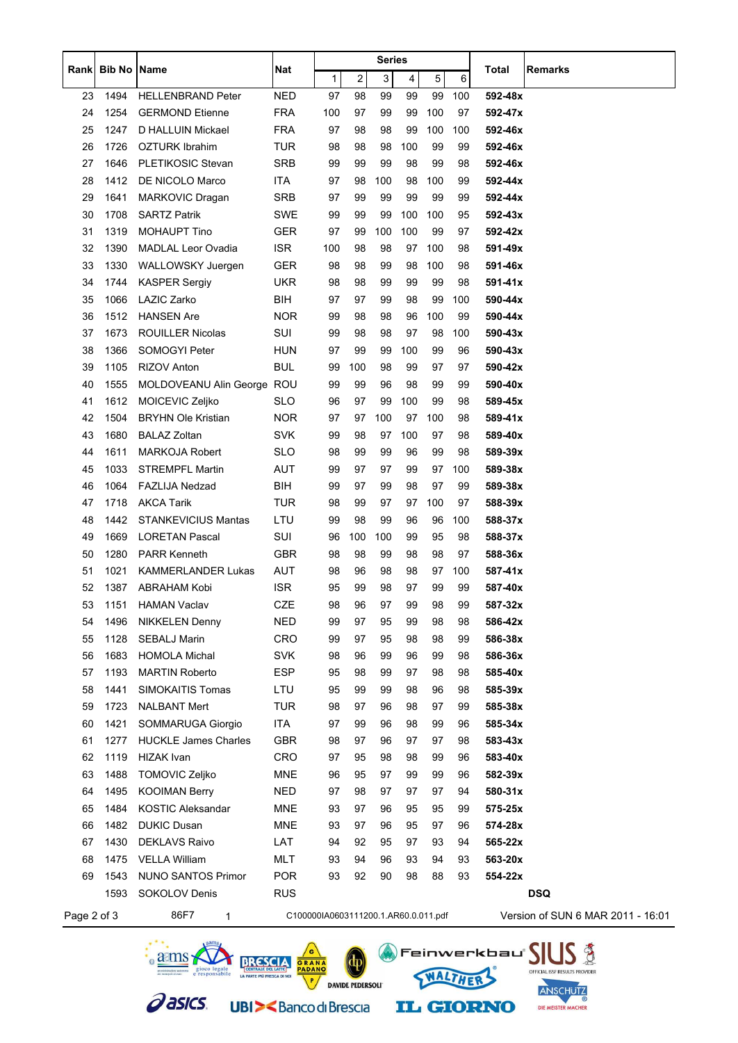| Rank | Bib No | Name | Nat | Series | | | | | | Total | Remarks |
|---|---|---|---|---|---|---|---|---|---|---|---|
| | | | | 1 | 2 | 3 | 4 | 5 | 6 | | |
| 23 | 1494 | HELLENBRAND Peter | NED | 97 | 98 | 99 | 99 | 99 | 100 | **592-48x** | |
| 24 | 1254 | GERMOND Etienne | FRA | 100 | 97 | 99 | 99 | 100 | 97 | **592-47x** | |
| 25 | 1247 | D HALLUIN Mickael | FRA | 97 | 98 | 98 | 99 | 100 | 100 | **592-46x** | |
| 26 | 1726 | OZTURK Ibrahim | TUR | 98 | 98 | 98 | 100 | 99 | 99 | **592-46x** | |
| 27 | 1646 | PLETIKOSIC Stevan | SRB | 99 | 99 | 99 | 98 | 99 | 98 | **592-46x** | |
| 28 | 1412 | DE NICOLO Marco | ITA | 97 | 98 | 100 | 98 | 100 | 99 | **592-44x** | |
| 29 | 1641 | MARKOVIC Dragan | SRB | 97 | 99 | 99 | 99 | 99 | 99 | **592-44x** | |
| 30 | 1708 | SARTZ Patrik | SWE | 99 | 99 | 99 | 100 | 100 | 95 | **592-43x** | |
| 31 | 1319 | MOHAUPT Tino | GER | 97 | 99 | 100 | 100 | 99 | 97 | **592-42x** | |
| 32 | 1390 | MADLAL Leor Ovadia | ISR | 100 | 98 | 98 | 97 | 100 | 98 | **591-49x** | |
| 33 | 1330 | WALLOWSKY Juergen | GER | 98 | 98 | 99 | 98 | 100 | 98 | **591-46x** | |
| 34 | 1744 | KASPER Sergiy | UKR | 98 | 98 | 99 | 99 | 99 | 98 | **591-41x** | |
| 35 | 1066 | LAZIC Zarko | BIH | 97 | 97 | 99 | 98 | 99 | 100 | **590-44x** | |
| 36 | 1512 | HANSEN Are | NOR | 99 | 98 | 98 | 96 | 100 | 99 | **590-44x** | |
| 37 | 1673 | ROUILLER Nicolas | SUI | 99 | 98 | 98 | 97 | 98 | 100 | **590-43x** | |
| 38 | 1366 | SOMOGYI Peter | HUN | 97 | 99 | 99 | 100 | 99 | 96 | **590-43x** | |
| 39 | 1105 | RIZOV Anton | BUL | 99 | 100 | 98 | 99 | 97 | 97 | **590-42x** | |
| 40 | 1555 | MOLDOVEANU Alin George | ROU | 99 | 99 | 96 | 98 | 99 | 99 | **590-40x** | |
| 41 | 1612 | MOICEVIC Zeljko | SLO | 96 | 97 | 99 | 100 | 99 | 98 | **589-45x** | |
| 42 | 1504 | BRYHN Ole Kristian | NOR | 97 | 97 | 100 | 97 | 100 | 98 | **589-41x** | |
| 43 | 1680 | BALAZ Zoltan | SVK | 99 | 98 | 97 | 100 | 97 | 98 | **589-40x** | |
| 44 | 1611 | MARKOJA Robert | SLO | 98 | 99 | 99 | 96 | 99 | 98 | **589-39x** | |
| 45 | 1033 | STREMPFL Martin | AUT | 99 | 97 | 97 | 99 | 97 | 100 | **589-38x** | |
| 46 | 1064 | FAZLIJA Nedzad | BIH | 99 | 97 | 99 | 98 | 97 | 99 | **589-38x** | |
| 47 | 1718 | AKCA Tarik | TUR | 98 | 99 | 97 | 97 | 100 | 97 | **588-39x** | |
| 48 | 1442 | STANKEVICIUS Mantas | LTU | 99 | 98 | 99 | 96 | 96 | 100 | **588-37x** | |
| 49 | 1669 | LORETAN Pascal | SUI | 96 | 100 | 100 | 99 | 95 | 98 | **588-37x** | |
| 50 | 1280 | PARR Kenneth | GBR | 98 | 98 | 99 | 98 | 98 | 97 | **588-36x** | |
| 51 | 1021 | KAMMERLANDER Lukas | AUT | 98 | 96 | 98 | 98 | 97 | 100 | **587-41x** | |
| 52 | 1387 | ABRAHAM Kobi | ISR | 95 | 99 | 98 | 97 | 99 | 99 | **587-40x** | |
| 53 | 1151 | HAMAN Vaclav | CZE | 98 | 96 | 97 | 99 | 98 | 99 | **587-32x** | |
| 54 | 1496 | NIKKELEN Denny | NED | 99 | 97 | 95 | 99 | 98 | 98 | **586-42x** | |
| 55 | 1128 | SEBALJ Marin | CRO | 99 | 97 | 95 | 98 | 98 | 99 | **586-38x** | |
| 56 | 1683 | HOMOLA Michal | SVK | 98 | 96 | 99 | 96 | 99 | 98 | **586-36x** | |
| 57 | 1193 | MARTIN Roberto | ESP | 95 | 98 | 99 | 97 | 98 | 98 | **585-40x** | |
| 58 | 1441 | SIMOKAITIS Tomas | LTU | 95 | 99 | 99 | 98 | 96 | 98 | **585-39x** | |
| 59 | 1723 | NALBANT Mert | TUR | 98 | 97 | 96 | 98 | 97 | 99 | **585-38x** | |
| 60 | 1421 | SOMMARUGA Giorgio | ITA | 97 | 99 | 96 | 98 | 99 | 96 | **585-34x** | |
| 61 | 1277 | HUCKLE James Charles | GBR | 98 | 97 | 96 | 97 | 97 | 98 | **583-43x** | |
| 62 | 1119 | HIZAK Ivan | CRO | 97 | 95 | 98 | 98 | 99 | 96 | **583-40x** | |
| 63 | 1488 | TOMOVIC Zeljko | MNE | 96 | 95 | 97 | 99 | 99 | 96 | **582-39x** | |
| 64 | 1495 | KOOIMAN Berry | NED | 97 | 98 | 97 | 97 | 97 | 94 | **580-31x** | |
| 65 | 1484 | KOSTIC Aleksandar | MNE | 93 | 97 | 96 | 95 | 95 | 99 | **575-25x** | |
| 66 | 1482 | DUKIC Dusan | MNE | 93 | 97 | 96 | 95 | 97 | 96 | **574-28x** | |
| 67 | 1430 | DEKLAVS Raivo | LAT | 94 | 92 | 95 | 97 | 93 | 94 | **565-22x** | |
| 68 | 1475 | VELLA William | MLT | 93 | 94 | 96 | 93 | 94 | 93 | **563-20x** | |
| 69 | 1543 | NUNO SANTOS Primor | POR | 93 | 92 | 90 | 98 | 88 | 93 | **554-22x** | |
| | 1593 | SOKOLOV Denis | RUS | | | | | | | | **DSQ** |

86F7 1 C100000IA0603111200.1.AR60.0.011.pdf Version of SUN 6 MAR 2011 - 16:01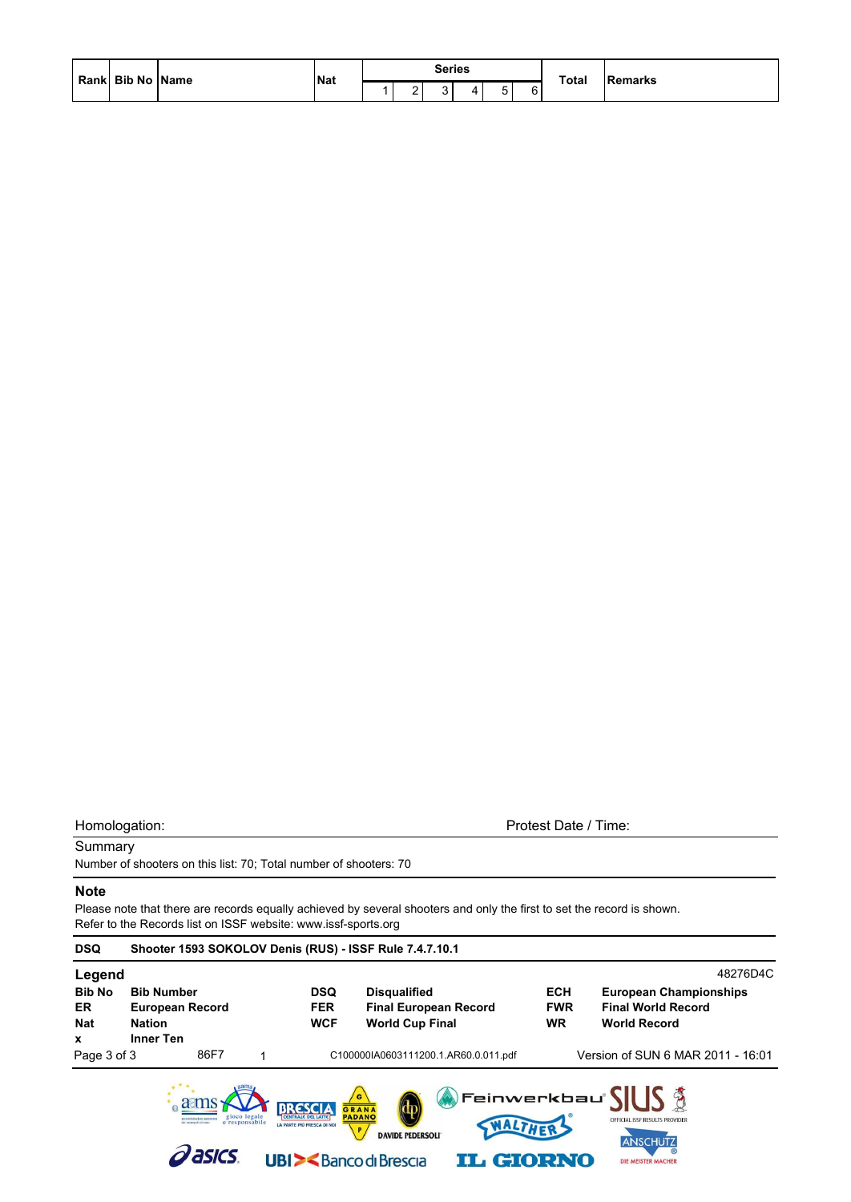| Rank | Bib No | Name | Nat | Series | | | | | | Total | Remarks |
|---|---|---|---|---|---|---|---|---|---|---|---|
| | | | | 1 | 2 | 3 | 4 | 5 | 6 | | |

Homologation: Protest Date / Time:

Summary

Number of shooters on this list: 70; Total number of shooters: 70

**Note**

Please note that there are records equally achieved by several shooters and only the first to set the record is shown.
Refer to the Records list on ISSF website: www.issf-sports.org

**DSQ** **Shooter 1593 SOKOLOV Denis (RUS) - ISSF Rule 7.4.7.10.1**

**Legend** 48276D4C

| | | | | | |
|---|---|---|---|---|---|
| **Bib No** | **Bib Number** | **DSQ** | **Disqualified** | **ECH** | **European Championships** |
| **ER** | **European Record** | **FER** | **Final European Record** | **FWR** | **Final World Record** |
| **Nat** | **Nation** | **WCF** | **World Cup Final** | **WR** | **World Record** |
| **x** | **Inner Ten** | | | | |

86F7 1 C100000IA0603111200.1.AR60.0.011.pdf Version of SUN 6 MAR 2011 - 16:01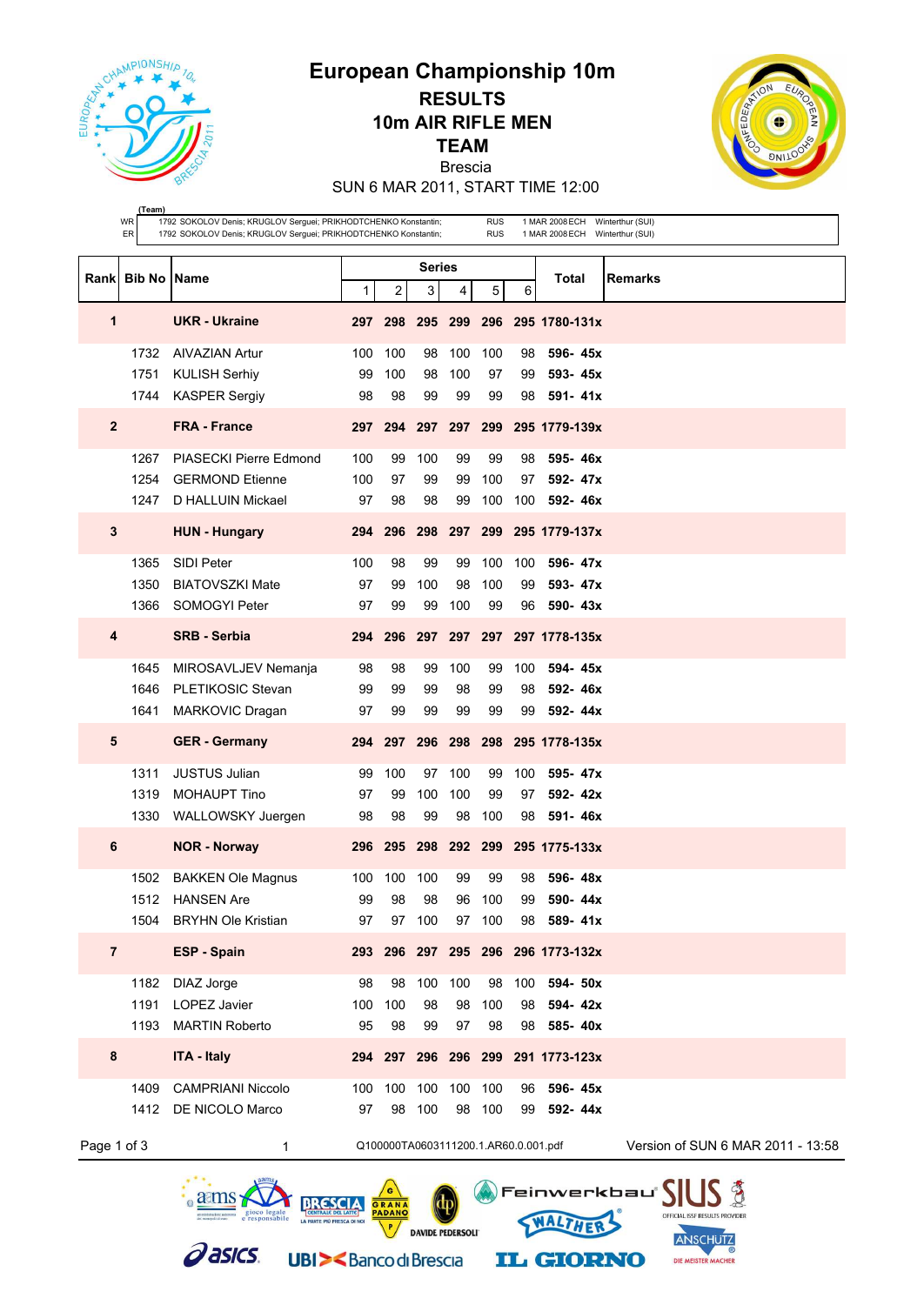# European Championship 10m

## RESULTS

## 10m AIR RIFLE MEN

## TEAM

Brescia

SUN 6 MAR 2011, START TIME 12:00

| (Team) | | | | | |
|---|---|---|---|---|---|
| WR | 1792 SOKOLOV Denis; KRUGLOV Serguei; PRIKHODTCHENKO Konstantin; | RUS | 1 MAR 2008 | ECH | Winterthur (SUI) |
| ER | 1792 SOKOLOV Denis; KRUGLOV Serguei; PRIKHODTCHENKO Konstantin; | RUS | 1 MAR 2008 | ECH | Winterthur (SUI) |

| Rank | Bib No | Name | Series 1 | 2 | 3 | 4 | 5 | 6 | Total | Remarks |
|---|---|---|---|---|---|---|---|---|---|---|
| **1** | | **UKR - Ukraine** | **297** | **298** | **295** | **299** | **296** | **295** | **1780-131x** | |
| | 1732 | AIVAZIAN Artur | 100 | 100 | 98 | 100 | 100 | 98 | **596- 45x** | |
| | 1751 | KULISH Serhiy | 99 | 100 | 98 | 100 | 97 | 99 | **593- 45x** | |
| | 1744 | KASPER Sergiy | 98 | 98 | 99 | 99 | 99 | 98 | **591- 41x** | |
| **2** | | **FRA - France** | **297** | **294** | **297** | **297** | **299** | **295** | **1779-139x** | |
| | 1267 | PIASECKI Pierre Edmond | 100 | 99 | 100 | 99 | 99 | 98 | **595- 46x** | |
| | 1254 | GERMOND Etienne | 100 | 97 | 99 | 99 | 100 | 97 | **592- 47x** | |
| | 1247 | D HALLUIN Mickael | 97 | 98 | 98 | 99 | 100 | 100 | **592- 46x** | |
| **3** | | **HUN - Hungary** | **294** | **296** | **298** | **297** | **299** | **295** | **1779-137x** | |
| | 1365 | SIDI Peter | 100 | 98 | 99 | 99 | 100 | 100 | **596- 47x** | |
| | 1350 | BIATOVSZKI Mate | 97 | 99 | 100 | 98 | 100 | 99 | **593- 47x** | |
| | 1366 | SOMOGYI Peter | 97 | 99 | 99 | 100 | 99 | 96 | **590- 43x** | |
| **4** | | **SRB - Serbia** | **294** | **296** | **297** | **297** | **297** | **297** | **1778-135x** | |
| | 1645 | MIROSAVLJEV Nemanja | 98 | 98 | 99 | 100 | 99 | 100 | **594- 45x** | |
| | 1646 | PLETIKOSIC Stevan | 99 | 99 | 99 | 98 | 99 | 98 | **592- 46x** | |
| | 1641 | MARKOVIC Dragan | 97 | 99 | 99 | 99 | 99 | 99 | **592- 44x** | |
| **5** | | **GER - Germany** | **294** | **297** | **296** | **298** | **298** | **295** | **1778-135x** | |
| | 1311 | JUSTUS Julian | 99 | 100 | 97 | 100 | 99 | 100 | **595- 47x** | |
| | 1319 | MOHAUPT Tino | 97 | 99 | 100 | 100 | 99 | 97 | **592- 42x** | |
| | 1330 | WALLOWSKY Juergen | 98 | 98 | 99 | 98 | 100 | 98 | **591- 46x** | |
| **6** | | **NOR - Norway** | **296** | **295** | **298** | **292** | **299** | **295** | **1775-133x** | |
| | 1502 | BAKKEN Ole Magnus | 100 | 100 | 100 | 99 | 99 | 98 | **596- 48x** | |
| | 1512 | HANSEN Are | 99 | 98 | 98 | 96 | 100 | 99 | **590- 44x** | |
| | 1504 | BRYHN Ole Kristian | 97 | 97 | 100 | 97 | 100 | 98 | **589- 41x** | |
| **7** | | **ESP - Spain** | **293** | **296** | **297** | **295** | **296** | **296** | **1773-132x** | |
| | 1182 | DIAZ Jorge | 98 | 98 | 100 | 100 | 98 | 100 | **594- 50x** | |
| | 1191 | LOPEZ Javier | 100 | 100 | 98 | 98 | 100 | 98 | **594- 42x** | |
| | 1193 | MARTIN Roberto | 95 | 98 | 99 | 97 | 98 | 98 | **585- 40x** | |
| **8** | | **ITA - Italy** | **294** | **297** | **296** | **296** | **299** | **291** | **1773-123x** | |
| | 1409 | CAMPRIANI Niccolo | 100 | 100 | 100 | 100 | 100 | 96 | **596- 45x** | |
| | 1412 | DE NICOLO Marco | 97 | 98 | 100 | 98 | 100 | 99 | **592- 44x** | |

Q100000TA0603111200.1.AR60.0.001.pdf

Version of SUN 6 MAR 2011 - 13:58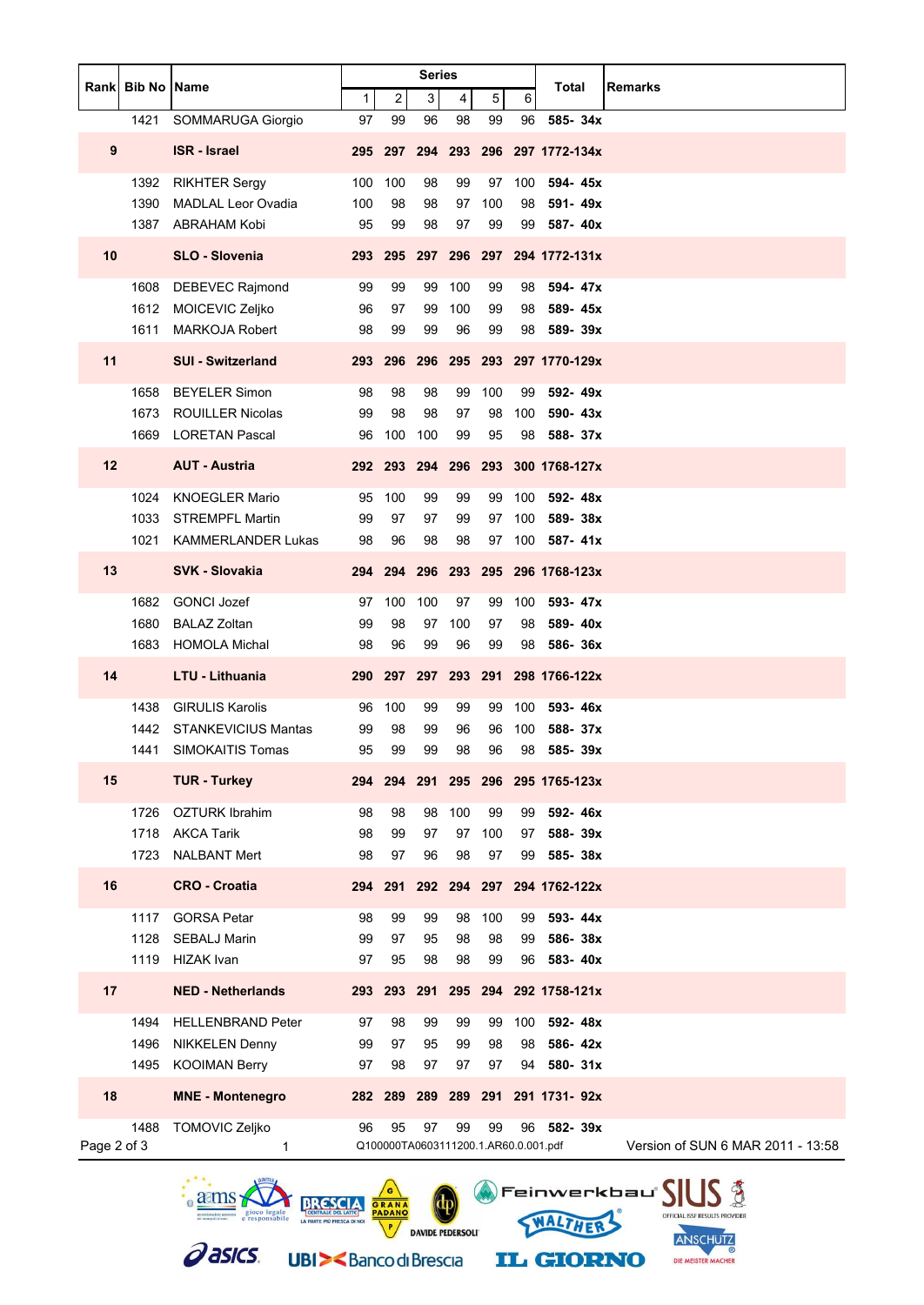| Rank | Bib No | Name | Series | | | | | | Total | Remarks |
|---|---|---|---|---|---|---|---|---|---|---|
| | | | 1 | 2 | 3 | 4 | 5 | 6 | | |
| | 1421 | SOMMARUGA Giorgio | 97 | 99 | 96 | 98 | 99 | 96 | **585- 34x** | |
| **9** | | **ISR - Israel** | **295** | **297** | **294** | **293** | **296** | **297** | **1772-134x** | |
| | 1392 | RIKHTER Sergy | 100 | 100 | 98 | 99 | 97 | 100 | **594- 45x** | |
| | 1390 | MADLAL Leor Ovadia | 100 | 98 | 98 | 97 | 100 | 98 | **591- 49x** | |
| | 1387 | ABRAHAM Kobi | 95 | 99 | 98 | 97 | 99 | 99 | **587- 40x** | |
| **10** | | **SLO - Slovenia** | **293** | **295** | **297** | **296** | **297** | **294** | **1772-131x** | |
| | 1608 | DEBEVEC Rajmond | 99 | 99 | 99 | 100 | 99 | 98 | **594- 47x** | |
| | 1612 | MOICEVIC Zeljko | 96 | 97 | 99 | 100 | 99 | 98 | **589- 45x** | |
| | 1611 | MARKOJA Robert | 98 | 99 | 99 | 96 | 99 | 98 | **589- 39x** | |
| **11** | | **SUI - Switzerland** | **293** | **296** | **296** | **295** | **293** | **297** | **1770-129x** | |
| | 1658 | BEYELER Simon | 98 | 98 | 98 | 99 | 100 | 99 | **592- 49x** | |
| | 1673 | ROUILLER Nicolas | 99 | 98 | 98 | 97 | 98 | 100 | **590- 43x** | |
| | 1669 | LORETAN Pascal | 96 | 100 | 100 | 99 | 95 | 98 | **588- 37x** | |
| **12** | | **AUT - Austria** | **292** | **293** | **294** | **296** | **293** | **300** | **1768-127x** | |
| | 1024 | KNOEGLER Mario | 95 | 100 | 99 | 99 | 99 | 100 | **592- 48x** | |
| | 1033 | STREMPFL Martin | 99 | 97 | 97 | 99 | 97 | 100 | **589- 38x** | |
| | 1021 | KAMMERLANDER Lukas | 98 | 96 | 98 | 98 | 97 | 100 | **587- 41x** | |
| **13** | | **SVK - Slovakia** | **294** | **294** | **296** | **293** | **295** | **296** | **1768-123x** | |
| | 1682 | GONCI Jozef | 97 | 100 | 100 | 97 | 99 | 100 | **593- 47x** | |
| | 1680 | BALAZ Zoltan | 99 | 98 | 97 | 100 | 97 | 98 | **589- 40x** | |
| | 1683 | HOMOLA Michal | 98 | 96 | 99 | 96 | 99 | 98 | **586- 36x** | |
| **14** | | **LTU - Lithuania** | **290** | **297** | **297** | **293** | **291** | **298** | **1766-122x** | |
| | 1438 | GIRULIS Karolis | 96 | 100 | 99 | 99 | 99 | 100 | **593- 46x** | |
| | 1442 | STANKEVICIUS Mantas | 99 | 98 | 99 | 96 | 96 | 100 | **588- 37x** | |
| | 1441 | SIMOKAITIS Tomas | 95 | 99 | 99 | 98 | 96 | 98 | **585- 39x** | |
| **15** | | **TUR - Turkey** | **294** | **294** | **291** | **295** | **296** | **295** | **1765-123x** | |
| | 1726 | OZTURK Ibrahim | 98 | 98 | 98 | 100 | 99 | 99 | **592- 46x** | |
| | 1718 | AKCA Tarik | 98 | 99 | 97 | 97 | 100 | 97 | **588- 39x** | |
| | 1723 | NALBANT Mert | 98 | 97 | 96 | 98 | 97 | 99 | **585- 38x** | |
| **16** | | **CRO - Croatia** | **294** | **291** | **292** | **294** | **297** | **294** | **1762-122x** | |
| | 1117 | GORSA Petar | 98 | 99 | 99 | 98 | 100 | 99 | **593- 44x** | |
| | 1128 | SEBALJ Marin | 99 | 97 | 95 | 98 | 98 | 99 | **586- 38x** | |
| | 1119 | HIZAK Ivan | 97 | 95 | 98 | 98 | 99 | 96 | **583- 40x** | |
| **17** | | **NED - Netherlands** | **293** | **293** | **291** | **295** | **294** | **292** | **1758-121x** | |
| | 1494 | HELLENBRAND Peter | 97 | 98 | 99 | 99 | 99 | 100 | **592- 48x** | |
| | 1496 | NIKKELEN Denny | 99 | 97 | 95 | 99 | 98 | 98 | **586- 42x** | |
| | 1495 | KOOIMAN Berry | 97 | 98 | 97 | 97 | 97 | 94 | **580- 31x** | |
| **18** | | **MNE - Montenegro** | **282** | **289** | **289** | **289** | **291** | **291** | **1731- 92x** | |
| | 1488 | TOMOVIC Zeljko | 96 | 95 | 97 | 99 | 99 | 96 | **582- 39x** | |

1 Q100000TA0603111200.1.AR60.0.001.pdf Version of SUN 6 MAR 2011 - 13:58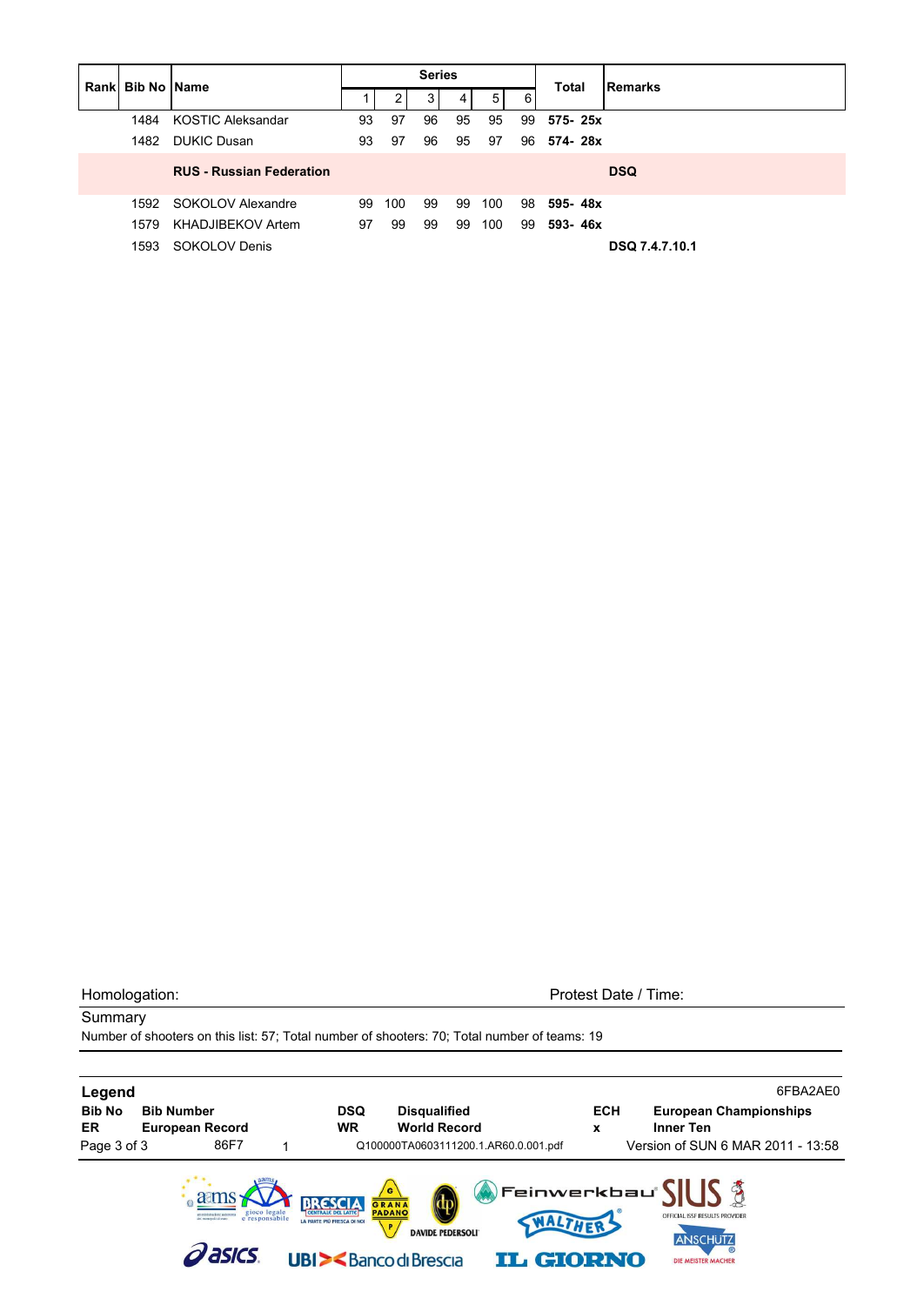| Rank | Bib No | Name | Series | | | | | | Total | Remarks |
|---|---|---|---|---|---|---|---|---|---|---|
| | | | 1 | 2 | 3 | 4 | 5 | 6 | | |
| | 1484 | KOSTIC Aleksandar | 93 | 97 | 96 | 95 | 95 | 99 | **575- 25x** | |
| | 1482 | DUKIC Dusan | 93 | 97 | 96 | 95 | 97 | 96 | **574- 28x** | |
| | | **RUS - Russian Federation** | | | | | | | | **DSQ** |
| | 1592 | SOKOLOV Alexandre | 99 | 100 | 99 | 99 | 100 | 98 | **595- 48x** | |
| | 1579 | KHADJIBEKOV Artem | 97 | 99 | 99 | 99 | 100 | 99 | **593- 46x** | |
| | 1593 | SOKOLOV Denis | | | | | | | | **DSQ 7.4.7.10.1** |

Homologation: Protest Date / Time:

Summary

Number of shooters on this list: 57; Total number of shooters: 70; Total number of teams: 19

**Legend** 6FBA2AE0

| | | | | | |
|---|---|---|---|---|---|
| **Bib No** | **Bib Number** | **DSQ** | **Disqualified** | **ECH** | **European Championships** |
| **ER** | **European Record** | **WR** | **World Record** | **x** | **Inner Ten** |

86F7 1 Q100000TA0603111200.1.AR60.0.001.pdf Version of SUN 6 MAR 2011 - 13:58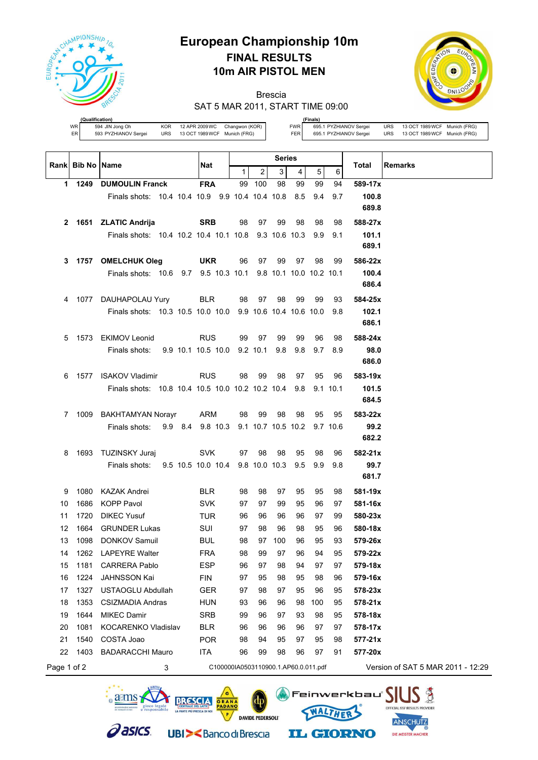# European Championship 10m

## FINAL RESULTS

## 10m AIR PISTOL MEN

Brescia

SAT 5 MAR 2011, START TIME 09:00

| | (Qualification) | | | | | (Finals) | | | |
|---|---|---|---|---|---|---|---|---|---|
| WR | 594 JIN Jong Oh | KOR | 12 APR 2009 WC | Changwon (KOR) | FWR | 695.1 PYZHIANOV Sergei | URS | 13 OCT 1989 WCF | Munich (FRG) |
| ER | 593 PYZHIANOV Sergei | URS | 13 OCT 1989 WCF | Munich (FRG) | FER | 695.1 PYZHIANOV Sergei | URS | 13 OCT 1989 WCF | Munich (FRG) |

| Rank | Bib No | Name | Nat | Series 1 | 2 | 3 | 4 | 5 | 6 | Total | Remarks |
|---|---|---|---|---|---|---|---|---|---|---|---|
| **1** | **1249** | **DUMOULIN Franck** | **FRA** | 99 | 100 | 98 | 99 | 99 | 94 | **589-17x** | |
| | | Finals shots: 10.4 10.4 10.9 9.9 10.4 10.4 10.8 8.5 9.4 9.7 | | | | | | | | **100.8** | |
| | | | | | | | | | | **689.8** | |
| **2** | **1651** | **ZLATIC Andrija** | **SRB** | 98 | 97 | 99 | 98 | 98 | 98 | **588-27x** | |
| | | Finals shots: 10.4 10.2 10.4 10.1 10.8 9.3 10.6 10.3 9.9 9.1 | | | | | | | | **101.1** | |
| | | | | | | | | | | **689.1** | |
| **3** | **1757** | **OMELCHUK Oleg** | **UKR** | 96 | 97 | 99 | 97 | 98 | 99 | **586-22x** | |
| | | Finals shots: 10.6 9.7 9.5 10.3 10.1 9.8 10.1 10.0 10.2 10.1 | | | | | | | | **100.4** | |
| | | | | | | | | | | **686.4** | |
| 4 | 1077 | DAUHAPOLAU Yury | BLR | 98 | 97 | 98 | 99 | 99 | 93 | **584-25x** | |
| | | Finals shots: 10.3 10.5 10.0 10.0 9.9 10.6 10.4 10.6 10.0 9.8 | | | | | | | | **102.1** | |
| | | | | | | | | | | **686.1** | |
| 5 | 1573 | EKIMOV Leonid | RUS | 99 | 97 | 99 | 99 | 96 | 98 | **588-24x** | |
| | | Finals shots: 9.9 10.1 10.5 10.0 9.2 10.1 9.8 9.8 9.7 8.9 | | | | | | | | **98.0** | |
| | | | | | | | | | | **686.0** | |
| 6 | 1577 | ISAKOV Vladimir | RUS | 98 | 99 | 98 | 97 | 95 | 96 | **583-19x** | |
| | | Finals shots: 10.8 10.4 10.5 10.0 10.2 10.2 10.4 9.8 9.1 10.1 | | | | | | | | **101.5** | |
| | | | | | | | | | | **684.5** | |
| 7 | 1009 | BAKHTAMYAN Norayr | ARM | 98 | 99 | 98 | 98 | 95 | 95 | **583-22x** | |
| | | Finals shots: 9.9 8.4 9.8 10.3 9.1 10.7 10.5 10.2 9.7 10.6 | | | | | | | | **99.2** | |
| | | | | | | | | | | **682.2** | |
| 8 | 1693 | TUZINSKY Juraj | SVK | 97 | 98 | 98 | 95 | 98 | 96 | **582-21x** | |
| | | Finals shots: 9.5 10.5 10.0 10.4 9.8 10.0 10.3 9.5 9.9 9.8 | | | | | | | | **99.7** | |
| | | | | | | | | | | **681.7** | |
| 9 | 1080 | KAZAK Andrei | BLR | 98 | 98 | 97 | 95 | 95 | 98 | **581-19x** | |
| 10 | 1686 | KOPP Pavol | SVK | 97 | 97 | 99 | 95 | 96 | 97 | **581-16x** | |
| 11 | 1720 | DIKEC Yusuf | TUR | 96 | 96 | 96 | 96 | 97 | 99 | **580-23x** | |
| 12 | 1664 | GRUNDER Lukas | SUI | 97 | 98 | 96 | 98 | 95 | 96 | **580-18x** | |
| 13 | 1098 | DONKOV Samuil | BUL | 98 | 97 | 100 | 96 | 95 | 93 | **579-26x** | |
| 14 | 1262 | LAPEYRE Walter | FRA | 98 | 99 | 97 | 96 | 94 | 95 | **579-22x** | |
| 15 | 1181 | CARRERA Pablo | ESP | 96 | 97 | 98 | 94 | 97 | 97 | **579-18x** | |
| 16 | 1224 | JAHNSSON Kai | FIN | 97 | 95 | 98 | 95 | 98 | 96 | **579-16x** | |
| 17 | 1327 | USTAOGLU Abdullah | GER | 97 | 98 | 97 | 95 | 96 | 95 | **578-23x** | |
| 18 | 1353 | CSIZMADIA Andras | HUN | 93 | 96 | 96 | 98 | 100 | 95 | **578-21x** | |
| 19 | 1644 | MIKEC Damir | SRB | 99 | 96 | 97 | 93 | 98 | 95 | **578-18x** | |
| 20 | 1081 | KOCARENKO Vladislav | BLR | 96 | 96 | 96 | 96 | 97 | 97 | **578-17x** | |
| 21 | 1540 | COSTA Joao | POR | 98 | 94 | 95 | 97 | 95 | 98 | **577-21x** | |
| 22 | 1403 | BADARACCHI Mauro | ITA | 96 | 99 | 98 | 96 | 97 | 91 | **577-20x** | |

3 C100000IA0503110900.1.AP60.0.011.pdf Version of SAT 5 MAR 2011 - 12:29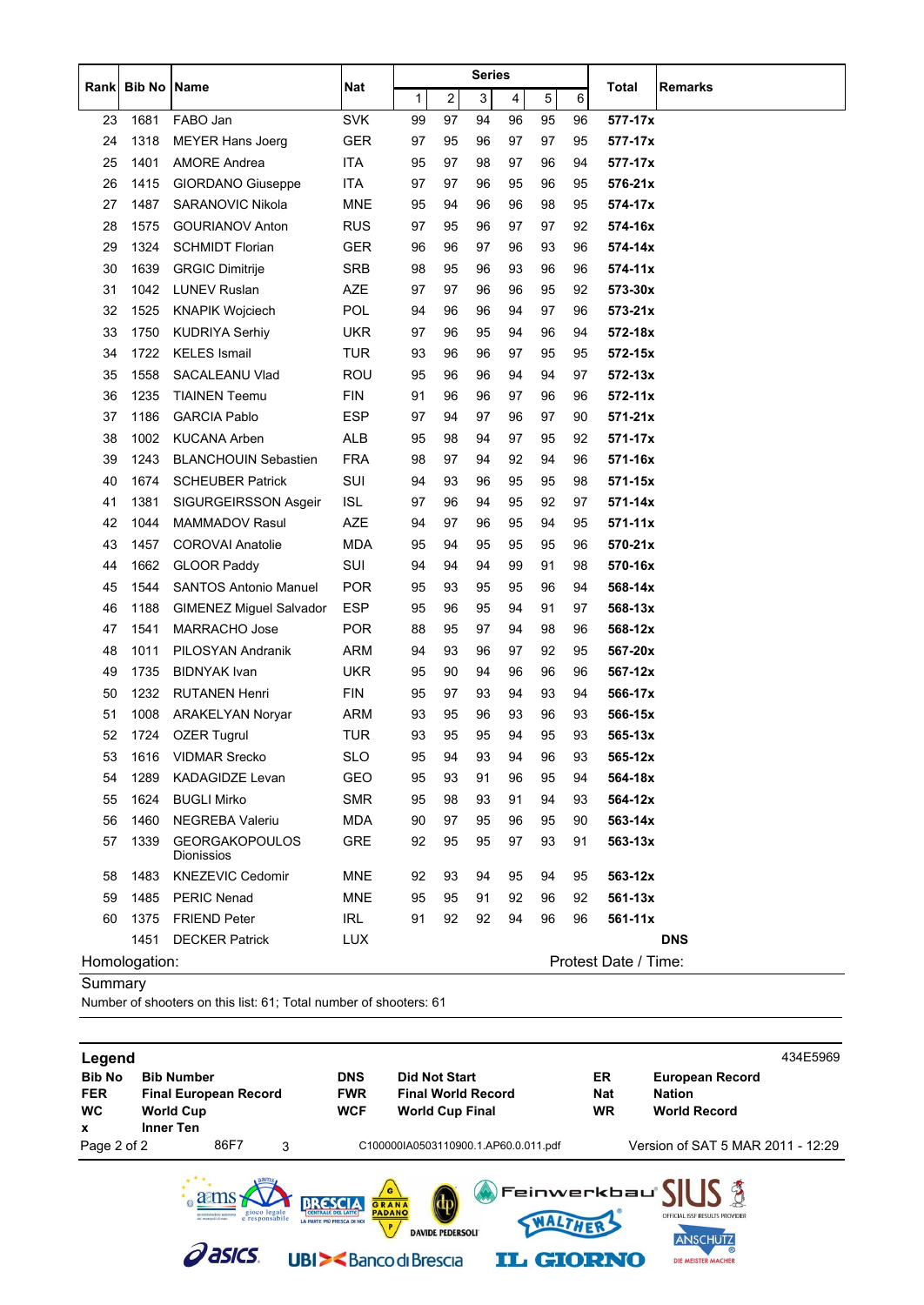| Rank | Bib No | Name | Nat | Series | | | | | | Total | Remarks |
|---|---|---|---|---|---|---|---|---|---|---|---|
| | | | | 1 | 2 | 3 | 4 | 5 | 6 | | |
| 23 | 1681 | FABO Jan | SVK | 99 | 97 | 94 | 96 | 95 | 96 | **577-17x** | |
| 24 | 1318 | MEYER Hans Joerg | GER | 97 | 95 | 96 | 97 | 97 | 95 | **577-17x** | |
| 25 | 1401 | AMORE Andrea | ITA | 95 | 97 | 98 | 97 | 96 | 94 | **577-17x** | |
| 26 | 1415 | GIORDANO Giuseppe | ITA | 97 | 97 | 96 | 95 | 96 | 95 | **576-21x** | |
| 27 | 1487 | SARANOVIC Nikola | MNE | 95 | 94 | 96 | 96 | 98 | 95 | **574-17x** | |
| 28 | 1575 | GOURIANOV Anton | RUS | 97 | 95 | 96 | 97 | 97 | 92 | **574-16x** | |
| 29 | 1324 | SCHMIDT Florian | GER | 96 | 96 | 97 | 96 | 93 | 96 | **574-14x** | |
| 30 | 1639 | GRGIC Dimitrije | SRB | 98 | 95 | 96 | 93 | 96 | 96 | **574-11x** | |
| 31 | 1042 | LUNEV Ruslan | AZE | 97 | 97 | 96 | 96 | 95 | 92 | **573-30x** | |
| 32 | 1525 | KNAPIK Wojciech | POL | 94 | 96 | 96 | 94 | 97 | 96 | **573-21x** | |
| 33 | 1750 | KUDRIYA Serhiy | UKR | 97 | 96 | 95 | 94 | 96 | 94 | **572-18x** | |
| 34 | 1722 | KELES Ismail | TUR | 93 | 96 | 96 | 97 | 95 | 95 | **572-15x** | |
| 35 | 1558 | SACALEANU Vlad | ROU | 95 | 96 | 96 | 94 | 94 | 97 | **572-13x** | |
| 36 | 1235 | TIAINEN Teemu | FIN | 91 | 96 | 96 | 97 | 96 | 96 | **572-11x** | |
| 37 | 1186 | GARCIA Pablo | ESP | 97 | 94 | 97 | 96 | 97 | 90 | **571-21x** | |
| 38 | 1002 | KUCANA Arben | ALB | 95 | 98 | 94 | 97 | 95 | 92 | **571-17x** | |
| 39 | 1243 | BLANCHOUIN Sebastien | FRA | 98 | 97 | 94 | 92 | 94 | 96 | **571-16x** | |
| 40 | 1674 | SCHEUBER Patrick | SUI | 94 | 93 | 96 | 95 | 95 | 98 | **571-15x** | |
| 41 | 1381 | SIGURGEIRSSON Asgeir | ISL | 97 | 96 | 94 | 95 | 92 | 97 | **571-14x** | |
| 42 | 1044 | MAMMADOV Rasul | AZE | 94 | 97 | 96 | 95 | 94 | 95 | **571-11x** | |
| 43 | 1457 | COROVAI Anatolie | MDA | 95 | 94 | 95 | 95 | 95 | 96 | **570-21x** | |
| 44 | 1662 | GLOOR Paddy | SUI | 94 | 94 | 94 | 99 | 91 | 98 | **570-16x** | |
| 45 | 1544 | SANTOS Antonio Manuel | POR | 95 | 93 | 95 | 95 | 96 | 94 | **568-14x** | |
| 46 | 1188 | GIMENEZ Miguel Salvador | ESP | 95 | 96 | 95 | 94 | 91 | 97 | **568-13x** | |
| 47 | 1541 | MARRACHO Jose | POR | 88 | 95 | 97 | 94 | 98 | 96 | **568-12x** | |
| 48 | 1011 | PILOSYAN Andranik | ARM | 94 | 93 | 96 | 97 | 92 | 95 | **567-20x** | |
| 49 | 1735 | BIDNYAK Ivan | UKR | 95 | 90 | 94 | 96 | 96 | 96 | **567-12x** | |
| 50 | 1232 | RUTANEN Henri | FIN | 95 | 97 | 93 | 94 | 93 | 94 | **566-17x** | |
| 51 | 1008 | ARAKELYAN Noryar | ARM | 93 | 95 | 96 | 93 | 96 | 93 | **566-15x** | |
| 52 | 1724 | OZER Tugrul | TUR | 93 | 95 | 95 | 94 | 95 | 93 | **565-13x** | |
| 53 | 1616 | VIDMAR Srecko | SLO | 95 | 94 | 93 | 94 | 96 | 93 | **565-12x** | |
| 54 | 1289 | KADAGIDZE Levan | GEO | 95 | 93 | 91 | 96 | 95 | 94 | **564-18x** | |
| 55 | 1624 | BUGLI Mirko | SMR | 95 | 98 | 93 | 91 | 94 | 93 | **564-12x** | |
| 56 | 1460 | NEGREBA Valeriu | MDA | 90 | 97 | 95 | 96 | 95 | 90 | **563-14x** | |
| 57 | 1339 | GEORGAKOPOULOS Dionissios | GRE | 92 | 95 | 95 | 97 | 93 | 91 | **563-13x** | |
| 58 | 1483 | KNEZEVIC Cedomir | MNE | 92 | 93 | 94 | 95 | 94 | 95 | **563-12x** | |
| 59 | 1485 | PERIC Nenad | MNE | 95 | 95 | 91 | 92 | 96 | 92 | **561-13x** | |
| 60 | 1375 | FRIEND Peter | IRL | 91 | 92 | 92 | 94 | 96 | 96 | **561-11x** | |
| | 1451 | DECKER Patrick | LUX | | | | | | | | **DNS** |

Homologation: Protest Date / Time:

Summary

Number of shooters on this list: 61; Total number of shooters: 61

**Legend** 434E5969

| | | | | | |
|---|---|---|---|---|---|
| **Bib No** | **Bib Number** | **DNS** | **Did Not Start** | **ER** | **European Record** |
| **FER** | **Final European Record** | **FWR** | **Final World Record** | **Nat** | **Nation** |
| **WC** | **World Cup** | **WCF** | **World Cup Final** | **WR** | **World Record** |
| **x** | **Inner Ten** | | | | |

86F7 3 C100000IA0503110900.1.AP60.0.011.pdf Version of SAT 5 MAR 2011 - 12:29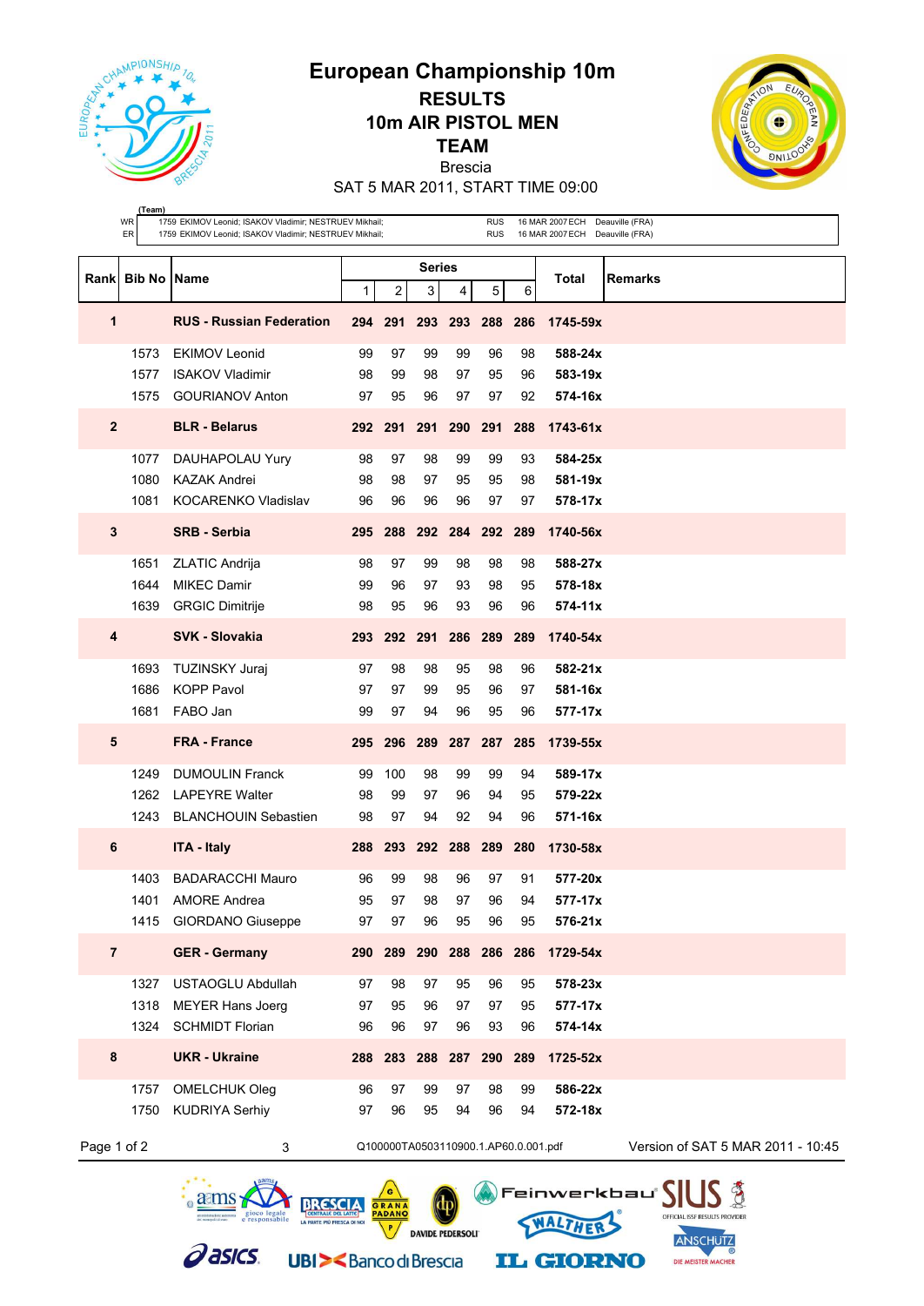# European Championship 10m

## RESULTS

## 10m AIR PISTOL MEN

## TEAM

Brescia

SAT 5 MAR 2011, START TIME 09:00

| (Team) | | | | |
|---|---|---|---|---|
| WR | 1759 EKIMOV Leonid; ISAKOV Vladimir; NESTRUEV Mikhail; | RUS | 16 MAR 2007 ECH | Deauville (FRA) |
| ER | 1759 EKIMOV Leonid; ISAKOV Vladimir; NESTRUEV Mikhail; | RUS | 16 MAR 2007 ECH | Deauville (FRA) |

| Rank | Bib No | Name | Series 1 | 2 | 3 | 4 | 5 | 6 | Total | Remarks |
|---|---|---|---|---|---|---|---|---|---|---|
| 1 | | **RUS - Russian Federation** | 294 | 291 | 293 | 293 | 288 | 286 | **1745-59x** | |
| | 1573 | EKIMOV Leonid | 99 | 97 | 99 | 99 | 96 | 98 | **588-24x** | |
| | 1577 | ISAKOV Vladimir | 98 | 99 | 98 | 97 | 95 | 96 | **583-19x** | |
| | 1575 | GOURIANOV Anton | 97 | 95 | 96 | 97 | 97 | 92 | **574-16x** | |
| 2 | | **BLR - Belarus** | 292 | 291 | 291 | 290 | 291 | 288 | **1743-61x** | |
| | 1077 | DAUHAPOLAU Yury | 98 | 97 | 98 | 99 | 99 | 93 | **584-25x** | |
| | 1080 | KAZAK Andrei | 98 | 98 | 97 | 95 | 95 | 98 | **581-19x** | |
| | 1081 | KOCARENKO Vladislav | 96 | 96 | 96 | 96 | 97 | 97 | **578-17x** | |
| 3 | | **SRB - Serbia** | 295 | 288 | 292 | 284 | 292 | 289 | **1740-56x** | |
| | 1651 | ZLATIC Andrija | 98 | 97 | 99 | 98 | 98 | 98 | **588-27x** | |
| | 1644 | MIKEC Damir | 99 | 96 | 97 | 93 | 98 | 95 | **578-18x** | |
| | 1639 | GRGIC Dimitrije | 98 | 95 | 96 | 93 | 96 | 96 | **574-11x** | |
| 4 | | **SVK - Slovakia** | 293 | 292 | 291 | 286 | 289 | 289 | **1740-54x** | |
| | 1693 | TUZINSKY Juraj | 97 | 98 | 98 | 95 | 98 | 96 | **582-21x** | |
| | 1686 | KOPP Pavol | 97 | 97 | 99 | 95 | 96 | 97 | **581-16x** | |
| | 1681 | FABO Jan | 99 | 97 | 94 | 96 | 95 | 96 | **577-17x** | |
| 5 | | **FRA - France** | 295 | 296 | 289 | 287 | 287 | 285 | **1739-55x** | |
| | 1249 | DUMOULIN Franck | 99 | 100 | 98 | 99 | 99 | 94 | **589-17x** | |
| | 1262 | LAPEYRE Walter | 98 | 99 | 97 | 96 | 94 | 95 | **579-22x** | |
| | 1243 | BLANCHOUIN Sebastien | 98 | 97 | 94 | 92 | 94 | 96 | **571-16x** | |
| 6 | | **ITA - Italy** | 288 | 293 | 292 | 288 | 289 | 280 | **1730-58x** | |
| | 1403 | BADARACCHI Mauro | 96 | 99 | 98 | 96 | 97 | 91 | **577-20x** | |
| | 1401 | AMORE Andrea | 95 | 97 | 98 | 97 | 96 | 94 | **577-17x** | |
| | 1415 | GIORDANO Giuseppe | 97 | 97 | 96 | 95 | 96 | 95 | **576-21x** | |
| 7 | | **GER - Germany** | 290 | 289 | 290 | 288 | 286 | 286 | **1729-54x** | |
| | 1327 | USTAOGLU Abdullah | 97 | 98 | 97 | 95 | 96 | 95 | **578-23x** | |
| | 1318 | MEYER Hans Joerg | 97 | 95 | 96 | 97 | 97 | 95 | **577-17x** | |
| | 1324 | SCHMIDT Florian | 96 | 96 | 97 | 96 | 93 | 96 | **574-14x** | |
| 8 | | **UKR - Ukraine** | 288 | 283 | 288 | 287 | 290 | 289 | **1725-52x** | |
| | 1757 | OMELCHUK Oleg | 96 | 97 | 99 | 97 | 98 | 99 | **586-22x** | |
| | 1750 | KUDRIYA Serhiy | 97 | 96 | 95 | 94 | 96 | 94 | **572-18x** | |

3 Q100000TA0503110900.1.AP60.0.001.pdf Version of SAT 5 MAR 2011 - 10:45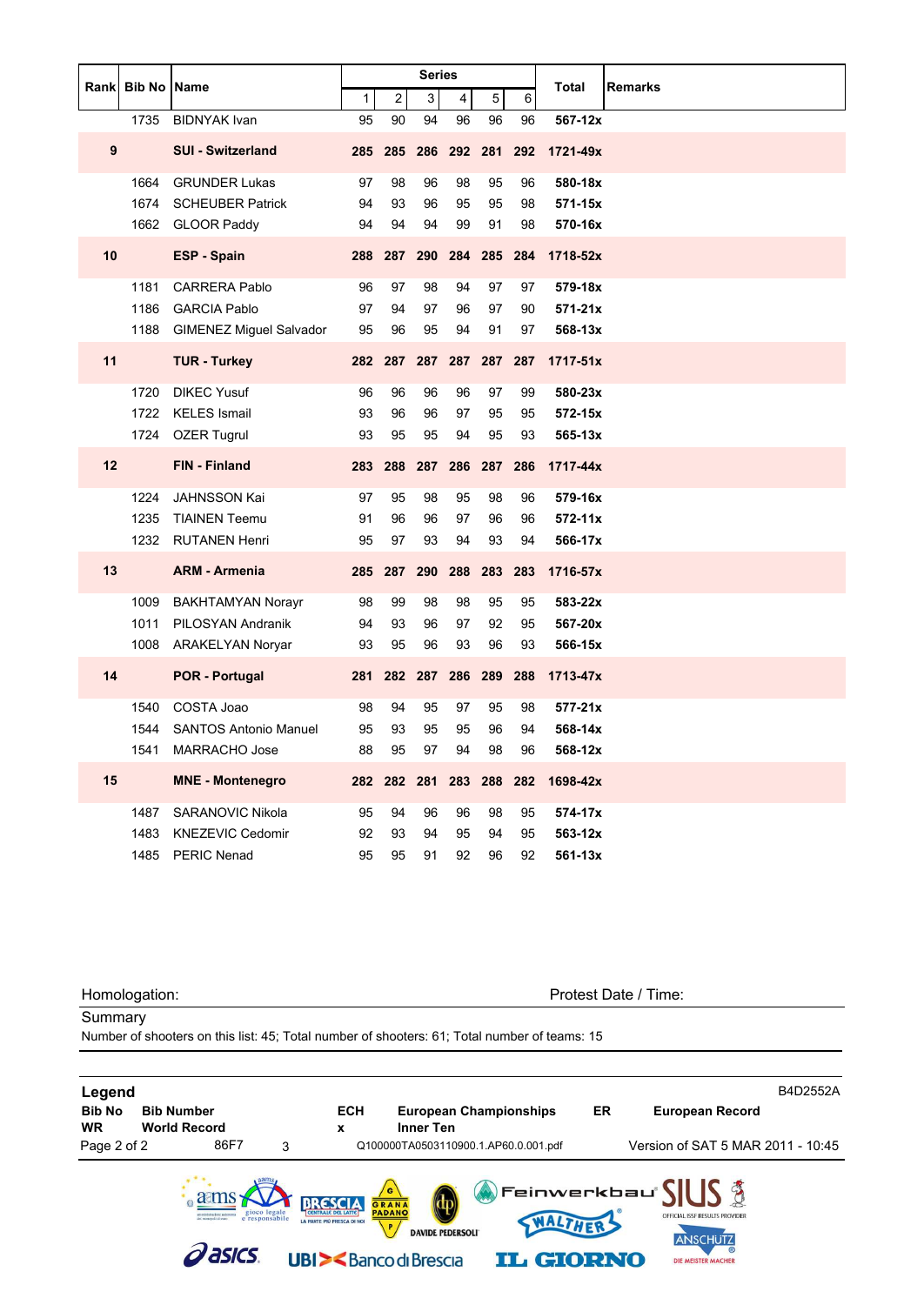| Rank | Bib No | Name | Series | | | | | | Total | Remarks |
|---|---|---|---|---|---|---|---|---|---|---|
| | | | 1 | 2 | 3 | 4 | 5 | 6 | | |
| | 1735 | BIDNYAK Ivan | 95 | 90 | 94 | 96 | 96 | 96 | **567-12x** | |
| **9** | | **SUI - Switzerland** | **285** | **285** | **286** | **292** | **281** | **292** | **1721-49x** | |
| | 1664 | GRUNDER Lukas | 97 | 98 | 96 | 98 | 95 | 96 | **580-18x** | |
| | 1674 | SCHEUBER Patrick | 94 | 93 | 96 | 95 | 95 | 98 | **571-15x** | |
| | 1662 | GLOOR Paddy | 94 | 94 | 94 | 99 | 91 | 98 | **570-16x** | |
| **10** | | **ESP - Spain** | **288** | **287** | **290** | **284** | **285** | **284** | **1718-52x** | |
| | 1181 | CARRERA Pablo | 96 | 97 | 98 | 94 | 97 | 97 | **579-18x** | |
| | 1186 | GARCIA Pablo | 97 | 94 | 97 | 96 | 97 | 90 | **571-21x** | |
| | 1188 | GIMENEZ Miguel Salvador | 95 | 96 | 95 | 94 | 91 | 97 | **568-13x** | |
| **11** | | **TUR - Turkey** | **282** | **287** | **287** | **287** | **287** | **287** | **1717-51x** | |
| | 1720 | DIKEC Yusuf | 96 | 96 | 96 | 96 | 97 | 99 | **580-23x** | |
| | 1722 | KELES Ismail | 93 | 96 | 96 | 97 | 95 | 95 | **572-15x** | |
| | 1724 | OZER Tugrul | 93 | 95 | 95 | 94 | 95 | 93 | **565-13x** | |
| **12** | | **FIN - Finland** | **283** | **288** | **287** | **286** | **287** | **286** | **1717-44x** | |
| | 1224 | JAHNSSON Kai | 97 | 95 | 98 | 95 | 98 | 96 | **579-16x** | |
| | 1235 | TIAINEN Teemu | 91 | 96 | 96 | 97 | 96 | 96 | **572-11x** | |
| | 1232 | RUTANEN Henri | 95 | 97 | 93 | 94 | 93 | 94 | **566-17x** | |
| **13** | | **ARM - Armenia** | **285** | **287** | **290** | **288** | **283** | **283** | **1716-57x** | |
| | 1009 | BAKHTAMYAN Norayr | 98 | 99 | 98 | 98 | 95 | 95 | **583-22x** | |
| | 1011 | PILOSYAN Andranik | 94 | 93 | 96 | 97 | 92 | 95 | **567-20x** | |
| | 1008 | ARAKELYAN Noryar | 93 | 95 | 96 | 93 | 96 | 93 | **566-15x** | |
| **14** | | **POR - Portugal** | **281** | **282** | **287** | **286** | **289** | **288** | **1713-47x** | |
| | 1540 | COSTA Joao | 98 | 94 | 95 | 97 | 95 | 98 | **577-21x** | |
| | 1544 | SANTOS Antonio Manuel | 95 | 93 | 95 | 95 | 96 | 94 | **568-14x** | |
| | 1541 | MARRACHO Jose | 88 | 95 | 97 | 94 | 98 | 96 | **568-12x** | |
| **15** | | **MNE - Montenegro** | **282** | **282** | **281** | **283** | **288** | **282** | **1698-42x** | |
| | 1487 | SARANOVIC Nikola | 95 | 94 | 96 | 96 | 98 | 95 | **574-17x** | |
| | 1483 | KNEZEVIC Cedomir | 92 | 93 | 94 | 95 | 94 | 95 | **563-12x** | |
| | 1485 | PERIC Nenad | 95 | 95 | 91 | 92 | 96 | 92 | **561-13x** | |

Homologation: Protest Date / Time:

Summary

Number of shooters on this list: 45; Total number of shooters: 61; Total number of teams: 15

**Legend** B4D2552A

| | | | | | |
|---|---|---|---|---|---|
| **Bib No** | **Bib Number** | **ECH** | **European Championships** | **ER** | **European Record** |
| **WR** | **World Record** | **x** | **Inner Ten** | | |

86F7 3 Q100000TA0503110900.1.AP60.0.001.pdf Version of SAT 5 MAR 2011 - 10:45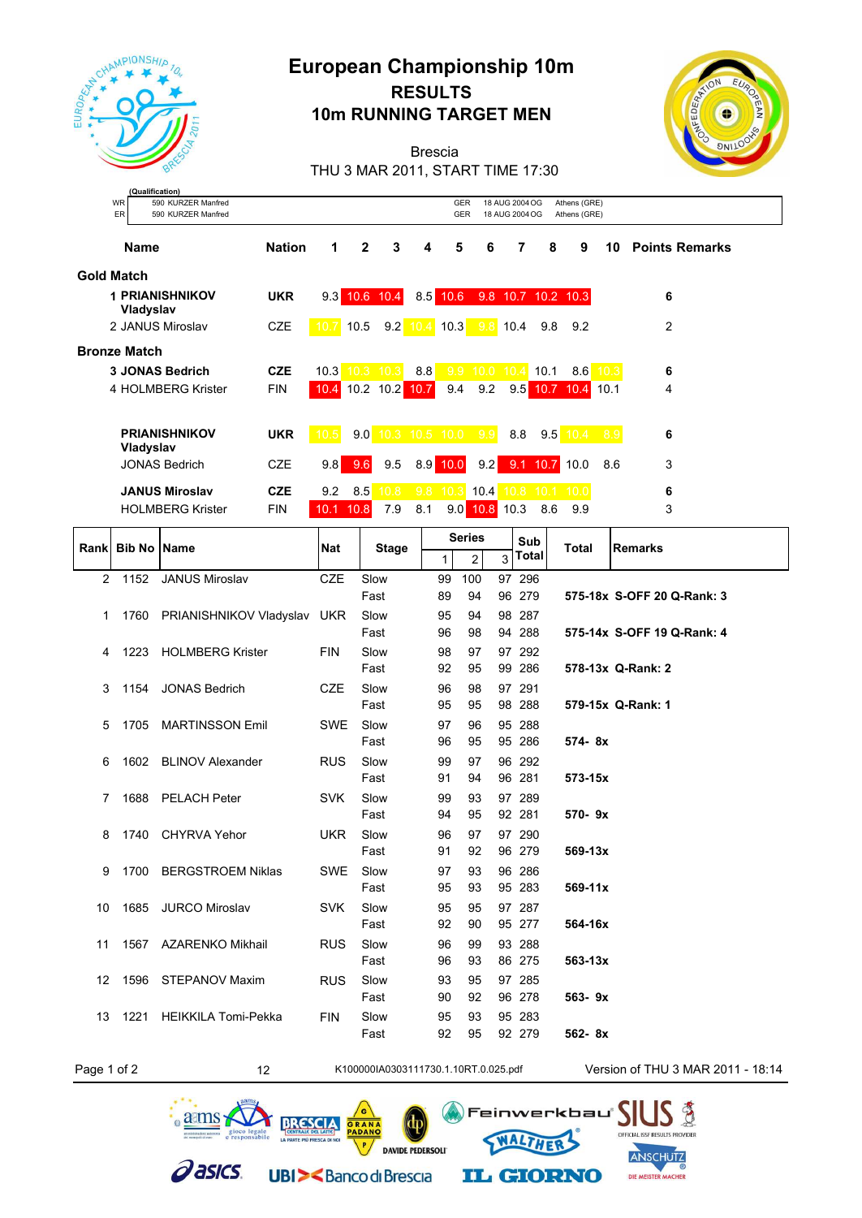# European Championship 10m

## RESULTS

## 10m RUNNING TARGET MEN

Brescia

THU 3 MAR 2011, START TIME 17:30

(Qualification)

| | | | | | |
|---|---|---|---|---|---|
| WR | 590 KURZER Manfred | GER | 18 AUG 2004 OG | Athens (GRE) |
| ER | 590 KURZER Manfred | GER | 18 AUG 2004 OG | Athens (GRE) |

| Name | Nation | 1 | 2 | 3 | 4 | 5 | 6 | 7 | 8 | 9 | 10 | Points | Remarks |
|---|---|---|---|---|---|---|---|---|---|---|---|---|---|
| **Gold Match** | | | | | | | | | | | | | |
| **1 PRIANISHNIKOV Vladyslav** | **UKR** | 9.3 | 10.6 | 10.4 | 8.5 | 10.6 | 9.8 | 10.7 | 10.2 | 10.3 | | **6** | |
| 2 JANUS Miroslav | CZE | 10.7 | 10.5 | 9.2 | 10.4 | 10.3 | 9.8 | 10.4 | 9.8 | 9.2 | | 2 | |
| **Bronze Match** | | | | | | | | | | | | | |
| **3 JONAS Bedrich** | **CZE** | 10.3 | 10.3 | 10.3 | 8.8 | 9.9 | 10.0 | 10.4 | 10.1 | 8.6 | 10.3 | **6** | |
| 4 HOLMBERG Krister | FIN | 10.4 | 10.2 | 10.2 | 10.7 | 9.4 | 9.2 | 9.5 | 10.7 | 10.4 | 10.1 | 4 | |
| **PRIANISHNIKOV Vladyslav** | **UKR** | 10.5 | 9.0 | 10.3 | 10.5 | 10.0 | 9.9 | 8.8 | 9.5 | 10.4 | 8.9 | **6** | |
| JONAS Bedrich | CZE | 9.8 | 9.6 | 9.5 | 8.9 | 10.0 | 9.2 | 9.1 | 10.7 | 10.0 | 8.6 | 3 | |
| **JANUS Miroslav** | **CZE** | 9.2 | 8.5 | 10.8 | 9.8 | 10.3 | 10.4 | 10.8 | 10.1 | 10.0 | | **6** | |
| HOLMBERG Krister | FIN | 10.1 | 10.8 | 7.9 | 8.1 | 9.0 | 10.8 | 10.3 | 8.6 | 9.9 | | 3 | |

| Rank | Bib No | Name | Nat | Stage | Series 1 | Series 2 | Series 3 | Sub Total | Total | Remarks |
|---|---|---|---|---|---|---|---|---|---|---|
| 2 | 1152 | JANUS Miroslav | CZE | Slow | 99 | 100 | 97 | 296 | | |
| | | | | Fast | 89 | 94 | 96 | 279 | **575-18x** | **S-OFF 20 Q-Rank: 3** |
| 1 | 1760 | PRIANISHNIKOV Vladyslav | UKR | Slow | 95 | 94 | 98 | 287 | | |
| | | | | Fast | 96 | 98 | 94 | 288 | **575-14x** | **S-OFF 19 Q-Rank: 4** |
| 4 | 1223 | HOLMBERG Krister | FIN | Slow | 98 | 97 | 97 | 292 | | |
| | | | | Fast | 92 | 95 | 99 | 286 | **578-13x** | **Q-Rank: 2** |
| 3 | 1154 | JONAS Bedrich | CZE | Slow | 96 | 98 | 97 | 291 | | |
| | | | | Fast | 95 | 95 | 98 | 288 | **579-15x** | **Q-Rank: 1** |
| 5 | 1705 | MARTINSSON Emil | SWE | Slow | 97 | 96 | 95 | 288 | | |
| | | | | Fast | 96 | 95 | 95 | 286 | **574- 8x** | |
| 6 | 1602 | BLINOV Alexander | RUS | Slow | 99 | 97 | 96 | 292 | | |
| | | | | Fast | 91 | 94 | 96 | 281 | **573-15x** | |
| 7 | 1688 | PELACH Peter | SVK | Slow | 99 | 93 | 97 | 289 | | |
| | | | | Fast | 94 | 95 | 92 | 281 | **570- 9x** | |
| 8 | 1740 | CHYRVA Yehor | UKR | Slow | 96 | 97 | 97 | 290 | | |
| | | | | Fast | 91 | 92 | 96 | 279 | **569-13x** | |
| 9 | 1700 | BERGSTROEM Niklas | SWE | Slow | 97 | 93 | 96 | 286 | | |
| | | | | Fast | 95 | 93 | 95 | 283 | **569-11x** | |
| 10 | 1685 | JURCO Miroslav | SVK | Slow | 95 | 95 | 97 | 287 | | |
| | | | | Fast | 92 | 90 | 95 | 277 | **564-16x** | |
| 11 | 1567 | AZARENKO Mikhail | RUS | Slow | 96 | 99 | 93 | 288 | | |
| | | | | Fast | 96 | 93 | 86 | 275 | **563-13x** | |
| 12 | 1596 | STEPANOV Maxim | RUS | Slow | 93 | 95 | 97 | 285 | | |
| | | | | Fast | 90 | 92 | 96 | 278 | **563- 9x** | |
| 13 | 1221 | HEIKKILA Tomi-Pekka | FIN | Slow | 95 | 93 | 95 | 283 | | |
| | | | | Fast | 92 | 95 | 92 | 279 | **562- 8x** | |

K100000IA0303111730.1.10RT.0.025.pdf

Version of THU 3 MAR 2011 - 18:14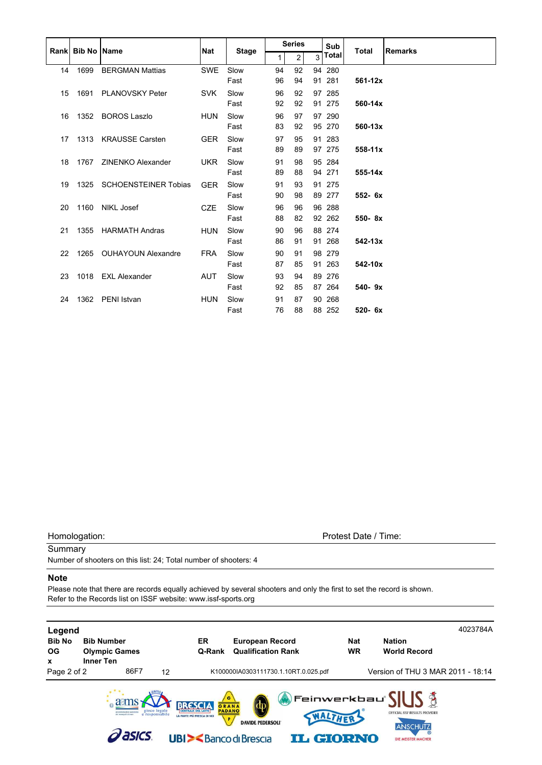| Rank | Bib No | Name | Nat | Stage | Series | | | Sub Total | Total | Remarks |
|---|---|---|---|---|---|---|---|---|---|---|
| | | | | | 1 | 2 | 3 | | | |
| 14 | 1699 | BERGMAN Mattias | SWE | Slow | 94 | 92 | 94 | 280 | | |
| | | | | Fast | 96 | 94 | 91 | 281 | **561-12x** | |
| 15 | 1691 | PLANOVSKY Peter | SVK | Slow | 96 | 92 | 97 | 285 | | |
| | | | | Fast | 92 | 92 | 91 | 275 | **560-14x** | |
| 16 | 1352 | BOROS Laszlo | HUN | Slow | 96 | 97 | 97 | 290 | | |
| | | | | Fast | 83 | 92 | 95 | 270 | **560-13x** | |
| 17 | 1313 | KRAUSSE Carsten | GER | Slow | 97 | 95 | 91 | 283 | | |
| | | | | Fast | 89 | 89 | 97 | 275 | **558-11x** | |
| 18 | 1767 | ZINENKO Alexander | UKR | Slow | 91 | 98 | 95 | 284 | | |
| | | | | Fast | 89 | 88 | 94 | 271 | **555-14x** | |
| 19 | 1325 | SCHOENSTEINER Tobias | GER | Slow | 91 | 93 | 91 | 275 | | |
| | | | | Fast | 90 | 98 | 89 | 277 | **552- 6x** | |
| 20 | 1160 | NIKL Josef | CZE | Slow | 96 | 96 | 96 | 288 | | |
| | | | | Fast | 88 | 82 | 92 | 262 | **550- 8x** | |
| 21 | 1355 | HARMATH Andras | HUN | Slow | 90 | 96 | 88 | 274 | | |
| | | | | Fast | 86 | 91 | 91 | 268 | **542-13x** | |
| 22 | 1265 | OUHAYOUN Alexandre | FRA | Slow | 90 | 91 | 98 | 279 | | |
| | | | | Fast | 87 | 85 | 91 | 263 | **542-10x** | |
| 23 | 1018 | EXL Alexander | AUT | Slow | 93 | 94 | 89 | 276 | | |
| | | | | Fast | 92 | 85 | 87 | 264 | **540- 9x** | |
| 24 | 1362 | PENI Istvan | HUN | Slow | 91 | 87 | 90 | 268 | | |
| | | | | Fast | 76 | 88 | 88 | 252 | **520- 6x** | |

Homologation: Protest Date / Time:

Summary

Number of shooters on this list: 24; Total number of shooters: 4

**Note**

Please note that there are records equally achieved by several shooters and only the first to set the record is shown.
Refer to the Records list on ISSF website: www.issf-sports.org

**Legend** 4023784A

| | | | | | |
|---|---|---|---|---|---|
| **Bib No** | **Bib Number** | **ER** | **European Record** | **Nat** | **Nation** |
| **OG** | **Olympic Games** | **Q-Rank** | **Qualification Rank** | **WR** | **World Record** |
| **x** | **Inner Ten** | | | | |

86F7 12 K100000IA0303111730.1.10RT.0.025.pdf Version of THU 3 MAR 2011 - 18:14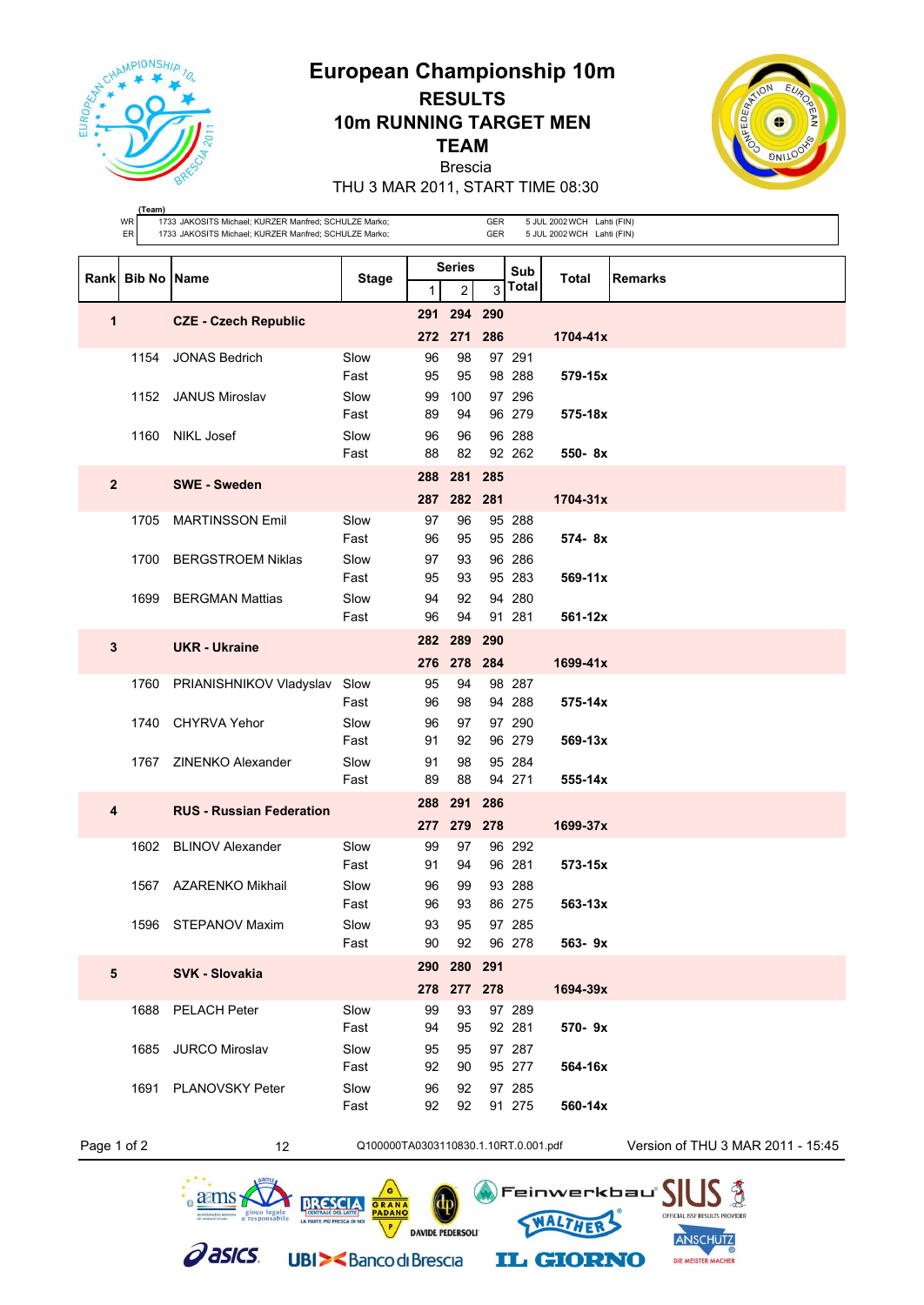# European Championship 10m

## RESULTS

## 10m RUNNING TARGET MEN

## TEAM

Brescia

THU 3 MAR 2011, START TIME 08:30

| (Team) | | | | |
|---|---|---|---|---|
| WR | 1733 JAKOSITS Michael; KURZER Manfred; SCHULZE Marko; | GER | 5 JUL 2002 WCH | Lahti (FIN) |
| ER | 1733 JAKOSITS Michael; KURZER Manfred; SCHULZE Marko; | GER | 5 JUL 2002 WCH | Lahti (FIN) |

| Rank | Bib No | Name | Stage | Series 1 | Series 2 | Series 3 | Sub Total | Total | Remarks |
|---|---|---|---|---|---|---|---|---|---|
| 1 | | CZE - Czech Republic | | 291 | 294 | 290 | | | |
| | | | | 272 | 271 | 286 | | 1704-41x | |
| | 1154 | JONAS Bedrich | Slow | 96 | 98 | 97 | 291 | | |
| | | | Fast | 95 | 95 | 98 | 288 | 579-15x | |
| | 1152 | JANUS Miroslav | Slow | 99 | 100 | 97 | 296 | | |
| | | | Fast | 89 | 94 | 96 | 279 | 575-18x | |
| | 1160 | NIKL Josef | Slow | 96 | 96 | 96 | 288 | | |
| | | | Fast | 88 | 82 | 92 | 262 | 550- 8x | |
| 2 | | SWE - Sweden | | 288 | 281 | 285 | | | |
| | | | | 287 | 282 | 281 | | 1704-31x | |
| | 1705 | MARTINSSON Emil | Slow | 97 | 96 | 95 | 288 | | |
| | | | Fast | 96 | 95 | 95 | 286 | 574- 8x | |
| | 1700 | BERGSTROEM Niklas | Slow | 97 | 93 | 96 | 286 | | |
| | | | Fast | 95 | 93 | 95 | 283 | 569-11x | |
| | 1699 | BERGMAN Mattias | Slow | 94 | 92 | 94 | 280 | | |
| | | | Fast | 96 | 94 | 91 | 281 | 561-12x | |
| 3 | | UKR - Ukraine | | 282 | 289 | 290 | | | |
| | | | | 276 | 278 | 284 | | 1699-41x | |
| | 1760 | PRIANISHNIKOV Vladyslav | Slow | 95 | 94 | 98 | 287 | | |
| | | | Fast | 96 | 98 | 94 | 288 | 575-14x | |
| | 1740 | CHYRVA Yehor | Slow | 96 | 97 | 97 | 290 | | |
| | | | Fast | 91 | 92 | 96 | 279 | 569-13x | |
| | 1767 | ZINENKO Alexander | Slow | 91 | 98 | 95 | 284 | | |
| | | | Fast | 89 | 88 | 94 | 271 | 555-14x | |
| 4 | | RUS - Russian Federation | | 288 | 291 | 286 | | | |
| | | | | 277 | 279 | 278 | | 1699-37x | |
| | 1602 | BLINOV Alexander | Slow | 99 | 97 | 96 | 292 | | |
| | | | Fast | 91 | 94 | 96 | 281 | 573-15x | |
| | 1567 | AZARENKO Mikhail | Slow | 96 | 99 | 93 | 288 | | |
| | | | Fast | 96 | 93 | 86 | 275 | 563-13x | |
| | 1596 | STEPANOV Maxim | Slow | 93 | 95 | 97 | 285 | | |
| | | | Fast | 90 | 92 | 96 | 278 | 563- 9x | |
| 5 | | SVK - Slovakia | | 290 | 280 | 291 | | | |
| | | | | 278 | 277 | 278 | | 1694-39x | |
| | 1688 | PELACH Peter | Slow | 99 | 93 | 97 | 289 | | |
| | | | Fast | 94 | 95 | 92 | 281 | 570- 9x | |
| | 1685 | JURCO Miroslav | Slow | 95 | 95 | 97 | 287 | | |
| | | | Fast | 92 | 90 | 95 | 277 | 564-16x | |
| | 1691 | PLANOVSKY Peter | Slow | 96 | 92 | 97 | 285 | | |
| | | | Fast | 92 | 92 | 91 | 275 | 560-14x | |

12 Q100000TA0303110830.1.10RT.0.001.pdf Version of THU 3 MAR 2011 - 15:45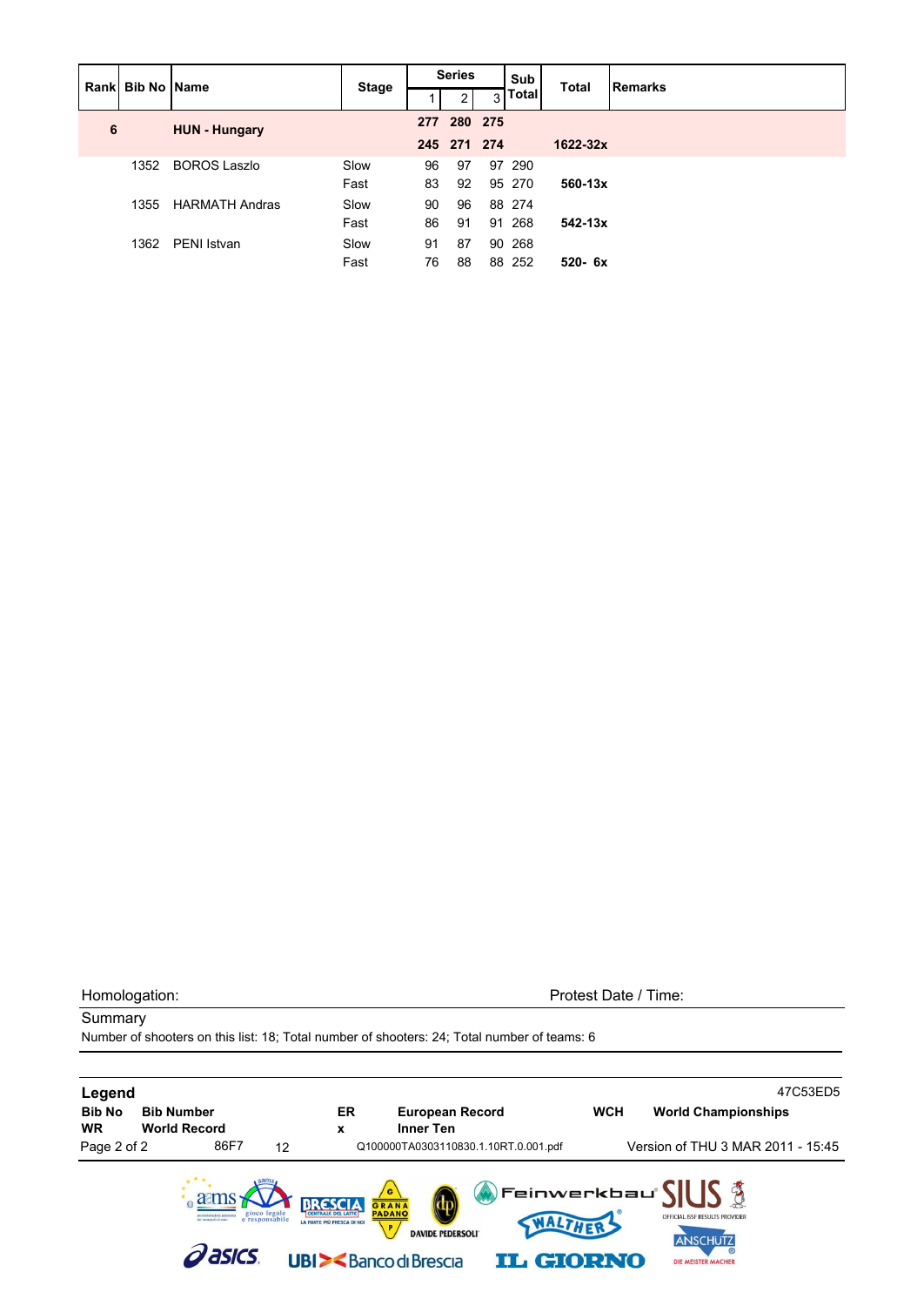| Rank | Bib No | Name | Stage | Series 1 | Series 2 | Series 3 | Sub Total | Total | Remarks |
|---|---|---|---|---|---|---|---|---|---|
| **6** | | **HUN - Hungary** | | **277** | **280** | **275** | | | |
| | | | | **245** | **271** | **274** | | **1622-32x** | |
| | 1352 | BOROS Laszlo | Slow | 96 | 97 | 97 | 290 | | |
| | | | Fast | 83 | 92 | 95 | 270 | **560-13x** | |
| | 1355 | HARMATH Andras | Slow | 90 | 96 | 88 | 274 | | |
| | | | Fast | 86 | 91 | 91 | 268 | **542-13x** | |
| | 1362 | PENI Istvan | Slow | 91 | 87 | 90 | 268 | | |
| | | | Fast | 76 | 88 | 88 | 252 | **520- 6x** | |

Homologation: Protest Date / Time:

Summary

Number of shooters on this list: 18; Total number of shooters: 24; Total number of teams: 6

**Legend** 47C53ED5

| | | | | | |
|---|---|---|---|---|---|
| **Bib No** | **Bib Number** | **ER** | **European Record** | **WCH** | **World Championships** |
| **WR** | **World Record** | **x** | **Inner Ten** | | |

86F7 12 Q100000TA0303110830.1.10RT.0.001.pdf Version of THU 3 MAR 2011 - 15:45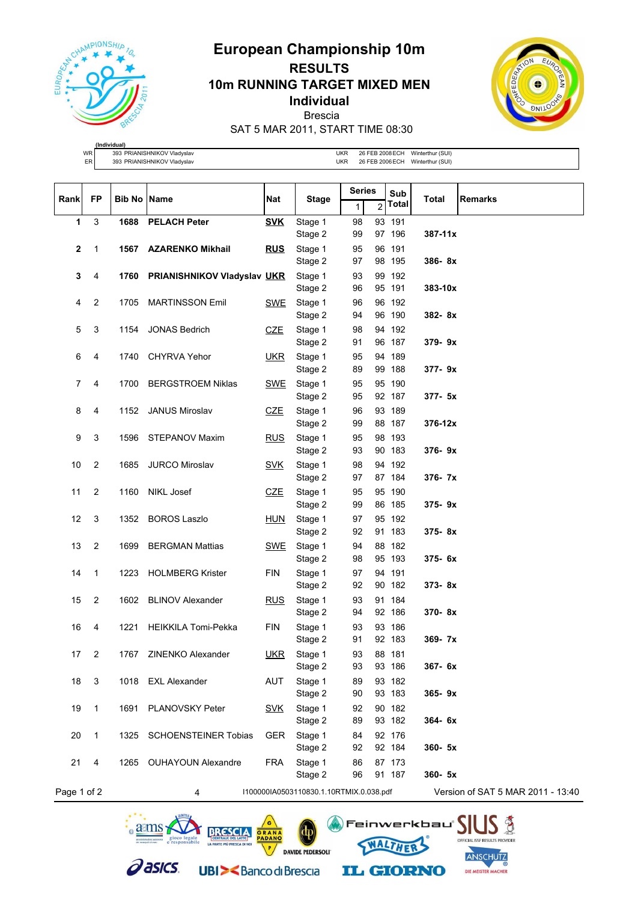# European Championship 10m

## RESULTS

## 10m RUNNING TARGET MIXED MEN

## Individual

Brescia

SAT 5 MAR 2011, START TIME 08:30

| (Individual) | | | | |
|---|---|---|---|---|
| WR | 393 PRIANISHNIKOV Vladyslav | UKR | 26 FEB 2008 ECH | Winterthur (SUI) |
| ER | 393 PRIANISHNIKOV Vladyslav | UKR | 26 FEB 2008 ECH | Winterthur (SUI) |

| Rank | FP | Bib No | Name | Nat | Stage | Series 1 | Series 2 | Sub Total | Total | Remarks |
|---|---|---|---|---|---|---|---|---|---|---|
| **1** | 3 | **1688** | **PELACH Peter** | **SVK** | Stage 1 | 98 | 93 | 191 | | |
| | | | | | Stage 2 | 99 | 97 | 196 | **387-11x** | |
| **2** | 1 | **1567** | **AZARENKO Mikhail** | **RUS** | Stage 1 | 95 | 96 | 191 | | |
| | | | | | Stage 2 | 97 | 98 | 195 | **386- 8x** | |
| **3** | 4 | **1760** | **PRIANISHNIKOV Vladyslav** | **UKR** | Stage 1 | 93 | 99 | 192 | | |
| | | | | | Stage 2 | 96 | 95 | 191 | **383-10x** | |
| 4 | 2 | 1705 | MARTINSSON Emil | SWE | Stage 1 | 96 | 96 | 192 | | |
| | | | | | Stage 2 | 94 | 96 | 190 | **382- 8x** | |
| 5 | 3 | 1154 | JONAS Bedrich | CZE | Stage 1 | 98 | 94 | 192 | | |
| | | | | | Stage 2 | 91 | 96 | 187 | **379- 9x** | |
| 6 | 4 | 1740 | CHYRVA Yehor | UKR | Stage 1 | 95 | 94 | 189 | | |
| | | | | | Stage 2 | 89 | 99 | 188 | **377- 9x** | |
| 7 | 4 | 1700 | BERGSTROEM Niklas | SWE | Stage 1 | 95 | 95 | 190 | | |
| | | | | | Stage 2 | 95 | 92 | 187 | **377- 5x** | |
| 8 | 4 | 1152 | JANUS Miroslav | CZE | Stage 1 | 96 | 93 | 189 | | |
| | | | | | Stage 2 | 99 | 88 | 187 | **376-12x** | |
| 9 | 3 | 1596 | STEPANOV Maxim | RUS | Stage 1 | 95 | 98 | 193 | | |
| | | | | | Stage 2 | 93 | 90 | 183 | **376- 9x** | |
| 10 | 2 | 1685 | JURCO Miroslav | SVK | Stage 1 | 98 | 94 | 192 | | |
| | | | | | Stage 2 | 97 | 87 | 184 | **376- 7x** | |
| 11 | 2 | 1160 | NIKL Josef | CZE | Stage 1 | 95 | 95 | 190 | | |
| | | | | | Stage 2 | 99 | 86 | 185 | **375- 9x** | |
| 12 | 3 | 1352 | BOROS Laszlo | HUN | Stage 1 | 97 | 95 | 192 | | |
| | | | | | Stage 2 | 92 | 91 | 183 | **375- 8x** | |
| 13 | 2 | 1699 | BERGMAN Mattias | SWE | Stage 1 | 94 | 88 | 182 | | |
| | | | | | Stage 2 | 98 | 95 | 193 | **375- 6x** | |
| 14 | 1 | 1223 | HOLMBERG Krister | FIN | Stage 1 | 97 | 94 | 191 | | |
| | | | | | Stage 2 | 92 | 90 | 182 | **373- 8x** | |
| 15 | 2 | 1602 | BLINOV Alexander | RUS | Stage 1 | 93 | 91 | 184 | | |
| | | | | | Stage 2 | 94 | 92 | 186 | **370- 8x** | |
| 16 | 4 | 1221 | HEIKKILA Tomi-Pekka | FIN | Stage 1 | 93 | 93 | 186 | | |
| | | | | | Stage 2 | 91 | 92 | 183 | **369- 7x** | |
| 17 | 2 | 1767 | ZINENKO Alexander | UKR | Stage 1 | 93 | 88 | 181 | | |
| | | | | | Stage 2 | 93 | 93 | 186 | **367- 6x** | |
| 18 | 3 | 1018 | EXL Alexander | AUT | Stage 1 | 89 | 93 | 182 | | |
| | | | | | Stage 2 | 90 | 93 | 183 | **365- 9x** | |
| 19 | 1 | 1691 | PLANOVSKY Peter | SVK | Stage 1 | 92 | 90 | 182 | | |
| | | | | | Stage 2 | 89 | 93 | 182 | **364- 6x** | |
| 20 | 1 | 1325 | SCHOENSTEINER Tobias | GER | Stage 1 | 84 | 92 | 176 | | |
| | | | | | Stage 2 | 92 | 92 | 184 | **360- 5x** | |
| 21 | 4 | 1265 | OUHAYOUN Alexandre | FRA | Stage 1 | 86 | 87 | 173 | | |
| | | | | | Stage 2 | 96 | 91 | 187 | **360- 5x** | |

4 I100000IA0503110830.1.10RTMIX.0.038.pdf Version of SAT 5 MAR 2011 - 13:40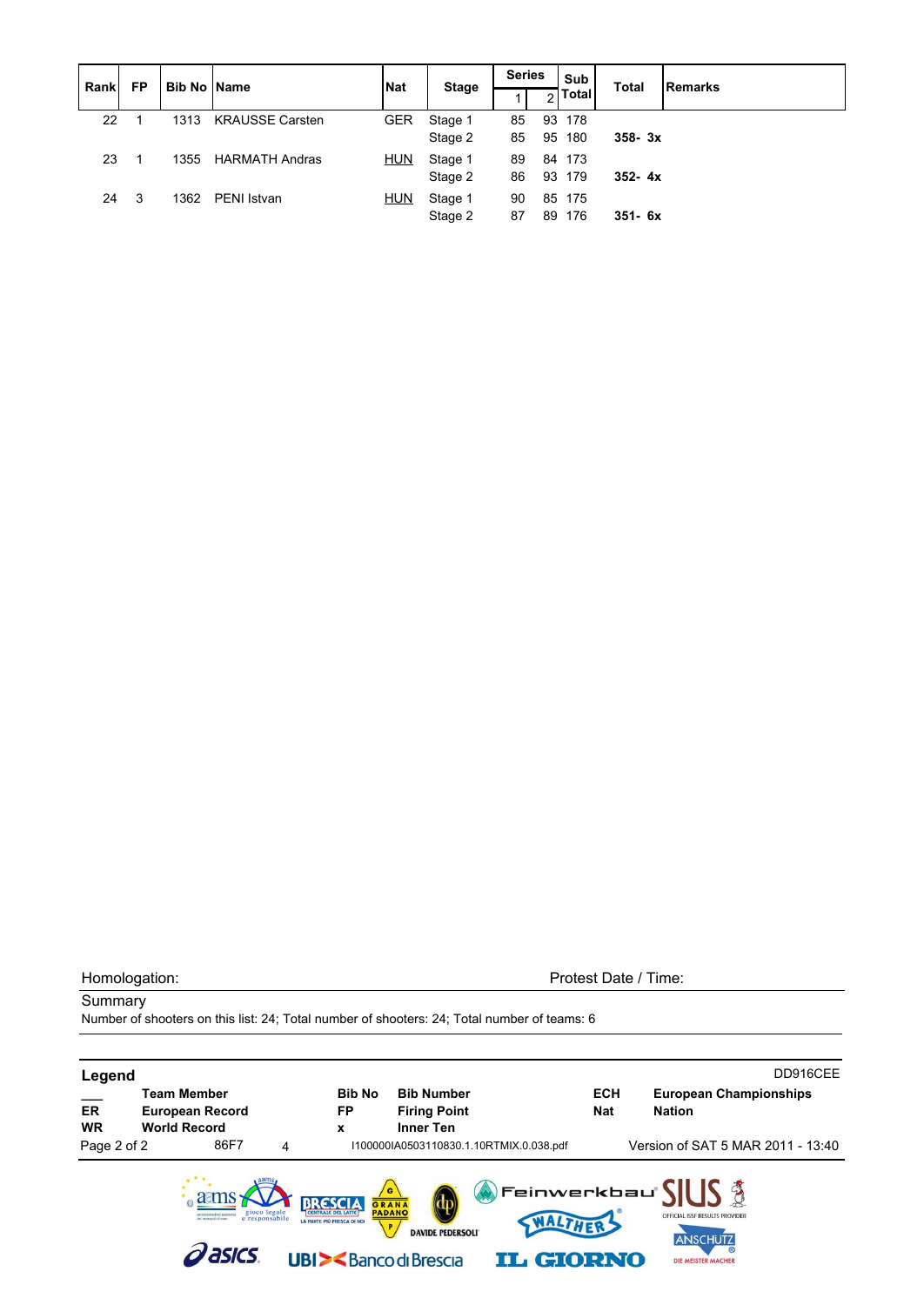| Rank | FP | Bib No | Name | Nat | Stage | Series 1 | Series 2 | Sub Total | Total | Remarks |
|---|---|---|---|---|---|---|---|---|---|---|
| 22 | 1 | 1313 | KRAUSSE Carsten | GER | Stage 1 | 85 | 93 | 178 | | |
| | | | | | Stage 2 | 85 | 95 | 180 | **358- 3x** | |
| 23 | 1 | 1355 | HARMATH Andras | HUN | Stage 1 | 89 | 84 | 173 | | |
| | | | | | Stage 2 | 86 | 93 | 179 | **352- 4x** | |
| 24 | 3 | 1362 | PENI Istvan | HUN | Stage 1 | 90 | 85 | 175 | | |
| | | | | | Stage 2 | 87 | 89 | 176 | **351- 6x** | |

Homologation: Protest Date / Time:

Summary

Number of shooters on this list: 24; Total number of shooters: 24; Total number of teams: 6

**Legend** DD916CEE

| | | | | | |
|---|---|---|---|---|---|
| ___ | **Team Member** | **Bib No** | **Bib Number** | **ECH** | **European Championships** |
| **ER** | **European Record** | **FP** | **Firing Point** | **Nat** | **Nation** |
| **WR** | **World Record** | **x** | **Inner Ten** | | |

86F7 4 I100000IA0503110830.1.10RTMIX.0.038.pdf Version of SAT 5 MAR 2011 - 13:40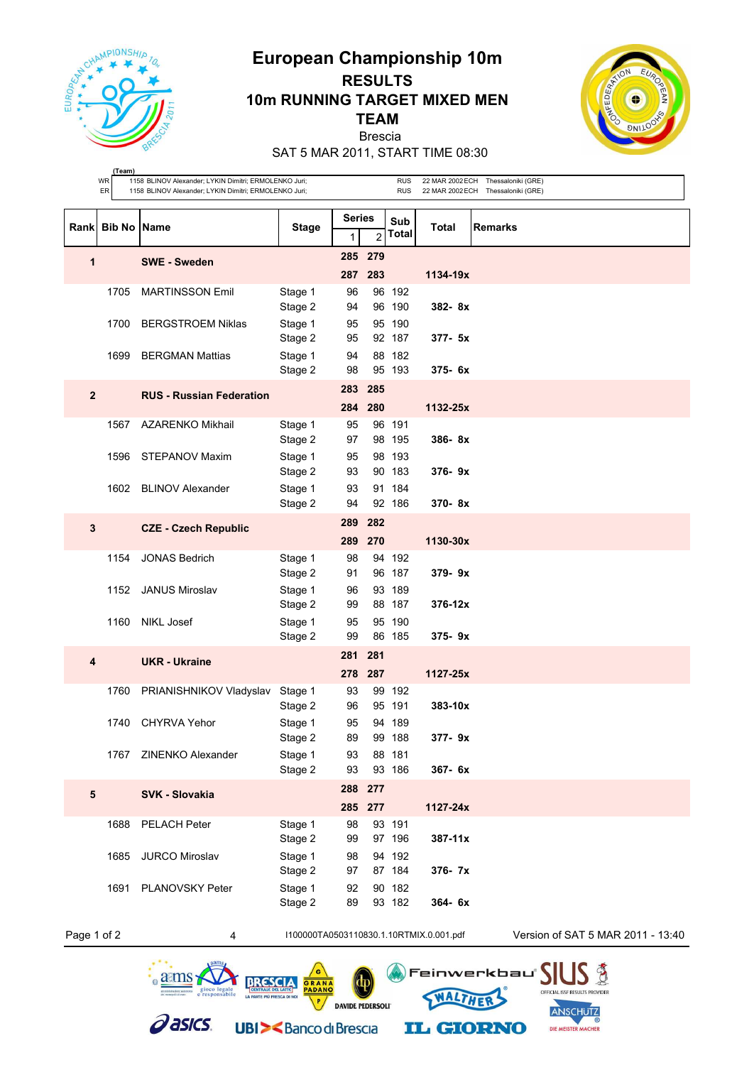# European Championship 10m

## RESULTS

## 10m RUNNING TARGET MIXED MEN TEAM

Brescia

SAT 5 MAR 2011, START TIME 08:30

(Team)

| | | | | |
|---|---|---|---|---|
| WR | 1158 BLINOV Alexander; LYKIN Dimitri; ERMOLENKO Juri; | RUS | 22 MAR 2002 ECH | Thessaloniki (GRE) |
| ER | 1158 BLINOV Alexander; LYKIN Dimitri; ERMOLENKO Juri; | RUS | 22 MAR 2002 ECH | Thessaloniki (GRE) |

| Rank | Bib No | Name | Stage | Series 1 | Series 2 | Sub Total | Total | Remarks |
|---|---|---|---|---|---|---|---|---|
| 1 | | SWE - Sweden | | 285 | 279 | | | |
| | | | | 287 | 283 | | 1134-19x | |
| | 1705 | MARTINSSON Emil | Stage 1 | 96 | 96 | 192 | | |
| | | | Stage 2 | 94 | 96 | 190 | 382- 8x | |
| | 1700 | BERGSTROEM Niklas | Stage 1 | 95 | 95 | 190 | | |
| | | | Stage 2 | 95 | 92 | 187 | 377- 5x | |
| | 1699 | BERGMAN Mattias | Stage 1 | 94 | 88 | 182 | | |
| | | | Stage 2 | 98 | 95 | 193 | 375- 6x | |
| 2 | | RUS - Russian Federation | | 283 | 285 | | | |
| | | | | 284 | 280 | | 1132-25x | |
| | 1567 | AZARENKO Mikhail | Stage 1 | 95 | 96 | 191 | | |
| | | | Stage 2 | 97 | 98 | 195 | 386- 8x | |
| | 1596 | STEPANOV Maxim | Stage 1 | 95 | 98 | 193 | | |
| | | | Stage 2 | 93 | 90 | 183 | 376- 9x | |
| | 1602 | BLINOV Alexander | Stage 1 | 93 | 91 | 184 | | |
| | | | Stage 2 | 94 | 92 | 186 | 370- 8x | |
| 3 | | CZE - Czech Republic | | 289 | 282 | | | |
| | | | | 289 | 270 | | 1130-30x | |
| | 1154 | JONAS Bedrich | Stage 1 | 98 | 94 | 192 | | |
| | | | Stage 2 | 91 | 96 | 187 | 379- 9x | |
| | 1152 | JANUS Miroslav | Stage 1 | 96 | 93 | 189 | | |
| | | | Stage 2 | 99 | 88 | 187 | 376-12x | |
| | 1160 | NIKL Josef | Stage 1 | 95 | 95 | 190 | | |
| | | | Stage 2 | 99 | 86 | 185 | 375- 9x | |
| 4 | | UKR - Ukraine | | 281 | 281 | | | |
| | | | | 278 | 287 | | 1127-25x | |
| | 1760 | PRIANISHNIKOV Vladyslav | Stage 1 | 93 | 99 | 192 | | |
| | | | Stage 2 | 96 | 95 | 191 | 383-10x | |
| | 1740 | CHYRVA Yehor | Stage 1 | 95 | 94 | 189 | | |
| | | | Stage 2 | 89 | 99 | 188 | 377- 9x | |
| | 1767 | ZINENKO Alexander | Stage 1 | 93 | 88 | 181 | | |
| | | | Stage 2 | 93 | 93 | 186 | 367- 6x | |
| 5 | | SVK - Slovakia | | 288 | 277 | | | |
| | | | | 285 | 277 | | 1127-24x | |
| | 1688 | PELACH Peter | Stage 1 | 98 | 93 | 191 | | |
| | | | Stage 2 | 99 | 97 | 196 | 387-11x | |
| | 1685 | JURCO Miroslav | Stage 1 | 98 | 94 | 192 | | |
| | | | Stage 2 | 97 | 87 | 184 | 376- 7x | |
| | 1691 | PLANOVSKY Peter | Stage 1 | 92 | 90 | 182 | | |
| | | | Stage 2 | 89 | 93 | 182 | 364- 6x | |

4 I100000TA0503110830.1.10RTMIX.0.001.pdf Version of SAT 5 MAR 2011 - 13:40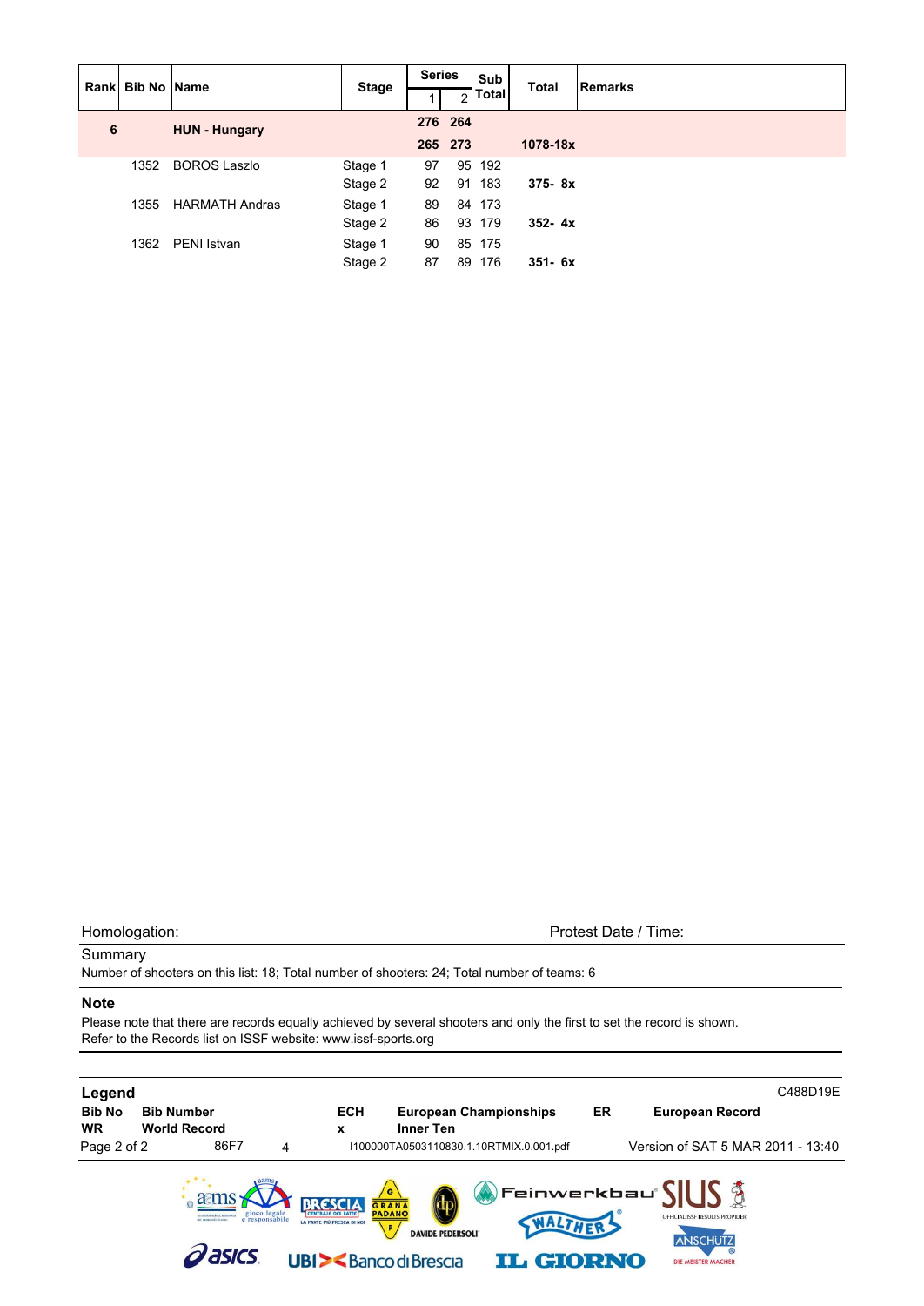| Rank | Bib No | Name | Stage | Series 1 | Series 2 | Sub Total | Total | Remarks |
|---|---|---|---|---|---|---|---|---|
| **6** | | **HUN - Hungary** | | **276** | **264** | | | |
| | | | | **265** | **273** | | **1078-18x** | |
| | 1352 | BOROS Laszlo | Stage 1 | 97 | 95 | 192 | | |
| | | | Stage 2 | 92 | 91 | 183 | **375- 8x** | |
| | 1355 | HARMATH Andras | Stage 1 | 89 | 84 | 173 | | |
| | | | Stage 2 | 86 | 93 | 179 | **352- 4x** | |
| | 1362 | PENI Istvan | Stage 1 | 90 | 85 | 175 | | |
| | | | Stage 2 | 87 | 89 | 176 | **351- 6x** | |

Homologation: Protest Date / Time:

Summary

Number of shooters on this list: 18; Total number of shooters: 24; Total number of teams: 6

**Note**

Please note that there are records equally achieved by several shooters and only the first to set the record is shown.
Refer to the Records list on ISSF website: www.issf-sports.org

**Legend**

C488D19E

| | | | | | |
|---|---|---|---|---|---|
| **Bib No** | **Bib Number** | **ECH** | **European Championships** | **ER** | **European Record** |
| **WR** | **World Record** | **x** | **Inner Ten** | | |

86F7 4 I100000TA0503110830.1.10RTMIX.0.001.pdf Version of SAT 5 MAR 2011 - 13:40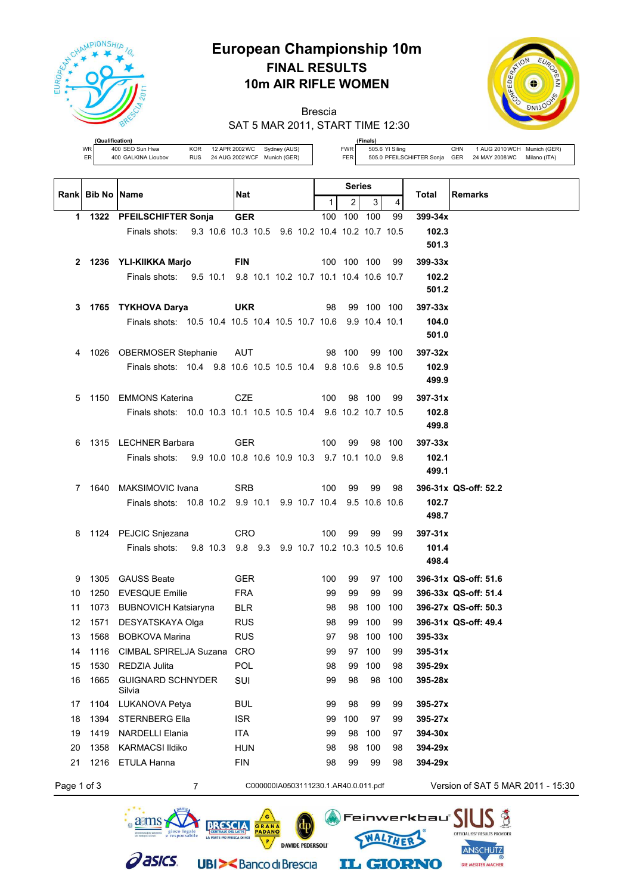# European Championship 10m

## FINAL RESULTS

## 10m AIR RIFLE WOMEN

Brescia

SAT 5 MAR 2011, START TIME 12:30

| (Qualification) | | | | | |
|---|---|---|---|---|---|
| WR | 400 SEO Sun Hwa | KOR | 12 APR 2002 WC | Sydney (AUS) | |
| ER | 400 GALKINA Lioubov | RUS | 24 AUG 2002 WCF | Munich (GER) | |

| (Finals) | | | | | |
|---|---|---|---|---|---|
| FWR | 505.6 YI Siling | CHN | 1 AUG 2010 WCH | Munich (GER) | |
| FER | 505.0 PFEILSCHIFTER Sonja | GER | 24 MAY 2008 WC | Milano (ITA) | |

| Rank | Bib No | Name | Nat | Series 1 | 2 | 3 | 4 | Total | Remarks |
|---|---|---|---|---|---|---|---|---|---|
| **1** | **1322** | **PFEILSCHIFTER Sonja** | **GER** | 100 | 100 | 100 | 99 | **399-34x** | |
| | | Finals shots: 9.3 10.6 10.3 10.5 9.6 10.2 10.4 10.2 10.7 10.5 | | | | | | **102.3** | |
| | | | | | | | | **501.3** | |
| **2** | **1236** | **YLI-KIIKKA Marjo** | **FIN** | 100 | 100 | 100 | 99 | **399-33x** | |
| | | Finals shots: 9.5 10.1 9.8 10.1 10.2 10.7 10.1 10.4 10.6 10.7 | | | | | | **102.2** | |
| | | | | | | | | **501.2** | |
| **3** | **1765** | **TYKHOVA Darya** | **UKR** | 98 | 99 | 100 | 100 | **397-33x** | |
| | | Finals shots: 10.5 10.4 10.5 10.4 10.5 10.7 10.6 9.9 10.4 10.1 | | | | | | **104.0** | |
| | | | | | | | | **501.0** | |
| 4 | 1026 | OBERMOSER Stephanie | AUT | 98 | 100 | 99 | 100 | **397-32x** | |
| | | Finals shots: 10.4 9.8 10.6 10.5 10.5 10.4 9.8 10.6 9.8 10.5 | | | | | | **102.9** | |
| | | | | | | | | **499.9** | |
| 5 | 1150 | EMMONS Katerina | CZE | 100 | 98 | 100 | 99 | **397-31x** | |
| | | Finals shots: 10.0 10.3 10.1 10.5 10.5 10.4 9.6 10.2 10.7 10.5 | | | | | | **102.8** | |
| | | | | | | | | **499.8** | |
| 6 | 1315 | LECHNER Barbara | GER | 100 | 99 | 98 | 100 | **397-33x** | |
| | | Finals shots: 9.9 10.0 10.8 10.6 10.9 10.3 9.7 10.1 10.0 9.8 | | | | | | **102.1** | |
| | | | | | | | | **499.1** | |
| 7 | 1640 | MAKSIMOVIC Ivana | SRB | 100 | 99 | 99 | 98 | **396-31x** | **QS-off: 52.2** |
| | | Finals shots: 10.8 10.2 9.9 10.1 9.9 10.7 10.4 9.5 10.6 10.6 | | | | | | **102.7** | |
| | | | | | | | | **498.7** | |
| 8 | 1124 | PEJCIC Snjezana | CRO | 100 | 99 | 99 | 99 | **397-31x** | |
| | | Finals shots: 9.8 10.3 9.8 9.3 9.9 10.7 10.2 10.3 10.5 10.6 | | | | | | **101.4** | |
| | | | | | | | | **498.4** | |
| 9 | 1305 | GAUSS Beate | GER | 100 | 99 | 97 | 100 | **396-31x** | **QS-off: 51.6** |
| 10 | 1250 | EVESQUE Emilie | FRA | 99 | 99 | 99 | 99 | **396-33x** | **QS-off: 51.4** |
| 11 | 1073 | BUBNOVICH Katsiaryna | BLR | 98 | 98 | 100 | 100 | **396-27x** | **QS-off: 50.3** |
| 12 | 1571 | DESYATSKAYA Olga | RUS | 98 | 99 | 100 | 99 | **396-31x** | **QS-off: 49.4** |
| 13 | 1568 | BOBKOVA Marina | RUS | 97 | 98 | 100 | 100 | **395-33x** | |
| 14 | 1116 | CIMBAL SPIRELJA Suzana | CRO | 99 | 97 | 100 | 99 | **395-31x** | |
| 15 | 1530 | REDZIA Julita | POL | 98 | 99 | 100 | 98 | **395-29x** | |
| 16 | 1665 | GUIGNARD SCHNYDER Silvia | SUI | 99 | 98 | 98 | 100 | **395-28x** | |
| 17 | 1104 | LUKANOVA Petya | BUL | 99 | 98 | 99 | 99 | **395-27x** | |
| 18 | 1394 | STERNBERG Ella | ISR | 99 | 100 | 97 | 99 | **395-27x** | |
| 19 | 1419 | NARDELLI Elania | ITA | 99 | 98 | 100 | 97 | **394-30x** | |
| 20 | 1358 | KARMACSI Ildiko | HUN | 98 | 98 | 100 | 98 | **394-29x** | |
| 21 | 1216 | ETULA Hanna | FIN | 98 | 99 | 99 | 98 | **394-29x** | |

7 C000000IA0503111230.1.AR40.0.011.pdf Version of SAT 5 MAR 2011 - 15:30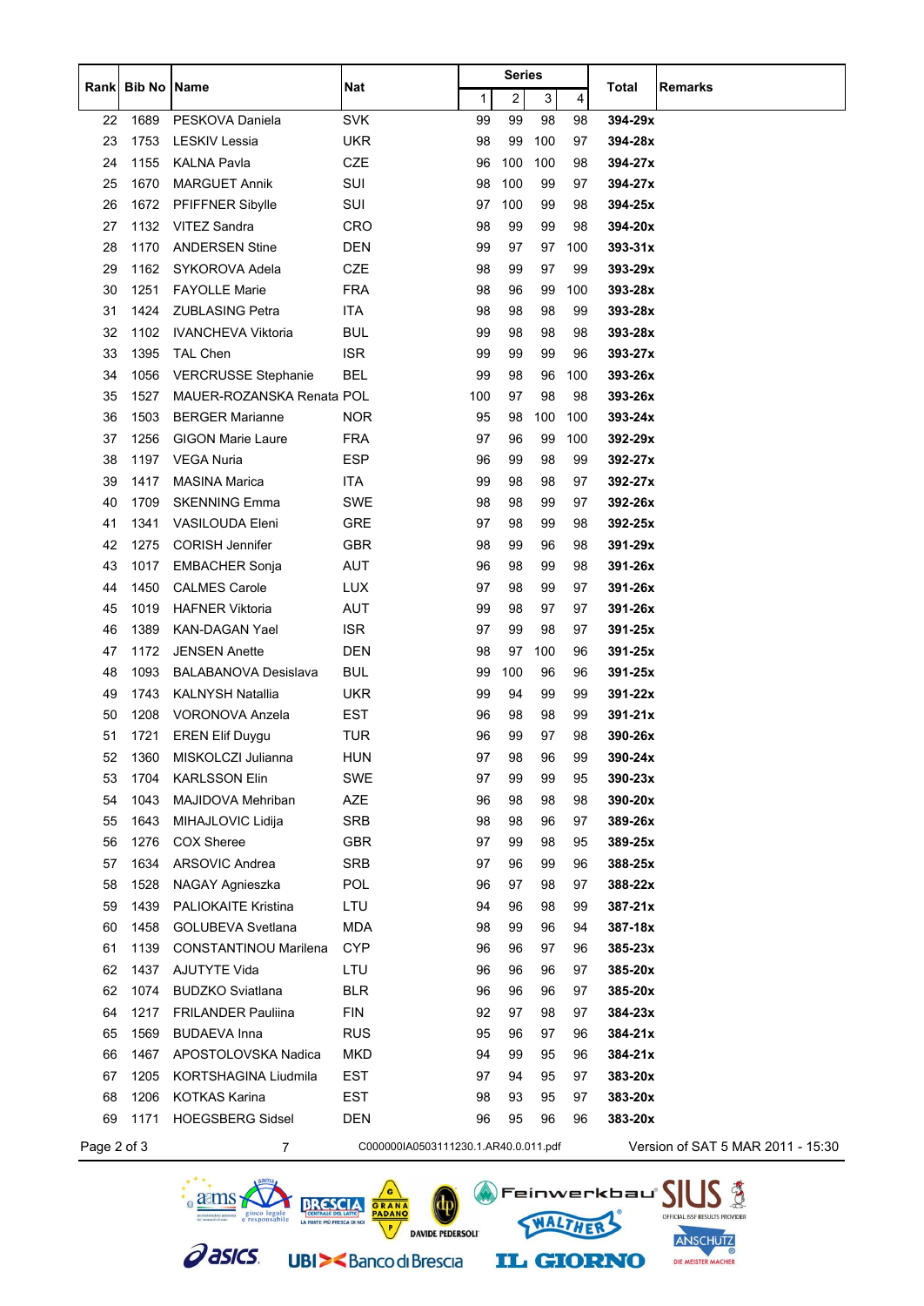| Rank | Bib No | Name | Nat | Series | | | | Total | Remarks |
|---|---|---|---|---|---|---|---|---|---|
| | | | | 1 | 2 | 3 | 4 | | |
| 22 | 1689 | PESKOVA Daniela | SVK | 99 | 99 | 98 | 98 | **394-29x** | |
| 23 | 1753 | LESKIV Lessia | UKR | 98 | 99 | 100 | 97 | **394-28x** | |
| 24 | 1155 | KALNA Pavla | CZE | 96 | 100 | 100 | 98 | **394-27x** | |
| 25 | 1670 | MARGUET Annik | SUI | 98 | 100 | 99 | 97 | **394-27x** | |
| 26 | 1672 | PFIFFNER Sibylle | SUI | 97 | 100 | 99 | 98 | **394-25x** | |
| 27 | 1132 | VITEZ Sandra | CRO | 98 | 99 | 99 | 98 | **394-20x** | |
| 28 | 1170 | ANDERSEN Stine | DEN | 99 | 97 | 97 | 100 | **393-31x** | |
| 29 | 1162 | SYKOROVA Adela | CZE | 98 | 99 | 97 | 99 | **393-29x** | |
| 30 | 1251 | FAYOLLE Marie | FRA | 98 | 96 | 99 | 100 | **393-28x** | |
| 31 | 1424 | ZUBLASING Petra | ITA | 98 | 98 | 98 | 99 | **393-28x** | |
| 32 | 1102 | IVANCHEVA Viktoria | BUL | 99 | 98 | 98 | 98 | **393-28x** | |
| 33 | 1395 | TAL Chen | ISR | 99 | 99 | 99 | 96 | **393-27x** | |
| 34 | 1056 | VERCRUSSE Stephanie | BEL | 99 | 98 | 96 | 100 | **393-26x** | |
| 35 | 1527 | MAUER-ROZANSKA Renata | POL | 100 | 97 | 98 | 98 | **393-26x** | |
| 36 | 1503 | BERGER Marianne | NOR | 95 | 98 | 100 | 100 | **393-24x** | |
| 37 | 1256 | GIGON Marie Laure | FRA | 97 | 96 | 99 | 100 | **392-29x** | |
| 38 | 1197 | VEGA Nuria | ESP | 96 | 99 | 98 | 99 | **392-27x** | |
| 39 | 1417 | MASINA Marica | ITA | 99 | 98 | 98 | 97 | **392-27x** | |
| 40 | 1709 | SKENNING Emma | SWE | 98 | 98 | 99 | 97 | **392-26x** | |
| 41 | 1341 | VASILOUDA Eleni | GRE | 97 | 98 | 99 | 98 | **392-25x** | |
| 42 | 1275 | CORISH Jennifer | GBR | 98 | 99 | 96 | 98 | **391-29x** | |
| 43 | 1017 | EMBACHER Sonja | AUT | 96 | 98 | 99 | 98 | **391-26x** | |
| 44 | 1450 | CALMES Carole | LUX | 97 | 98 | 99 | 97 | **391-26x** | |
| 45 | 1019 | HAFNER Viktoria | AUT | 99 | 98 | 97 | 97 | **391-26x** | |
| 46 | 1389 | KAN-DAGAN Yael | ISR | 97 | 99 | 98 | 97 | **391-25x** | |
| 47 | 1172 | JENSEN Anette | DEN | 98 | 97 | 100 | 96 | **391-25x** | |
| 48 | 1093 | BALABANOVA Desislava | BUL | 99 | 100 | 96 | 96 | **391-25x** | |
| 49 | 1743 | KALNYSH Natallia | UKR | 99 | 94 | 99 | 99 | **391-22x** | |
| 50 | 1208 | VORONOVA Anzela | EST | 96 | 98 | 98 | 99 | **391-21x** | |
| 51 | 1721 | EREN Elif Duygu | TUR | 96 | 99 | 97 | 98 | **390-26x** | |
| 52 | 1360 | MISKOLCZI Julianna | HUN | 97 | 98 | 96 | 99 | **390-24x** | |
| 53 | 1704 | KARLSSON Elin | SWE | 97 | 99 | 99 | 95 | **390-23x** | |
| 54 | 1043 | MAJIDOVA Mehriban | AZE | 96 | 98 | 98 | 98 | **390-20x** | |
| 55 | 1643 | MIHAJLOVIC Lidija | SRB | 98 | 98 | 96 | 97 | **389-26x** | |
| 56 | 1276 | COX Sheree | GBR | 97 | 99 | 98 | 95 | **389-25x** | |
| 57 | 1634 | ARSOVIC Andrea | SRB | 97 | 96 | 99 | 96 | **388-25x** | |
| 58 | 1528 | NAGAY Agnieszka | POL | 96 | 97 | 98 | 97 | **388-22x** | |
| 59 | 1439 | PALIOKAITE Kristina | LTU | 94 | 96 | 98 | 99 | **387-21x** | |
| 60 | 1458 | GOLUBEVA Svetlana | MDA | 98 | 99 | 96 | 94 | **387-18x** | |
| 61 | 1139 | CONSTANTINOU Marilena | CYP | 96 | 96 | 97 | 96 | **385-23x** | |
| 62 | 1437 | AJUTYTE Vida | LTU | 96 | 96 | 96 | 97 | **385-20x** | |
| 62 | 1074 | BUDZKO Sviatlana | BLR | 96 | 96 | 96 | 97 | **385-20x** | |
| 64 | 1217 | FRILANDER Pauliina | FIN | 92 | 97 | 98 | 97 | **384-23x** | |
| 65 | 1569 | BUDAEVA Inna | RUS | 95 | 96 | 97 | 96 | **384-21x** | |
| 66 | 1467 | APOSTOLOVSKA Nadica | MKD | 94 | 99 | 95 | 96 | **384-21x** | |
| 67 | 1205 | KORTSHAGINA Liudmila | EST | 97 | 94 | 95 | 97 | **383-20x** | |
| 68 | 1206 | KOTKAS Karina | EST | 98 | 93 | 95 | 97 | **383-20x** | |
| 69 | 1171 | HOEGSBERG Sidsel | DEN | 96 | 95 | 96 | 96 | **383-20x** | |

7 C000000IA0503111230.1.AR40.0.011.pdf Version of SAT 5 MAR 2011 - 15:30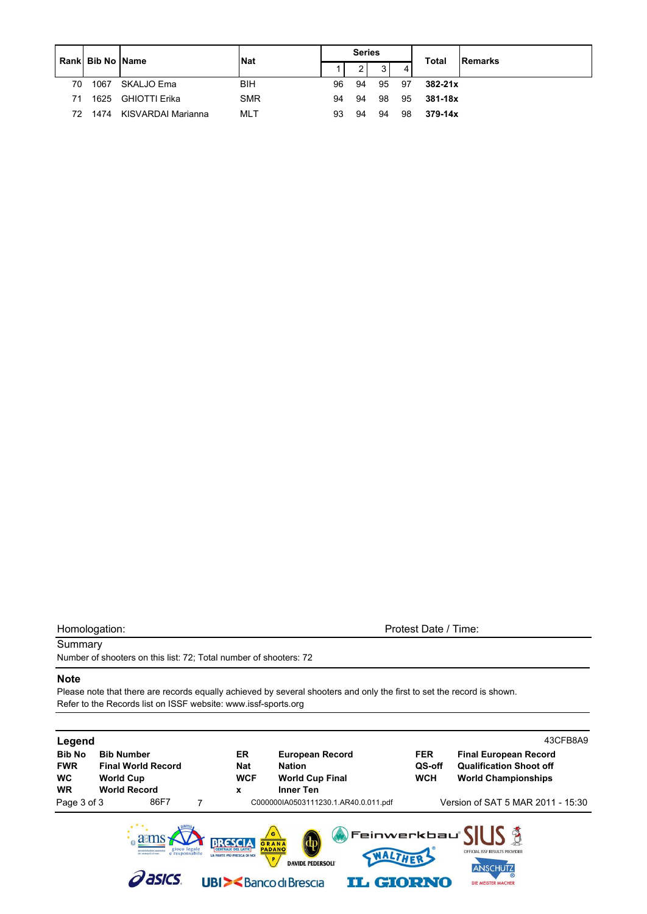| Rank | Bib No | Name | Nat | Series | | | | Total | Remarks |
|---|---|---|---|---|---|---|---|---|---|
| | | | | 1 | 2 | 3 | 4 | | |
| 70 | 1067 | SKALJO Ema | BIH | 96 | 94 | 95 | 97 | **382-21x** | |
| 71 | 1625 | GHIOTTI Erika | SMR | 94 | 94 | 98 | 95 | **381-18x** | |
| 72 | 1474 | KISVARDAI Marianna | MLT | 93 | 94 | 94 | 98 | **379-14x** | |

Homologation: Protest Date / Time:

Summary

Number of shooters on this list: 72; Total number of shooters: 72

**Note**

Please note that there are records equally achieved by several shooters and only the first to set the record is shown.
Refer to the Records list on ISSF website: www.issf-sports.org

**Legend** 43CFB8A9

| | | | | | |
|---|---|---|---|---|---|
| **Bib No** | **Bib Number** | **ER** | **European Record** | **FER** | **Final European Record** |
| **FWR** | **Final World Record** | **Nat** | **Nation** | **QS-off** | **Qualification Shoot off** |
| **WC** | **World Cup** | **WCF** | **World Cup Final** | **WCH** | **World Championships** |
| **WR** | **World Record** | **x** | **Inner Ten** | | |

86F7 7 C000000IA0503111230.1.AR40.0.011.pdf Version of SAT 5 MAR 2011 - 15:30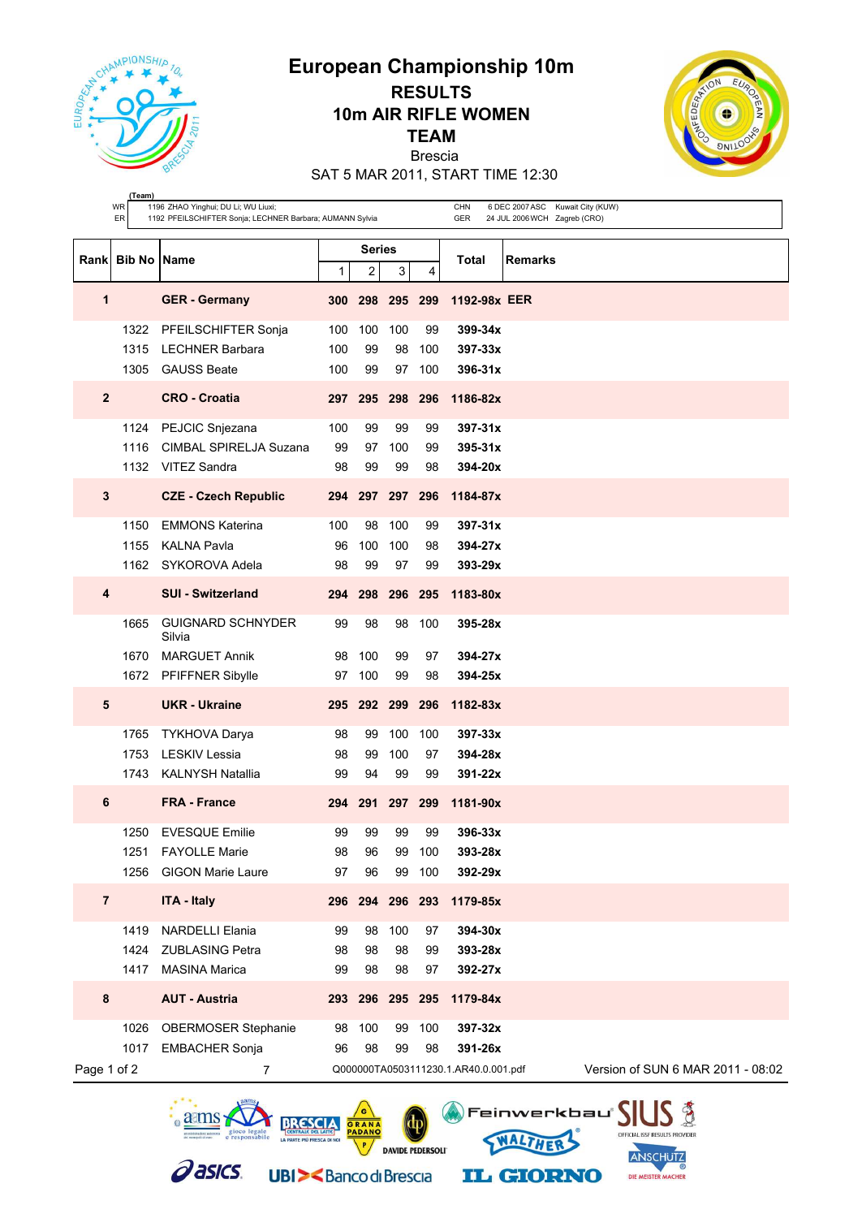# European Championship 10m

## RESULTS

## 10m AIR RIFLE WOMEN

## TEAM

Brescia

SAT 5 MAR 2011, START TIME 12:30

(Team)

| | | | | |
|---|---|---|---|---|
| WR | 1196 ZHAO Yinghui; DU Li; WU Liuxi; | CHN | 6 DEC 2007 ASC | Kuwait City (KUW) |
| ER | 1192 PFEILSCHIFTER Sonja; LECHNER Barbara; AUMANN Sylvia | GER | 24 JUL 2006 WCH | Zagreb (CRO) |

| Rank | Bib No | Name | Series 1 | 2 | 3 | 4 | Total | Remarks |
|---|---|---|---|---|---|---|---|---|
| **1** | | **GER - Germany** | **300** | **298** | **295** | **299** | **1192-98x** | **EER** |
| | 1322 | PFEILSCHIFTER Sonja | 100 | 100 | 100 | 99 | **399-34x** | |
| | 1315 | LECHNER Barbara | 100 | 99 | 98 | 100 | **397-33x** | |
| | 1305 | GAUSS Beate | 100 | 99 | 97 | 100 | **396-31x** | |
| **2** | | **CRO - Croatia** | **297** | **295** | **298** | **296** | **1186-82x** | |
| | 1124 | PEJCIC Snjezana | 100 | 99 | 99 | 99 | **397-31x** | |
| | 1116 | CIMBAL SPIRELJA Suzana | 99 | 97 | 100 | 99 | **395-31x** | |
| | 1132 | VITEZ Sandra | 98 | 99 | 99 | 98 | **394-20x** | |
| **3** | | **CZE - Czech Republic** | **294** | **297** | **297** | **296** | **1184-87x** | |
| | 1150 | EMMONS Katerina | 100 | 98 | 100 | 99 | **397-31x** | |
| | 1155 | KALNA Pavla | 96 | 100 | 100 | 98 | **394-27x** | |
| | 1162 | SYKOROVA Adela | 98 | 99 | 97 | 99 | **393-29x** | |
| **4** | | **SUI - Switzerland** | **294** | **298** | **296** | **295** | **1183-80x** | |
| | 1665 | GUIGNARD SCHNYDER Silvia | 99 | 98 | 98 | 100 | **395-28x** | |
| | 1670 | MARGUET Annik | 98 | 100 | 99 | 97 | **394-27x** | |
| | 1672 | PFIFFNER Sibylle | 97 | 100 | 99 | 98 | **394-25x** | |
| **5** | | **UKR - Ukraine** | **295** | **292** | **299** | **296** | **1182-83x** | |
| | 1765 | TYKHOVA Darya | 98 | 99 | 100 | 100 | **397-33x** | |
| | 1753 | LESKIV Lessia | 98 | 99 | 100 | 97 | **394-28x** | |
| | 1743 | KALNYSH Natallia | 99 | 94 | 99 | 99 | **391-22x** | |
| **6** | | **FRA - France** | **294** | **291** | **297** | **299** | **1181-90x** | |
| | 1250 | EVESQUE Emilie | 99 | 99 | 99 | 99 | **396-33x** | |
| | 1251 | FAYOLLE Marie | 98 | 96 | 99 | 100 | **393-28x** | |
| | 1256 | GIGON Marie Laure | 97 | 96 | 99 | 100 | **392-29x** | |
| **7** | | **ITA - Italy** | **296** | **294** | **296** | **293** | **1179-85x** | |
| | 1419 | NARDELLI Elania | 99 | 98 | 100 | 97 | **394-30x** | |
| | 1424 | ZUBLASING Petra | 98 | 98 | 98 | 99 | **393-28x** | |
| | 1417 | MASINA Marica | 99 | 98 | 98 | 97 | **392-27x** | |
| **8** | | **AUT - Austria** | **293** | **296** | **295** | **295** | **1179-84x** | |
| | 1026 | OBERMOSER Stephanie | 98 | 100 | 99 | 100 | **397-32x** | |
| | 1017 | EMBACHER Sonja | 96 | 98 | 99 | 98 | **391-26x** | |

7 Q000000TA0503111230.1.AR40.0.001.pdf Version of SUN 6 MAR 2011 - 08:02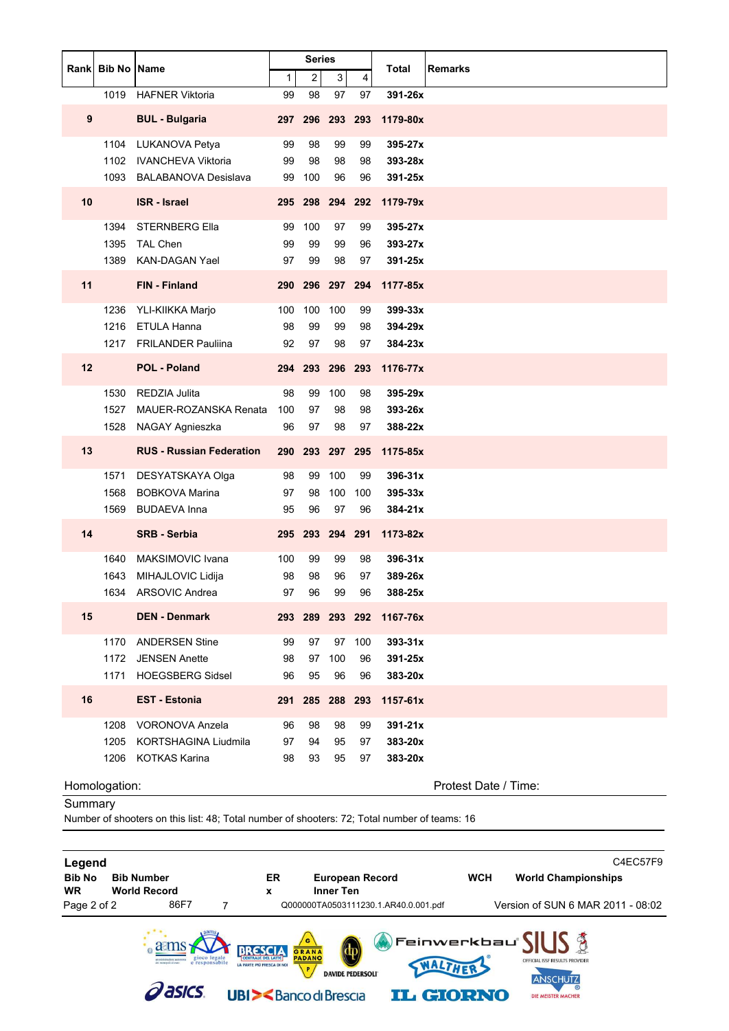| Rank | Bib No | Name | Series | | | | Total | Remarks |
|---|---|---|---|---|---|---|---|---|
| | | | 1 | 2 | 3 | 4 | | |
| | 1019 | HAFNER Viktoria | 99 | 98 | 97 | 97 | **391-26x** | |
| **9** | | **BUL - Bulgaria** | **297** | **296** | **293** | **293** | **1179-80x** | |
| | 1104 | LUKANOVA Petya | 99 | 98 | 99 | 99 | **395-27x** | |
| | 1102 | IVANCHEVA Viktoria | 99 | 98 | 98 | 98 | **393-28x** | |
| | 1093 | BALABANOVA Desislava | 99 | 100 | 96 | 96 | **391-25x** | |
| **10** | | **ISR - Israel** | **295** | **298** | **294** | **292** | **1179-79x** | |
| | 1394 | STERNBERG Ella | 99 | 100 | 97 | 99 | **395-27x** | |
| | 1395 | TAL Chen | 99 | 99 | 99 | 96 | **393-27x** | |
| | 1389 | KAN-DAGAN Yael | 97 | 99 | 98 | 97 | **391-25x** | |
| **11** | | **FIN - Finland** | **290** | **296** | **297** | **294** | **1177-85x** | |
| | 1236 | YLI-KIIKKA Marjo | 100 | 100 | 100 | 99 | **399-33x** | |
| | 1216 | ETULA Hanna | 98 | 99 | 99 | 98 | **394-29x** | |
| | 1217 | FRILANDER Pauliina | 92 | 97 | 98 | 97 | **384-23x** | |
| **12** | | **POL - Poland** | **294** | **293** | **296** | **293** | **1176-77x** | |
| | 1530 | REDZIA Julita | 98 | 99 | 100 | 98 | **395-29x** | |
| | 1527 | MAUER-ROZANSKA Renata | 100 | 97 | 98 | 98 | **393-26x** | |
| | 1528 | NAGAY Agnieszka | 96 | 97 | 98 | 97 | **388-22x** | |
| **13** | | **RUS - Russian Federation** | **290** | **293** | **297** | **295** | **1175-85x** | |
| | 1571 | DESYATSKAYA Olga | 98 | 99 | 100 | 99 | **396-31x** | |
| | 1568 | BOBKOVA Marina | 97 | 98 | 100 | 100 | **395-33x** | |
| | 1569 | BUDAEVA Inna | 95 | 96 | 97 | 96 | **384-21x** | |
| **14** | | **SRB - Serbia** | **295** | **293** | **294** | **291** | **1173-82x** | |
| | 1640 | MAKSIMOVIC Ivana | 100 | 99 | 99 | 98 | **396-31x** | |
| | 1643 | MIHAJLOVIC Lidija | 98 | 98 | 96 | 97 | **389-26x** | |
| | 1634 | ARSOVIC Andrea | 97 | 96 | 99 | 96 | **388-25x** | |
| **15** | | **DEN - Denmark** | **293** | **289** | **293** | **292** | **1167-76x** | |
| | 1170 | ANDERSEN Stine | 99 | 97 | 97 | 100 | **393-31x** | |
| | 1172 | JENSEN Anette | 98 | 97 | 100 | 96 | **391-25x** | |
| | 1171 | HOEGSBERG Sidsel | 96 | 95 | 96 | 96 | **383-20x** | |
| **16** | | **EST - Estonia** | **291** | **285** | **288** | **293** | **1157-61x** | |
| | 1208 | VORONOVA Anzela | 96 | 98 | 98 | 99 | **391-21x** | |
| | 1205 | KORTSHAGINA Liudmila | 97 | 94 | 95 | 97 | **383-20x** | |
| | 1206 | KOTKAS Karina | 98 | 93 | 95 | 97 | **383-20x** | |

Homologation: Protest Date / Time:

Summary

Number of shooters on this list: 48; Total number of shooters: 72; Total number of teams: 16

**Legend** C4EC57F9

| | | | | | |
|---|---|---|---|---|---|
| **Bib No** | **Bib Number** | **ER** | **European Record** | **WCH** | **World Championships** |
| **WR** | **World Record** | **x** | **Inner Ten** | | |

86F7 7 Q000000TA0503111230.1.AR40.0.001.pdf Version of SUN 6 MAR 2011 - 08:02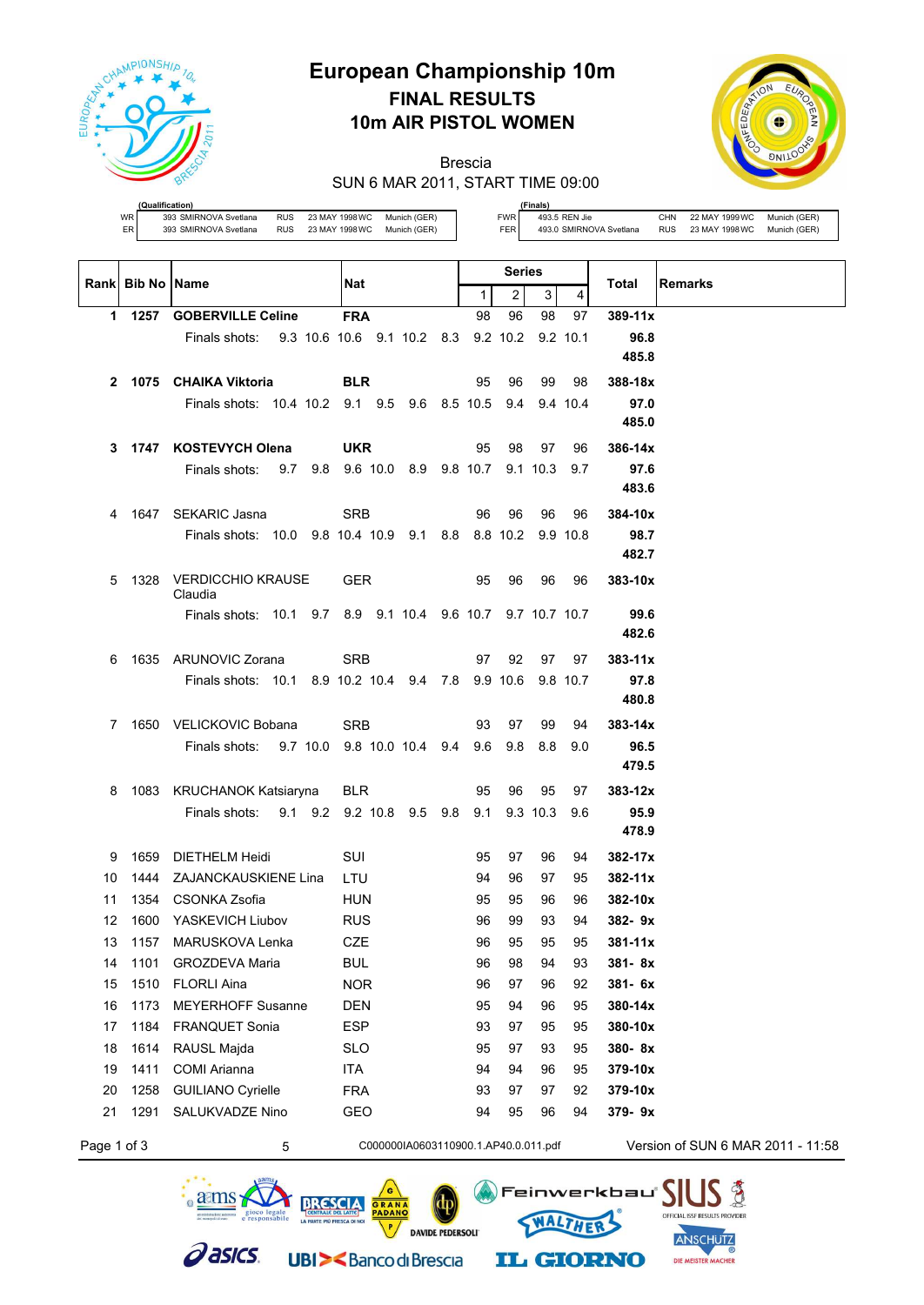# European Championship 10m

## FINAL RESULTS

## 10m AIR PISTOL WOMEN

Brescia

SUN 6 MAR 2011, START TIME 09:00

(Qualification)

| | | | | |
|---|---|---|---|---|
| WR | 393 SMIRNOVA Svetlana | RUS | 23 MAY 1998 WC | Munich (GER) |
| ER | 393 SMIRNOVA Svetlana | RUS | 23 MAY 1998 WC | Munich (GER) |

(Finals)

| | | | | |
|---|---|---|---|---|
| FWR | 493.5 REN Jie | CHN | 22 MAY 1999 WC | Munich (GER) |
| FER | 493.0 SMIRNOVA Svetlana | RUS | 23 MAY 1998 WC | Munich (GER) |

| Rank | Bib No | Name | Nat | Series 1 | 2 | 3 | 4 | Total | Remarks |
|---|---|---|---|---|---|---|---|---|---|
| **1** | **1257** | **GOBERVILLE Celine** | **FRA** | 98 | 96 | 98 | 97 | **389-11x** | |
| | | Finals shots: 9.3 10.6 10.6 9.1 10.2 8.3 9.2 10.2 9.2 10.1 | | | | | | **96.8** / **485.8** | |
| **2** | **1075** | **CHAIKA Viktoria** | **BLR** | 95 | 96 | 99 | 98 | **388-18x** | |
| | | Finals shots: 10.4 10.2 9.1 9.5 9.6 8.5 10.5 9.4 9.4 10.4 | | | | | | **97.0** / **485.0** | |
| **3** | **1747** | **KOSTEVYCH Olena** | **UKR** | 95 | 98 | 97 | 96 | **386-14x** | |
| | | Finals shots: 9.7 9.8 9.6 10.0 8.9 9.8 10.7 9.1 10.3 9.7 | | | | | | **97.6** / **483.6** | |
| 4 | 1647 | SEKARIC Jasna | SRB | 96 | 96 | 96 | 96 | **384-10x** | |
| | | Finals shots: 10.0 9.8 10.4 10.9 9.1 8.8 8.8 10.2 9.9 10.8 | | | | | | **98.7** / **482.7** | |
| 5 | 1328 | VERDICCHIO KRAUSE Claudia | GER | 95 | 96 | 96 | 96 | **383-10x** | |
| | | Finals shots: 10.1 9.7 8.9 9.1 10.4 9.6 10.7 9.7 10.7 10.7 | | | | | | **99.6** / **482.6** | |
| 6 | 1635 | ARUNOVIC Zorana | SRB | 97 | 92 | 97 | 97 | **383-11x** | |
| | | Finals shots: 10.1 8.9 10.2 10.4 9.4 7.8 9.9 10.6 9.8 10.7 | | | | | | **97.8** / **480.8** | |
| 7 | 1650 | VELICKOVIC Bobana | SRB | 93 | 97 | 99 | 94 | **383-14x** | |
| | | Finals shots: 9.7 10.0 9.8 10.0 10.4 9.4 9.6 9.8 8.8 9.0 | | | | | | **96.5** / **479.5** | |
| 8 | 1083 | KRUCHANOK Katsiaryna | BLR | 95 | 96 | 95 | 97 | **383-12x** | |
| | | Finals shots: 9.1 9.2 9.2 10.8 9.5 9.8 9.1 9.3 10.3 9.6 | | | | | | **95.9** / **478.9** | |
| 9 | 1659 | DIETHELM Heidi | SUI | 95 | 97 | 96 | 94 | **382-17x** | |
| 10 | 1444 | ZAJANCKAUSKIENE Lina | LTU | 94 | 96 | 97 | 95 | **382-11x** | |
| 11 | 1354 | CSONKA Zsofia | HUN | 95 | 95 | 96 | 96 | **382-10x** | |
| 12 | 1600 | YASKEVICH Liubov | RUS | 96 | 99 | 93 | 94 | **382- 9x** | |
| 13 | 1157 | MARUSKOVA Lenka | CZE | 96 | 95 | 95 | 95 | **381-11x** | |
| 14 | 1101 | GROZDEVA Maria | BUL | 96 | 98 | 94 | 93 | **381- 8x** | |
| 15 | 1510 | FLORLI Aina | NOR | 96 | 97 | 96 | 92 | **381- 6x** | |
| 16 | 1173 | MEYERHOFF Susanne | DEN | 95 | 94 | 96 | 95 | **380-14x** | |
| 17 | 1184 | FRANQUET Sonia | ESP | 93 | 97 | 95 | 95 | **380-10x** | |
| 18 | 1614 | RAUSL Majda | SLO | 95 | 97 | 93 | 95 | **380- 8x** | |
| 19 | 1411 | COMI Arianna | ITA | 94 | 94 | 96 | 95 | **379-10x** | |
| 20 | 1258 | GUILIANO Cyrielle | FRA | 93 | 97 | 97 | 92 | **379-10x** | |
| 21 | 1291 | SALUKVADZE Nino | GEO | 94 | 95 | 96 | 94 | **379- 9x** | |

5 C000000IA0603110900.1.AP40.0.011.pdf Version of SUN 6 MAR 2011 - 11:58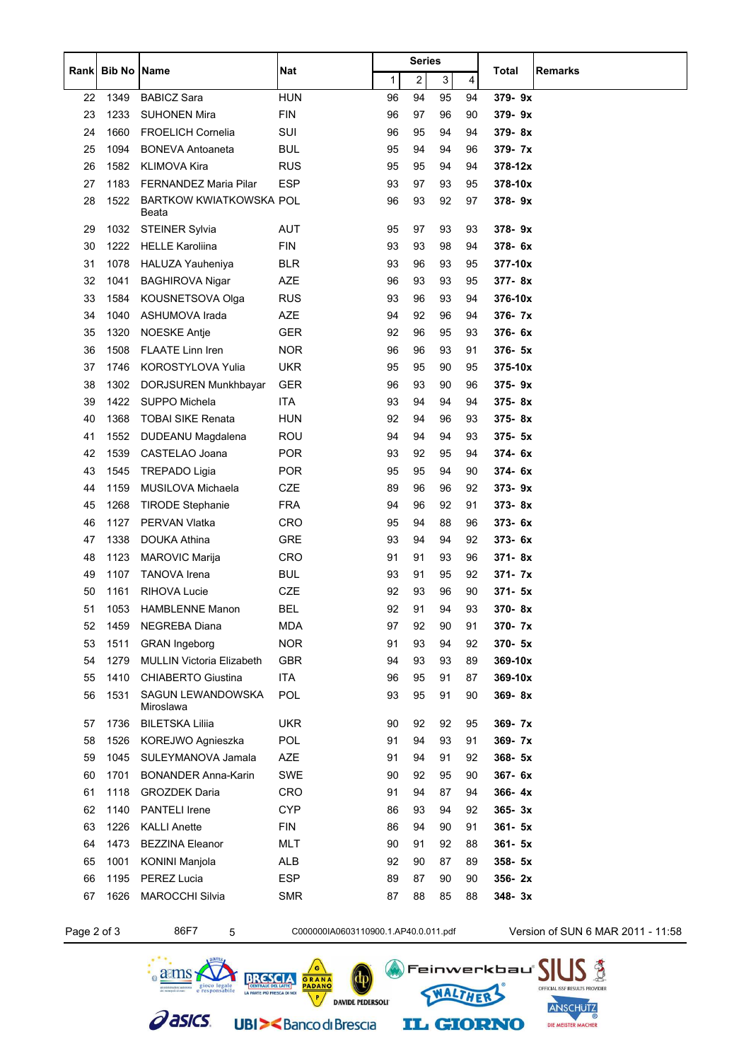| Rank | Bib No | Name | Nat | Series | | | | Total | Remarks |
|---|---|---|---|---|---|---|---|---|---|
| | | | | 1 | 2 | 3 | 4 | | |
| 22 | 1349 | BABICZ Sara | HUN | 96 | 94 | 95 | 94 | 379- 9x | |
| 23 | 1233 | SUHONEN Mira | FIN | 96 | 97 | 96 | 90 | 379- 9x | |
| 24 | 1660 | FROELICH Cornelia | SUI | 96 | 95 | 94 | 94 | 379- 8x | |
| 25 | 1094 | BONEVA Antoaneta | BUL | 95 | 94 | 94 | 96 | 379- 7x | |
| 26 | 1582 | KLIMOVA Kira | RUS | 95 | 95 | 94 | 94 | 378-12x | |
| 27 | 1183 | FERNANDEZ Maria Pilar | ESP | 93 | 97 | 93 | 95 | 378-10x | |
| 28 | 1522 | BARTKOW KWIATKOWSKA Beata | POL | 96 | 93 | 92 | 97 | 378- 9x | |
| 29 | 1032 | STEINER Sylvia | AUT | 95 | 97 | 93 | 93 | 378- 9x | |
| 30 | 1222 | HELLE Karoliina | FIN | 93 | 93 | 98 | 94 | 378- 6x | |
| 31 | 1078 | HALUZA Yauheniya | BLR | 93 | 96 | 93 | 95 | 377-10x | |
| 32 | 1041 | BAGHIROVA Nigar | AZE | 96 | 93 | 93 | 95 | 377- 8x | |
| 33 | 1584 | KOUSNETSOVA Olga | RUS | 93 | 96 | 93 | 94 | 376-10x | |
| 34 | 1040 | ASHUMOVA Irada | AZE | 94 | 92 | 96 | 94 | 376- 7x | |
| 35 | 1320 | NOESKE Antje | GER | 92 | 96 | 95 | 93 | 376- 6x | |
| 36 | 1508 | FLAATE Linn Iren | NOR | 96 | 96 | 93 | 91 | 376- 5x | |
| 37 | 1746 | KOROSTYLOVA Yulia | UKR | 95 | 95 | 90 | 95 | 375-10x | |
| 38 | 1302 | DORJSUREN Munkhbayar | GER | 96 | 93 | 90 | 96 | 375- 9x | |
| 39 | 1422 | SUPPO Michela | ITA | 93 | 94 | 94 | 94 | 375- 8x | |
| 40 | 1368 | TOBAI SIKE Renata | HUN | 92 | 94 | 96 | 93 | 375- 8x | |
| 41 | 1552 | DUDEANU Magdalena | ROU | 94 | 94 | 94 | 93 | 375- 5x | |
| 42 | 1539 | CASTELAO Joana | POR | 93 | 92 | 95 | 94 | 374- 6x | |
| 43 | 1545 | TREPADO Ligia | POR | 95 | 95 | 94 | 90 | 374- 6x | |
| 44 | 1159 | MUSILOVA Michaela | CZE | 89 | 96 | 96 | 92 | 373- 9x | |
| 45 | 1268 | TIRODE Stephanie | FRA | 94 | 96 | 92 | 91 | 373- 8x | |
| 46 | 1127 | PERVAN Vlatka | CRO | 95 | 94 | 88 | 96 | 373- 6x | |
| 47 | 1338 | DOUKA Athina | GRE | 93 | 94 | 94 | 92 | 373- 6x | |
| 48 | 1123 | MAROVIC Marija | CRO | 91 | 91 | 93 | 96 | 371- 8x | |
| 49 | 1107 | TANOVA Irena | BUL | 93 | 91 | 95 | 92 | 371- 7x | |
| 50 | 1161 | RIHOVA Lucie | CZE | 92 | 93 | 96 | 90 | 371- 5x | |
| 51 | 1053 | HAMBLENNE Manon | BEL | 92 | 91 | 94 | 93 | 370- 8x | |
| 52 | 1459 | NEGREBA Diana | MDA | 97 | 92 | 90 | 91 | 370- 7x | |
| 53 | 1511 | GRAN Ingeborg | NOR | 91 | 93 | 94 | 92 | 370- 5x | |
| 54 | 1279 | MULLIN Victoria Elizabeth | GBR | 94 | 93 | 93 | 89 | 369-10x | |
| 55 | 1410 | CHIABERTO Giustina | ITA | 96 | 95 | 91 | 87 | 369-10x | |
| 56 | 1531 | SAGUN LEWANDOWSKA Miroslawa | POL | 93 | 95 | 91 | 90 | 369- 8x | |
| 57 | 1736 | BILETSKA Liliia | UKR | 90 | 92 | 92 | 95 | 369- 7x | |
| 58 | 1526 | KOREJWO Agnieszka | POL | 91 | 94 | 93 | 91 | 369- 7x | |
| 59 | 1045 | SULEYMANOVA Jamala | AZE | 91 | 94 | 91 | 92 | 368- 5x | |
| 60 | 1701 | BONANDER Anna-Karin | SWE | 90 | 92 | 95 | 90 | 367- 6x | |
| 61 | 1118 | GROZDEK Daria | CRO | 91 | 94 | 87 | 94 | 366- 4x | |
| 62 | 1140 | PANTELI Irene | CYP | 86 | 93 | 94 | 92 | 365- 3x | |
| 63 | 1226 | KALLI Anette | FIN | 86 | 94 | 90 | 91 | 361- 5x | |
| 64 | 1473 | BEZZINA Eleanor | MLT | 90 | 91 | 92 | 88 | 361- 5x | |
| 65 | 1001 | KONINI Manjola | ALB | 92 | 90 | 87 | 89 | 358- 5x | |
| 66 | 1195 | PEREZ Lucia | ESP | 89 | 87 | 90 | 90 | 356- 2x | |
| 67 | 1626 | MAROCCHI Silvia | SMR | 87 | 88 | 85 | 88 | 348- 3x | |

86F7 5 C000000IA0603110900.1.AP40.0.011.pdf Version of SUN 6 MAR 2011 - 11:58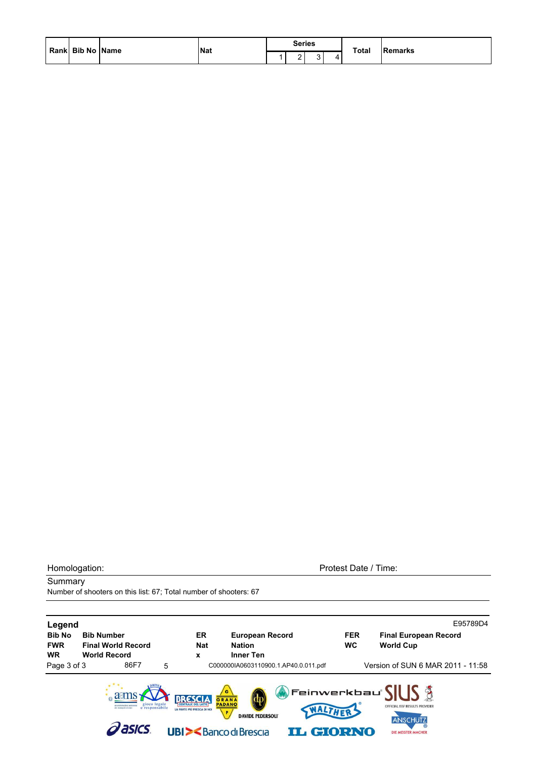| Rank | Bib No | Name | Nat | Series | | | | Total | Remarks |
|---|---|---|---|---|---|---|---|---|---|
| | | | | 1 | 2 | 3 | 4 | | |

Homologation: Protest Date / Time:

Summary

Number of shooters on this list: 67; Total number of shooters: 67

**Legend** E95789D4

| | | | | | |
|---|---|---|---|---|---|
| **Bib No** | **Bib Number** | **ER** | **European Record** | **FER** | **Final European Record** |
| **FWR** | **Final World Record** | **Nat** | **Nation** | **WC** | **World Cup** |
| **WR** | **World Record** | **x** | **Inner Ten** | | |

86F7 5 C000000IA0603110900.1.AP40.0.011.pdf Version of SUN 6 MAR 2011 - 11:58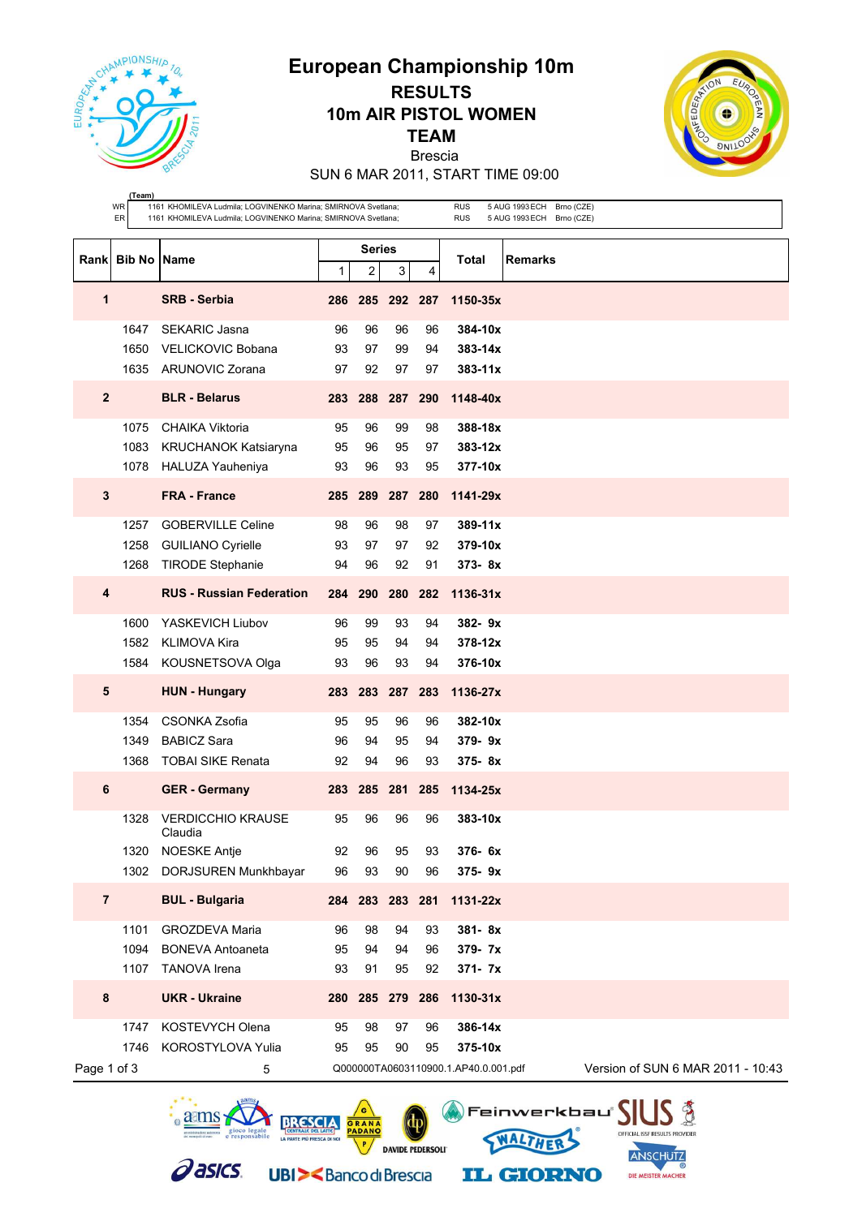# European Championship 10m

## RESULTS

## 10m AIR PISTOL WOMEN

## TEAM

Brescia

SUN 6 MAR 2011, START TIME 09:00

| (Team) | | | | | |
|---|---|---|---|---|---|
| WR | 1161 KHOMILEVA Ludmila; LOGVINENKO Marina; SMIRNOVA Svetlana; | RUS | 5 AUG 1993 | ECH | Brno (CZE) |
| ER | 1161 KHOMILEVA Ludmila; LOGVINENKO Marina; SMIRNOVA Svetlana; | RUS | 5 AUG 1993 | ECH | Brno (CZE) |

| Rank | Bib No | Name | Series 1 | 2 | 3 | 4 | Total | Remarks |
|---|---|---|---|---|---|---|---|---|
| 1 | | **SRB - Serbia** | **286** | **285** | **292** | **287** | **1150-35x** | |
| | 1647 | SEKARIC Jasna | 96 | 96 | 96 | 96 | **384-10x** | |
| | 1650 | VELICKOVIC Bobana | 93 | 97 | 99 | 94 | **383-14x** | |
| | 1635 | ARUNOVIC Zorana | 97 | 92 | 97 | 97 | **383-11x** | |
| 2 | | **BLR - Belarus** | **283** | **288** | **287** | **290** | **1148-40x** | |
| | 1075 | CHAIKA Viktoria | 95 | 96 | 99 | 98 | **388-18x** | |
| | 1083 | KRUCHANOK Katsiaryna | 95 | 96 | 95 | 97 | **383-12x** | |
| | 1078 | HALUZA Yauheniya | 93 | 96 | 93 | 95 | **377-10x** | |
| 3 | | **FRA - France** | **285** | **289** | **287** | **280** | **1141-29x** | |
| | 1257 | GOBERVILLE Celine | 98 | 96 | 98 | 97 | **389-11x** | |
| | 1258 | GUILIANO Cyrielle | 93 | 97 | 97 | 92 | **379-10x** | |
| | 1268 | TIRODE Stephanie | 94 | 96 | 92 | 91 | **373- 8x** | |
| 4 | | **RUS - Russian Federation** | **284** | **290** | **280** | **282** | **1136-31x** | |
| | 1600 | YASKEVICH Liubov | 96 | 99 | 93 | 94 | **382- 9x** | |
| | 1582 | KLIMOVA Kira | 95 | 95 | 94 | 94 | **378-12x** | |
| | 1584 | KOUSNETSOVA Olga | 93 | 96 | 93 | 94 | **376-10x** | |
| 5 | | **HUN - Hungary** | **283** | **283** | **287** | **283** | **1136-27x** | |
| | 1354 | CSONKA Zsofia | 95 | 95 | 96 | 96 | **382-10x** | |
| | 1349 | BABICZ Sara | 96 | 94 | 95 | 94 | **379- 9x** | |
| | 1368 | TOBAI SIKE Renata | 92 | 94 | 96 | 93 | **375- 8x** | |
| 6 | | **GER - Germany** | **283** | **285** | **281** | **285** | **1134-25x** | |
| | 1328 | VERDICCHIO KRAUSE Claudia | 95 | 96 | 96 | 96 | **383-10x** | |
| | 1320 | NOESKE Antje | 92 | 96 | 95 | 93 | **376- 6x** | |
| | 1302 | DORJSUREN Munkhbayar | 96 | 93 | 90 | 96 | **375- 9x** | |
| 7 | | **BUL - Bulgaria** | **284** | **283** | **283** | **281** | **1131-22x** | |
| | 1101 | GROZDEVA Maria | 96 | 98 | 94 | 93 | **381- 8x** | |
| | 1094 | BONEVA Antoaneta | 95 | 94 | 94 | 96 | **379- 7x** | |
| | 1107 | TANOVA Irena | 93 | 91 | 95 | 92 | **371- 7x** | |
| 8 | | **UKR - Ukraine** | **280** | **285** | **279** | **286** | **1130-31x** | |
| | 1747 | KOSTEVYCH Olena | 95 | 98 | 97 | 96 | **386-14x** | |
| | 1746 | KOROSTYLOVA Yulia | 95 | 95 | 90 | 95 | **375-10x** | |

5 Q000000TA0603110900.1.AP40.0.001.pdf Version of SUN 6 MAR 2011 - 10:43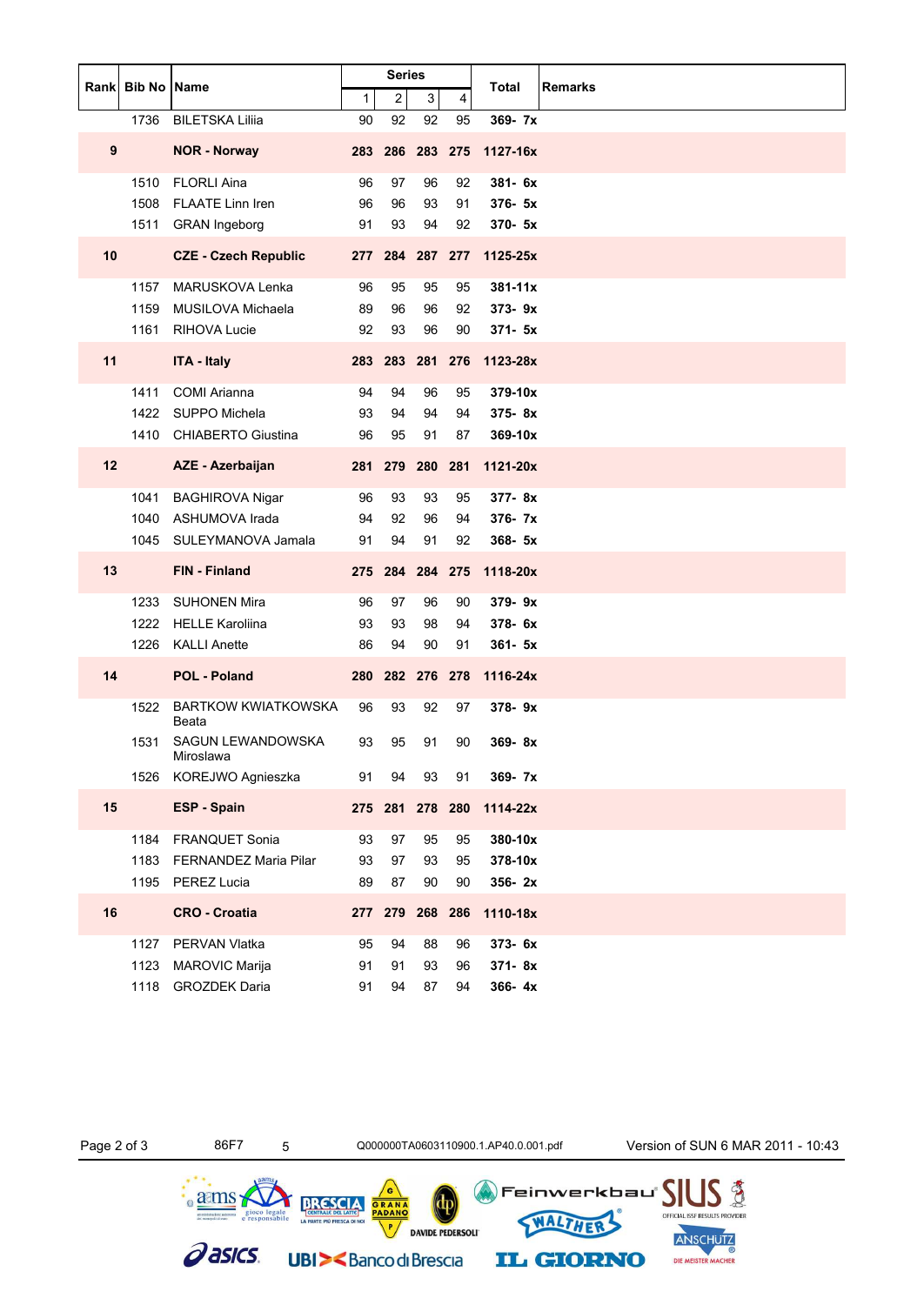| Rank | Bib No | Name | Series | | | | Total | Remarks |
|---|---|---|---|---|---|---|---|---|
| | | | 1 | 2 | 3 | 4 | | |
| | 1736 | BILETSKA Liliia | 90 | 92 | 92 | 95 | **369- 7x** | |
| **9** | | **NOR - Norway** | **283** | **286** | **283** | **275** | **1127-16x** | |
| | 1510 | FLORLI Aina | 96 | 97 | 96 | 92 | **381- 6x** | |
| | 1508 | FLAATE Linn Iren | 96 | 96 | 93 | 91 | **376- 5x** | |
| | 1511 | GRAN Ingeborg | 91 | 93 | 94 | 92 | **370- 5x** | |
| **10** | | **CZE - Czech Republic** | **277** | **284** | **287** | **277** | **1125-25x** | |
| | 1157 | MARUSKOVA Lenka | 96 | 95 | 95 | 95 | **381-11x** | |
| | 1159 | MUSILOVA Michaela | 89 | 96 | 96 | 92 | **373- 9x** | |
| | 1161 | RIHOVA Lucie | 92 | 93 | 96 | 90 | **371- 5x** | |
| **11** | | **ITA - Italy** | **283** | **283** | **281** | **276** | **1123-28x** | |
| | 1411 | COMI Arianna | 94 | 94 | 96 | 95 | **379-10x** | |
| | 1422 | SUPPO Michela | 93 | 94 | 94 | 94 | **375- 8x** | |
| | 1410 | CHIABERTO Giustina | 96 | 95 | 91 | 87 | **369-10x** | |
| **12** | | **AZE - Azerbaijan** | **281** | **279** | **280** | **281** | **1121-20x** | |
| | 1041 | BAGHIROVA Nigar | 96 | 93 | 93 | 95 | **377- 8x** | |
| | 1040 | ASHUMOVA Irada | 94 | 92 | 96 | 94 | **376- 7x** | |
| | 1045 | SULEYMANOVA Jamala | 91 | 94 | 91 | 92 | **368- 5x** | |
| **13** | | **FIN - Finland** | **275** | **284** | **284** | **275** | **1118-20x** | |
| | 1233 | SUHONEN Mira | 96 | 97 | 96 | 90 | **379- 9x** | |
| | 1222 | HELLE Karoliina | 93 | 93 | 98 | 94 | **378- 6x** | |
| | 1226 | KALLI Anette | 86 | 94 | 90 | 91 | **361- 5x** | |
| **14** | | **POL - Poland** | **280** | **282** | **276** | **278** | **1116-24x** | |
| | 1522 | BARTKOW KWIATKOWSKA Beata | 96 | 93 | 92 | 97 | **378- 9x** | |
| | 1531 | SAGUN LEWANDOWSKA Miroslawa | 93 | 95 | 91 | 90 | **369- 8x** | |
| | 1526 | KOREJWO Agnieszka | 91 | 94 | 93 | 91 | **369- 7x** | |
| **15** | | **ESP - Spain** | **275** | **281** | **278** | **280** | **1114-22x** | |
| | 1184 | FRANQUET Sonia | 93 | 97 | 95 | 95 | **380-10x** | |
| | 1183 | FERNANDEZ Maria Pilar | 93 | 97 | 93 | 95 | **378-10x** | |
| | 1195 | PEREZ Lucia | 89 | 87 | 90 | 90 | **356- 2x** | |
| **16** | | **CRO - Croatia** | **277** | **279** | **268** | **286** | **1110-18x** | |
| | 1127 | PERVAN Vlatka | 95 | 94 | 88 | 96 | **373- 6x** | |
| | 1123 | MAROVIC Marija | 91 | 91 | 93 | 96 | **371- 8x** | |
| | 1118 | GROZDEK Daria | 91 | 94 | 87 | 94 | **366- 4x** | |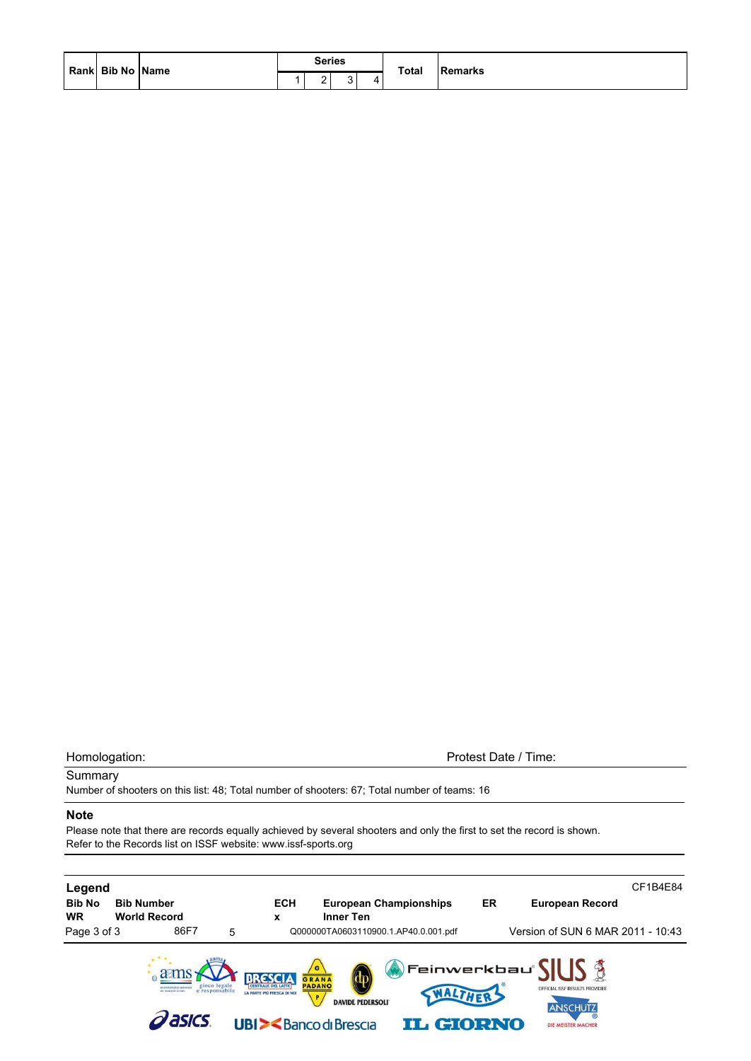| Rank | Bib No | Name | Series | | | | Total | Remarks |
|---|---|---|---|---|---|---|---|---|
| | | | 1 | 2 | 3 | 4 | | |

Homologation: Protest Date / Time:

Summary

Number of shooters on this list: 48; Total number of shooters: 67; Total number of teams: 16

**Note**

Please note that there are records equally achieved by several shooters and only the first to set the record is shown.
Refer to the Records list on ISSF website: www.issf-sports.org

**Legend** CF1B4E84

| | | | | | |
|---|---|---|---|---|---|
| **Bib No** | **Bib Number** | **ECH** | **European Championships** | **ER** | **European Record** |
| **WR** | **World Record** | **x** | **Inner Ten** | | |

86F7 5 Q000000TA0603110900.1.AP40.0.001.pdf Version of SUN 6 MAR 2011 - 10:43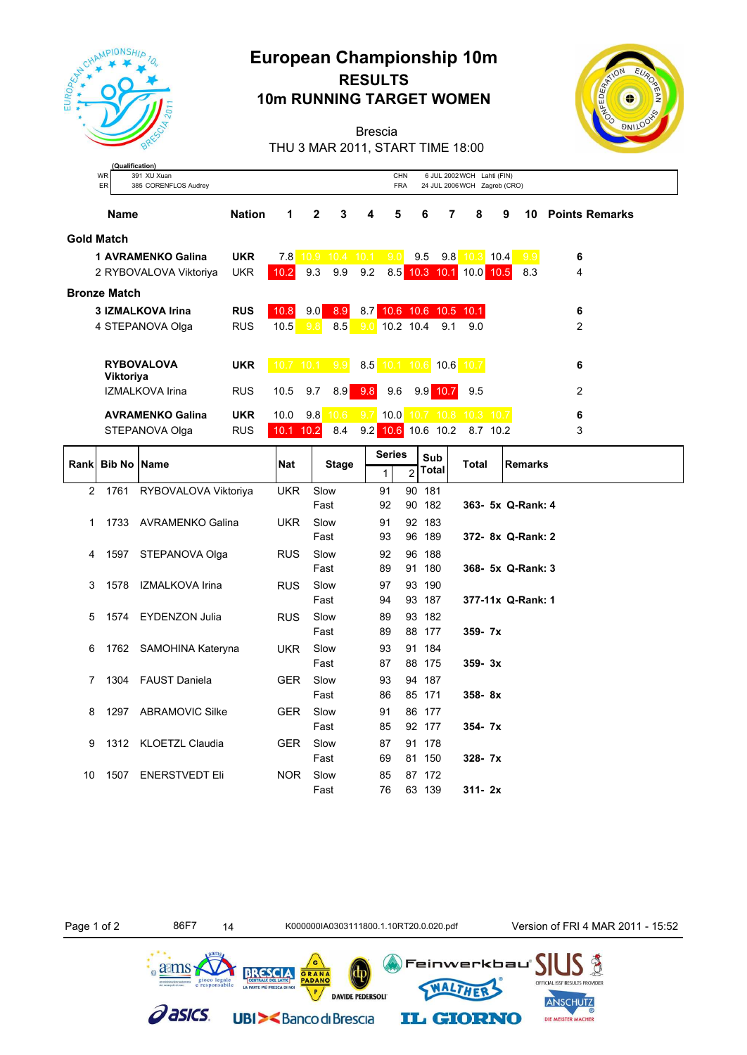# European Championship 10m

## RESULTS

## 10m RUNNING TARGET WOMEN

Brescia

THU 3 MAR 2011, START TIME 18:00

| (Qualification) | | | | |
|---|---|---|---|---|
| WR | 391 XU Xuan | CHN | 6 JUL 2002 WCH | Lahti (FIN) |
| ER | 385 CORENFLOS Audrey | FRA | 24 JUL 2006 WCH | Zagreb (CRO) |

| Name | Nation | 1 | 2 | 3 | 4 | 5 | 6 | 7 | 8 | 9 | 10 | Points | Remarks |
|---|---|---|---|---|---|---|---|---|---|---|---|---|---|
| **Gold Match** | | | | | | | | | | | | | |
| **1 AVRAMENKO Galina** | **UKR** | 7.8 | 10.9 | 10.4 | 10.1 | 9.0 | 9.5 | 9.8 | 10.3 | 10.4 | 9.9 | **6** | |
| 2 RYBOVALOVA Viktoriya | UKR | 10.2 | 9.3 | 9.9 | 9.2 | 8.5 | 10.3 | 10.1 | 10.0 | 10.5 | 8.3 | 4 | |
| **Bronze Match** | | | | | | | | | | | | | |
| **3 IZMALKOVA Irina** | **RUS** | 10.8 | 9.0 | 8.9 | 8.7 | 10.6 | 10.6 | 10.5 | 10.1 | | | **6** | |
| 4 STEPANOVA Olga | RUS | 10.5 | 9.8 | 8.5 | 9.0 | 10.2 | 10.4 | 9.1 | 9.0 | | | 2 | |
| **RYBOVALOVA Viktoriya** | **UKR** | 10.7 | 10.1 | 9.9 | 8.5 | 10.1 | 10.6 | 10.6 | 10.7 | | | **6** | |
| IZMALKOVA Irina | RUS | 10.5 | 9.7 | 8.9 | 9.8 | 9.6 | 9.9 | 10.7 | 9.5 | | | 2 | |
| **AVRAMENKO Galina** | **UKR** | 10.0 | 9.8 | 10.6 | 9.7 | 10.0 | 10.7 | 10.8 | 10.3 | 10.7 | | **6** | |
| STEPANOVA Olga | RUS | 10.1 | 10.2 | 8.4 | 9.2 | 10.6 | 10.6 | 10.2 | 8.7 | 10.2 | | 3 | |

| Rank | Bib No | Name | Nat | Stage | Series 1 | Series 2 | Sub Total | Total | Remarks |
|---|---|---|---|---|---|---|---|---|---|
| 2 | 1761 | RYBOVALOVA Viktoriya | UKR | Slow | 91 | 90 | 181 | | |
| | | | | Fast | 92 | 90 | 182 | **363- 5x** | **Q-Rank: 4** |
| 1 | 1733 | AVRAMENKO Galina | UKR | Slow | 91 | 92 | 183 | | |
| | | | | Fast | 93 | 96 | 189 | **372- 8x** | **Q-Rank: 2** |
| 4 | 1597 | STEPANOVA Olga | RUS | Slow | 92 | 96 | 188 | | |
| | | | | Fast | 89 | 91 | 180 | **368- 5x** | **Q-Rank: 3** |
| 3 | 1578 | IZMALKOVA Irina | RUS | Slow | 97 | 93 | 190 | | |
| | | | | Fast | 94 | 93 | 187 | **377-11x** | **Q-Rank: 1** |
| 5 | 1574 | EYDENZON Julia | RUS | Slow | 89 | 93 | 182 | | |
| | | | | Fast | 89 | 88 | 177 | **359- 7x** | |
| 6 | 1762 | SAMOHINA Kateryna | UKR | Slow | 93 | 91 | 184 | | |
| | | | | Fast | 87 | 88 | 175 | **359- 3x** | |
| 7 | 1304 | FAUST Daniela | GER | Slow | 93 | 94 | 187 | | |
| | | | | Fast | 86 | 85 | 171 | **358- 8x** | |
| 8 | 1297 | ABRAMOVIC Silke | GER | Slow | 91 | 86 | 177 | | |
| | | | | Fast | 85 | 92 | 177 | **354- 7x** | |
| 9 | 1312 | KLOETZL Claudia | GER | Slow | 87 | 91 | 178 | | |
| | | | | Fast | 69 | 81 | 150 | **328- 7x** | |
| 10 | 1507 | ENERSTVEDT Eli | NOR | Slow | 85 | 87 | 172 | | |
| | | | | Fast | 76 | 63 | 139 | **311- 2x** | |

86F7 14 K000000IA0303111800.1.10RT20.0.020.pdf Version of FRI 4 MAR 2011 - 15:52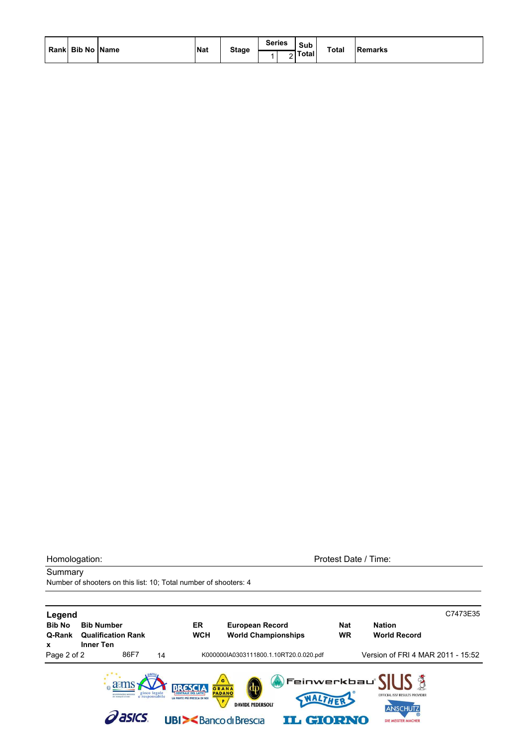| Rank | Bib No | Name | Nat | Stage | Series |  | Sub Total | Total | Remarks |
|---|---|---|---|---|---|---|---|---|---|
|  |  |  |  |  | 1 | 2 |  |  |  |

Homologation: Protest Date / Time:

Summary

Number of shooters on this list: 10; Total number of shooters: 4

**Legend** C7473E35

| | | | | | |
|---|---|---|---|---|---|
| **Bib No** | **Bib Number** | **ER** | **European Record** | **Nat** | **Nation** |
| **Q-Rank** | **Qualification Rank** | **WCH** | **World Championships** | **WR** | **World Record** |
| **x** | **Inner Ten** | | | | |

86F7 14 K000000IA0303111800.1.10RT20.0.020.pdf Version of FRI 4 MAR 2011 - 15:52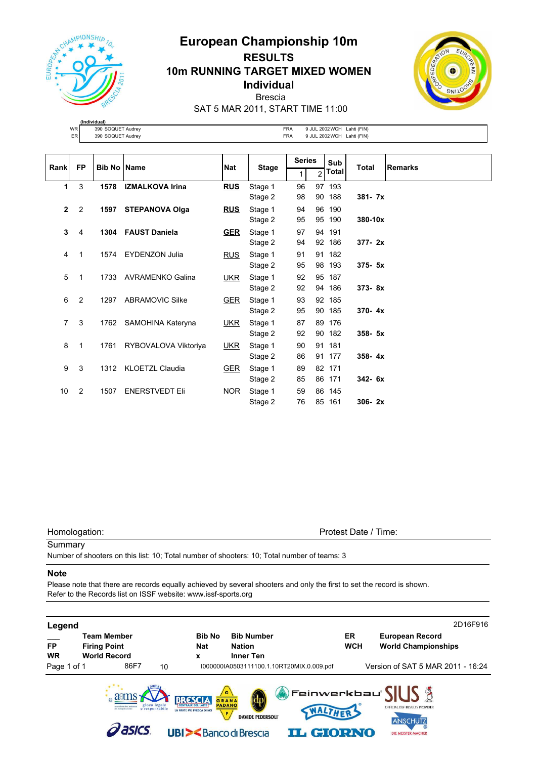# European Championship 10m

## RESULTS

## 10m RUNNING TARGET MIXED WOMEN

## Individual

Brescia

SAT 5 MAR 2011, START TIME 11:00

(Individual)

| | | | | |
|---|---|---|---|---|
| WR | 390 SOQUET Audrey | FRA | 9 JUL 2002 WCH | Lahti (FIN) |
| ER | 390 SOQUET Audrey | FRA | 9 JUL 2002 WCH | Lahti (FIN) |

| Rank | FP | Bib No | Name | Nat | Stage | Series 1 | Series 2 | Sub Total | Total | Remarks |
|---|---|---|---|---|---|---|---|---|---|---|
| **1** | 3 | **1578** | **IZMALKOVA Irina** | **RUS** | Stage 1 | 96 | 97 | 193 | | |
| | | | | | Stage 2 | 98 | 90 | 188 | **381- 7x** | |
| **2** | 2 | **1597** | **STEPANOVA Olga** | **RUS** | Stage 1 | 94 | 96 | 190 | | |
| | | | | | Stage 2 | 95 | 95 | 190 | **380-10x** | |
| **3** | 4 | **1304** | **FAUST Daniela** | **GER** | Stage 1 | 97 | 94 | 191 | | |
| | | | | | Stage 2 | 94 | 92 | 186 | **377- 2x** | |
| 4 | 1 | 1574 | EYDENZON Julia | RUS | Stage 1 | 91 | 91 | 182 | | |
| | | | | | Stage 2 | 95 | 98 | 193 | **375- 5x** | |
| 5 | 1 | 1733 | AVRAMENKO Galina | UKR | Stage 1 | 92 | 95 | 187 | | |
| | | | | | Stage 2 | 92 | 94 | 186 | **373- 8x** | |
| 6 | 2 | 1297 | ABRAMOVIC Silke | GER | Stage 1 | 93 | 92 | 185 | | |
| | | | | | Stage 2 | 95 | 90 | 185 | **370- 4x** | |
| 7 | 3 | 1762 | SAMOHINA Kateryna | UKR | Stage 1 | 87 | 89 | 176 | | |
| | | | | | Stage 2 | 92 | 90 | 182 | **358- 5x** | |
| 8 | 1 | 1761 | RYBOVALOVA Viktoriya | UKR | Stage 1 | 90 | 91 | 181 | | |
| | | | | | Stage 2 | 86 | 91 | 177 | **358- 4x** | |
| 9 | 3 | 1312 | KLOETZL Claudia | GER | Stage 1 | 89 | 82 | 171 | | |
| | | | | | Stage 2 | 85 | 86 | 171 | **342- 6x** | |
| 10 | 2 | 1507 | ENERSTVEDT Eli | NOR | Stage 1 | 59 | 86 | 145 | | |
| | | | | | Stage 2 | 76 | 85 | 161 | **306- 2x** | |

Homologation: Protest Date / Time:

Summary

Number of shooters on this list: 10; Total number of shooters: 10; Total number of teams: 3

**Note**

Please note that there are records equally achieved by several shooters and only the first to set the record is shown.
Refer to the Records list on ISSF website: www.issf-sports.org

**Legend** 2D16F916

| | | | | | |
|---|---|---|---|---|---|
| ___ | **Team Member** | **Bib No** | **Bib Number** | **ER** | **European Record** |
| **FP** | **Firing Point** | **Nat** | **Nation** | **WCH** | **World Championships** |
| **WR** | **World Record** | **x** | **Inner Ten** | | |

86F7 10 I000000IA0503111100.1.10RT20MIX.0.009.pdf Version of SAT 5 MAR 2011 - 16:24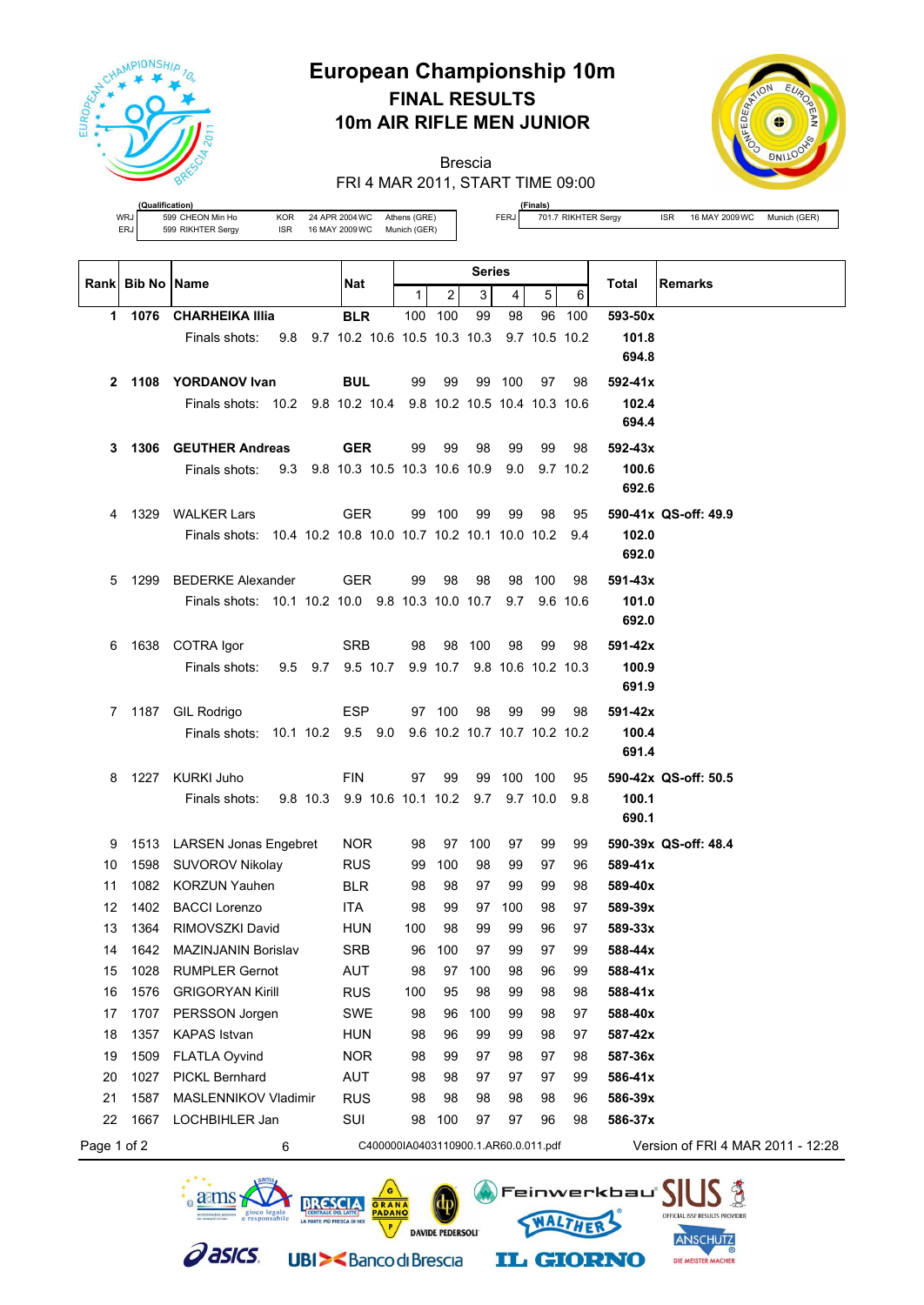# European Championship 10m

## FINAL RESULTS

## 10m AIR RIFLE MEN JUNIOR

Brescia

FRI 4 MAR 2011, START TIME 09:00

| (Qualification) | | | | | |
|---|---|---|---|---|---|
| WRJ | 599 CHEON Min Ho | KOR | 24 APR 2004 | WC | Athens (GRE) |
| ERJ | 599 RIKHTER Sergy | ISR | 16 MAY 2009 | WC | Munich (GER) |

| (Finals) | | | | | |
|---|---|---|---|---|---|
| FERJ | 701.7 RIKHTER Sergy | ISR | 16 MAY 2009 | WC | Munich (GER) |

| Rank | Bib No | Name | Nat | Series 1 | 2 | 3 | 4 | 5 | 6 | Total | Remarks |
|---|---|---|---|---|---|---|---|---|---|---|---|
| **1** | **1076** | **CHARHEIKA Illia** | **BLR** | 100 | 100 | 99 | 98 | 96 | 100 | **593-50x** | |
| | | Finals shots: 9.8 9.7 10.2 10.6 10.5 10.3 10.3 9.7 10.5 10.2 | | | | | | | | **101.8** | |
| | | | | | | | | | | **694.8** | |
| **2** | **1108** | **YORDANOV Ivan** | **BUL** | 99 | 99 | 99 | 100 | 97 | 98 | **592-41x** | |
| | | Finals shots: 10.2 9.8 10.2 10.4 9.8 10.2 10.5 10.4 10.3 10.6 | | | | | | | | **102.4** | |
| | | | | | | | | | | **694.4** | |
| **3** | **1306** | **GEUTHER Andreas** | **GER** | 99 | 99 | 98 | 99 | 99 | 98 | **592-43x** | |
| | | Finals shots: 9.3 9.8 10.3 10.5 10.3 10.6 10.9 9.0 9.7 10.2 | | | | | | | | **100.6** | |
| | | | | | | | | | | **692.6** | |
| 4 | 1329 | WALKER Lars | GER | 99 | 100 | 99 | 99 | 98 | 95 | **590-41x** | **QS-off: 49.9** |
| | | Finals shots: 10.4 10.2 10.8 10.0 10.7 10.2 10.1 10.0 10.2 9.4 | | | | | | | | **102.0** | |
| | | | | | | | | | | **692.0** | |
| 5 | 1299 | BEDERKE Alexander | GER | 99 | 98 | 98 | 98 | 100 | 98 | **591-43x** | |
| | | Finals shots: 10.1 10.2 10.0 9.8 10.3 10.0 10.7 9.7 9.6 10.6 | | | | | | | | **101.0** | |
| | | | | | | | | | | **692.0** | |
| 6 | 1638 | COTRA Igor | SRB | 98 | 98 | 100 | 98 | 99 | 98 | **591-42x** | |
| | | Finals shots: 9.5 9.7 9.5 10.7 9.9 10.7 9.8 10.6 10.2 10.3 | | | | | | | | **100.9** | |
| | | | | | | | | | | **691.9** | |
| 7 | 1187 | GIL Rodrigo | ESP | 97 | 100 | 98 | 99 | 99 | 98 | **591-42x** | |
| | | Finals shots: 10.1 10.2 9.5 9.0 9.6 10.2 10.7 10.7 10.2 10.2 | | | | | | | | **100.4** | |
| | | | | | | | | | | **691.4** | |
| 8 | 1227 | KURKI Juho | FIN | 97 | 99 | 99 | 100 | 100 | 95 | **590-42x** | **QS-off: 50.5** |
| | | Finals shots: 9.8 10.3 9.9 10.6 10.1 10.2 9.7 9.7 10.0 9.8 | | | | | | | | **100.1** | |
| | | | | | | | | | | **690.1** | |
| 9 | 1513 | LARSEN Jonas Engebret | NOR | 98 | 97 | 100 | 97 | 99 | 99 | **590-39x** | **QS-off: 48.4** |
| 10 | 1598 | SUVOROV Nikolay | RUS | 99 | 100 | 98 | 99 | 97 | 96 | **589-41x** | |
| 11 | 1082 | KORZUN Yauhen | BLR | 98 | 98 | 97 | 99 | 99 | 98 | **589-40x** | |
| 12 | 1402 | BACCI Lorenzo | ITA | 98 | 99 | 97 | 100 | 98 | 97 | **589-39x** | |
| 13 | 1364 | RIMOVSZKI David | HUN | 100 | 98 | 99 | 99 | 96 | 97 | **589-33x** | |
| 14 | 1642 | MAZINJANIN Borislav | SRB | 96 | 100 | 97 | 99 | 97 | 99 | **588-44x** | |
| 15 | 1028 | RUMPLER Gernot | AUT | 98 | 97 | 100 | 98 | 96 | 99 | **588-41x** | |
| 16 | 1576 | GRIGORYAN Kirill | RUS | 100 | 95 | 98 | 99 | 98 | 98 | **588-41x** | |
| 17 | 1707 | PERSSON Jorgen | SWE | 98 | 96 | 100 | 99 | 98 | 97 | **588-40x** | |
| 18 | 1357 | KAPAS Istvan | HUN | 98 | 96 | 99 | 99 | 98 | 97 | **587-42x** | |
| 19 | 1509 | FLATLA Oyvind | NOR | 98 | 99 | 97 | 98 | 97 | 98 | **587-36x** | |
| 20 | 1027 | PICKL Bernhard | AUT | 98 | 98 | 97 | 97 | 97 | 99 | **586-41x** | |
| 21 | 1587 | MASLENNIKOV Vladimir | RUS | 98 | 98 | 98 | 98 | 98 | 96 | **586-39x** | |
| 22 | 1667 | LOCHBIHLER Jan | SUI | 98 | 100 | 97 | 97 | 96 | 98 | **586-37x** | |

6 C400000IA0403110900.1.AR60.0.011.pdf Version of FRI 4 MAR 2011 - 12:28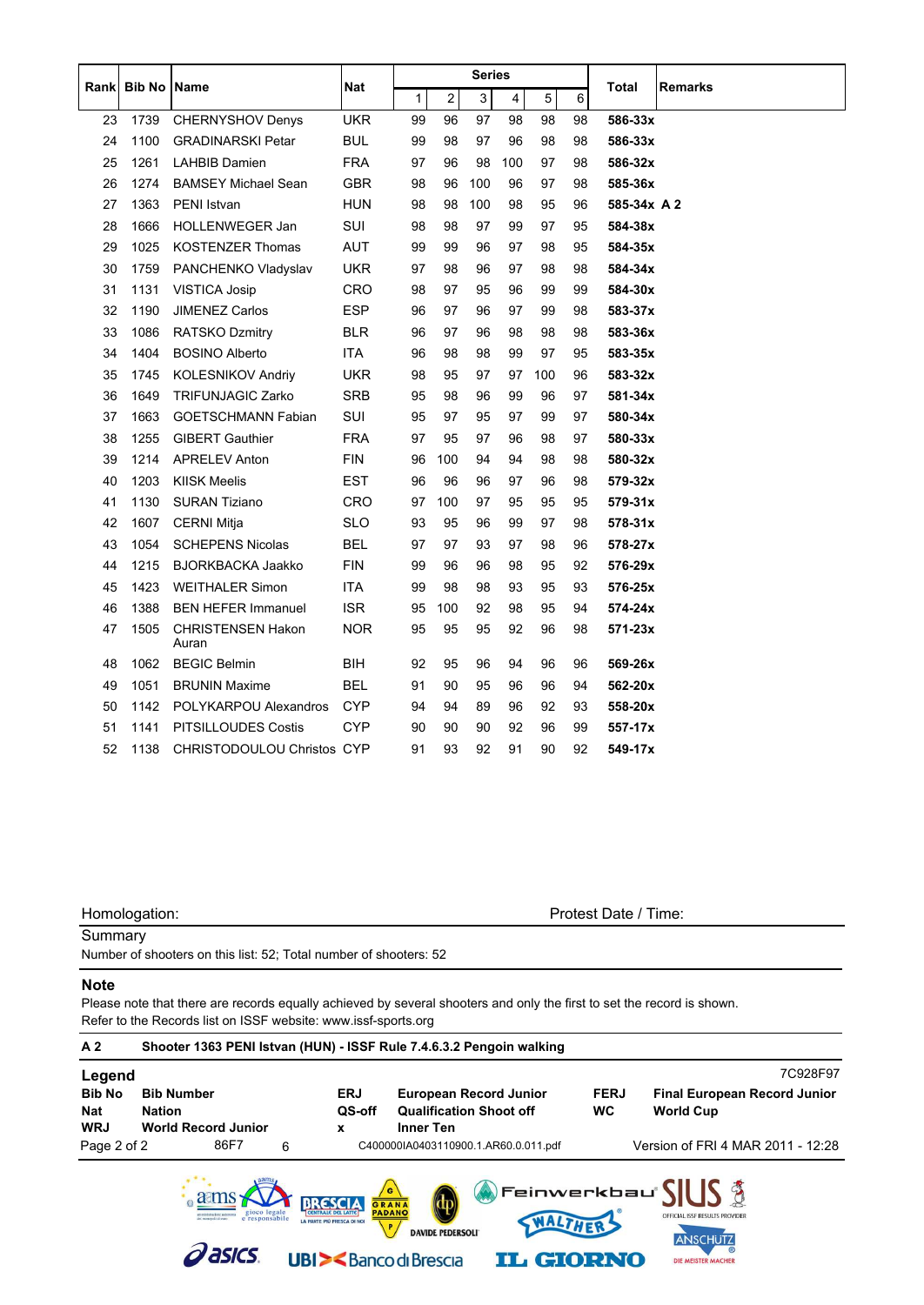| Rank | Bib No | Name | Nat | Series | | | | | | Total | Remarks |
|---|---|---|---|---|---|---|---|---|---|---|---|
| | | | | 1 | 2 | 3 | 4 | 5 | 6 | | |
| 23 | 1739 | CHERNYSHOV Denys | UKR | 99 | 96 | 97 | 98 | 98 | 98 | **586-33x** | |
| 24 | 1100 | GRADINARSKI Petar | BUL | 99 | 98 | 97 | 96 | 98 | 98 | **586-33x** | |
| 25 | 1261 | LAHBIB Damien | FRA | 97 | 96 | 98 | 100 | 97 | 98 | **586-32x** | |
| 26 | 1274 | BAMSEY Michael Sean | GBR | 98 | 96 | 100 | 96 | 97 | 98 | **585-36x** | |
| 27 | 1363 | PENI Istvan | HUN | 98 | 98 | 100 | 98 | 95 | 96 | **585-34x** | A 2 |
| 28 | 1666 | HOLLENWEGER Jan | SUI | 98 | 98 | 97 | 99 | 97 | 95 | **584-38x** | |
| 29 | 1025 | KOSTENZER Thomas | AUT | 99 | 99 | 96 | 97 | 98 | 95 | **584-35x** | |
| 30 | 1759 | PANCHENKO Vladyslav | UKR | 97 | 98 | 96 | 97 | 98 | 98 | **584-34x** | |
| 31 | 1131 | VISTICA Josip | CRO | 98 | 97 | 95 | 96 | 99 | 99 | **584-30x** | |
| 32 | 1190 | JIMENEZ Carlos | ESP | 96 | 97 | 96 | 97 | 99 | 98 | **583-37x** | |
| 33 | 1086 | RATSKO Dzmitry | BLR | 96 | 97 | 96 | 98 | 98 | 98 | **583-36x** | |
| 34 | 1404 | BOSINO Alberto | ITA | 96 | 98 | 98 | 99 | 97 | 95 | **583-35x** | |
| 35 | 1745 | KOLESNIKOV Andriy | UKR | 98 | 95 | 97 | 97 | 100 | 96 | **583-32x** | |
| 36 | 1649 | TRIFUNJAGIC Zarko | SRB | 95 | 98 | 96 | 99 | 96 | 97 | **581-34x** | |
| 37 | 1663 | GOETSCHMANN Fabian | SUI | 95 | 97 | 95 | 97 | 99 | 97 | **580-34x** | |
| 38 | 1255 | GIBERT Gauthier | FRA | 97 | 95 | 97 | 96 | 98 | 97 | **580-33x** | |
| 39 | 1214 | APRELEV Anton | FIN | 96 | 100 | 94 | 94 | 98 | 98 | **580-32x** | |
| 40 | 1203 | KIISK Meelis | EST | 96 | 96 | 96 | 97 | 96 | 98 | **579-32x** | |
| 41 | 1130 | SURAN Tiziano | CRO | 97 | 100 | 97 | 95 | 95 | 95 | **579-31x** | |
| 42 | 1607 | CERNI Mitja | SLO | 93 | 95 | 96 | 99 | 97 | 98 | **578-31x** | |
| 43 | 1054 | SCHEPENS Nicolas | BEL | 97 | 97 | 93 | 97 | 98 | 96 | **578-27x** | |
| 44 | 1215 | BJORKBACKA Jaakko | FIN | 99 | 96 | 96 | 98 | 95 | 92 | **576-29x** | |
| 45 | 1423 | WEITHALER Simon | ITA | 99 | 98 | 98 | 93 | 95 | 93 | **576-25x** | |
| 46 | 1388 | BEN HEFER Immanuel | ISR | 95 | 100 | 92 | 98 | 95 | 94 | **574-24x** | |
| 47 | 1505 | CHRISTENSEN Hakon Auran | NOR | 95 | 95 | 95 | 92 | 96 | 98 | **571-23x** | |
| 48 | 1062 | BEGIC Belmin | BIH | 92 | 95 | 96 | 94 | 96 | 96 | **569-26x** | |
| 49 | 1051 | BRUNIN Maxime | BEL | 91 | 90 | 95 | 96 | 96 | 94 | **562-20x** | |
| 50 | 1142 | POLYKARPOU Alexandros | CYP | 94 | 94 | 89 | 96 | 92 | 93 | **558-20x** | |
| 51 | 1141 | PITSILLOUDES Costis | CYP | 90 | 90 | 90 | 92 | 96 | 99 | **557-17x** | |
| 52 | 1138 | CHRISTODOULOU Christos | CYP | 91 | 93 | 92 | 91 | 90 | 92 | **549-17x** | |

Homologation: 　　　　Protest Date / Time:

Summary

Number of shooters on this list: 52; Total number of shooters: 52

**Note**

Please note that there are records equally achieved by several shooters and only the first to set the record is shown.
Refer to the Records list on ISSF website: www.issf-sports.org

| | |
|---|---|
| **A 2** | **Shooter 1363 PENI Istvan (HUN) - ISSF Rule 7.4.6.3.2 Pengoin walking** |

**Legend**

7C928F97

| | | | | | |
|---|---|---|---|---|---|
| **Bib No** | **Bib Number** | **ERJ** | **European Record Junior** | **FERJ** | **Final European Record Junior** |
| **Nat** | **Nation** | **QS-off** | **Qualification Shoot off** | **WC** | **World Cup** |
| **WRJ** | **World Record Junior** | **x** | **Inner Ten** | | |

86F7 　6 　C400000IA0403110900.1.AR60.0.011.pdf 　Version of FRI 4 MAR 2011 - 12:28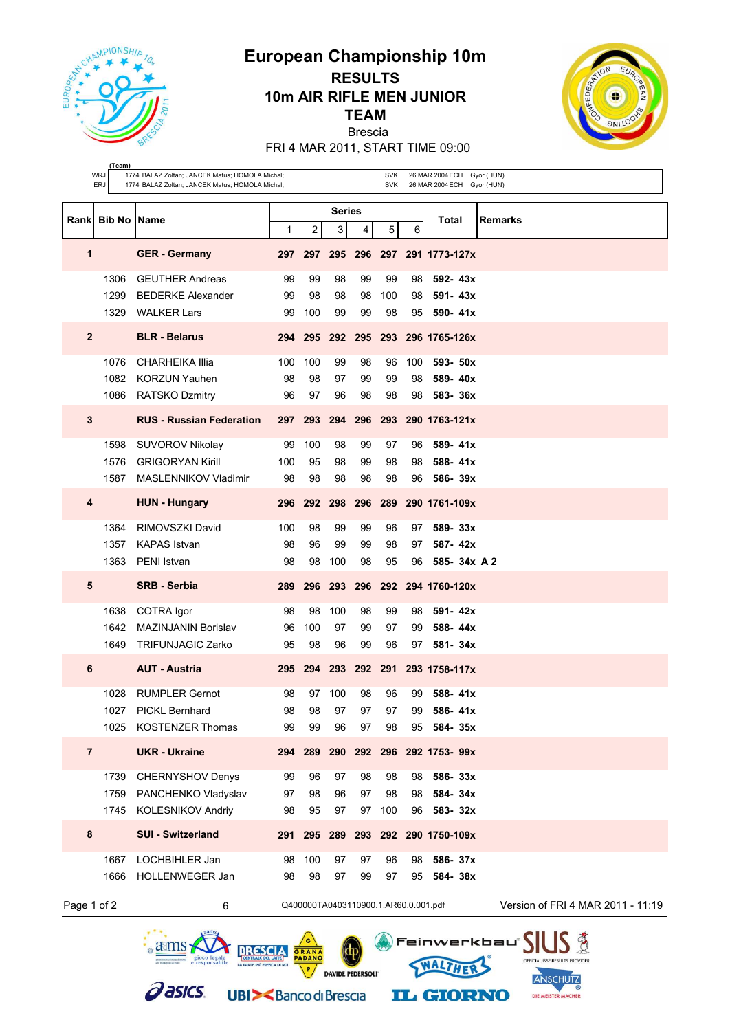# European Championship 10m

## RESULTS
## 10m AIR RIFLE MEN JUNIOR
## TEAM

Brescia

FRI 4 MAR 2011, START TIME 09:00

| | (Team) | | | | |
|---|---|---|---|---|---|
| WRJ | 1774 BALAZ Zoltan; JANCEK Matus; HOMOLA Michal; | SVK | 26 MAR 2004 ECH | Gyor (HUN) |
| ERJ | 1774 BALAZ Zoltan; JANCEK Matus; HOMOLA Michal; | SVK | 26 MAR 2004 ECH | Gyor (HUN) |

| Rank | Bib No | Name | Series 1 | 2 | 3 | 4 | 5 | 6 | Total | Remarks |
|---|---|---|---|---|---|---|---|---|---|---|
| **1** | | **GER - Germany** | **297** | **297** | **295** | **296** | **297** | **291** | **1773-127x** | |
| | 1306 | GEUTHER Andreas | 99 | 99 | 98 | 99 | 99 | 98 | **592- 43x** | |
| | 1299 | BEDERKE Alexander | 99 | 98 | 98 | 98 | 100 | 98 | **591- 43x** | |
| | 1329 | WALKER Lars | 99 | 100 | 99 | 99 | 98 | 95 | **590- 41x** | |
| **2** | | **BLR - Belarus** | **294** | **295** | **292** | **295** | **293** | **296** | **1765-126x** | |
| | 1076 | CHARHEIKA Illia | 100 | 100 | 99 | 98 | 96 | 100 | **593- 50x** | |
| | 1082 | KORZUN Yauhen | 98 | 98 | 97 | 99 | 99 | 98 | **589- 40x** | |
| | 1086 | RATSKO Dzmitry | 96 | 97 | 96 | 98 | 98 | 98 | **583- 36x** | |
| **3** | | **RUS - Russian Federation** | **297** | **293** | **294** | **296** | **293** | **290** | **1763-121x** | |
| | 1598 | SUVOROV Nikolay | 99 | 100 | 98 | 99 | 97 | 96 | **589- 41x** | |
| | 1576 | GRIGORYAN Kirill | 100 | 95 | 98 | 99 | 98 | 98 | **588- 41x** | |
| | 1587 | MASLENNIKOV Vladimir | 98 | 98 | 98 | 98 | 98 | 96 | **586- 39x** | |
| **4** | | **HUN - Hungary** | **296** | **292** | **298** | **296** | **289** | **290** | **1761-109x** | |
| | 1364 | RIMOVSZKI David | 100 | 98 | 99 | 99 | 96 | 97 | **589- 33x** | |
| | 1357 | KAPAS Istvan | 98 | 96 | 99 | 99 | 98 | 97 | **587- 42x** | |
| | 1363 | PENI Istvan | 98 | 98 | 100 | 98 | 95 | 96 | **585- 34x** | **A 2** |
| **5** | | **SRB - Serbia** | **289** | **296** | **293** | **296** | **292** | **294** | **1760-120x** | |
| | 1638 | COTRA Igor | 98 | 98 | 100 | 98 | 99 | 98 | **591- 42x** | |
| | 1642 | MAZINJANIN Borislav | 96 | 100 | 97 | 99 | 97 | 99 | **588- 44x** | |
| | 1649 | TRIFUNJAGIC Zarko | 95 | 98 | 96 | 99 | 96 | 97 | **581- 34x** | |
| **6** | | **AUT - Austria** | **295** | **294** | **293** | **292** | **291** | **293** | **1758-117x** | |
| | 1028 | RUMPLER Gernot | 98 | 97 | 100 | 98 | 96 | 99 | **588- 41x** | |
| | 1027 | PICKL Bernhard | 98 | 98 | 97 | 97 | 97 | 99 | **586- 41x** | |
| | 1025 | KOSTENZER Thomas | 99 | 99 | 96 | 97 | 98 | 95 | **584- 35x** | |
| **7** | | **UKR - Ukraine** | **294** | **289** | **290** | **292** | **296** | **292** | **1753- 99x** | |
| | 1739 | CHERNYSHOV Denys | 99 | 96 | 97 | 98 | 98 | 98 | **586- 33x** | |
| | 1759 | PANCHENKO Vladyslav | 97 | 98 | 96 | 97 | 98 | 98 | **584- 34x** | |
| | 1745 | KOLESNIKOV Andriy | 98 | 95 | 97 | 97 | 100 | 96 | **583- 32x** | |
| **8** | | **SUI - Switzerland** | **291** | **295** | **289** | **293** | **292** | **290** | **1750-109x** | |
| | 1667 | LOCHBIHLER Jan | 98 | 100 | 97 | 97 | 96 | 98 | **586- 37x** | |
| | 1666 | HOLLENWEGER Jan | 98 | 98 | 97 | 99 | 97 | 95 | **584- 38x** | |

6 &nbsp;&nbsp; Q400000TA0403110900.1.AR60.0.001.pdf &nbsp;&nbsp; Version of FRI 4 MAR 2011 - 11:19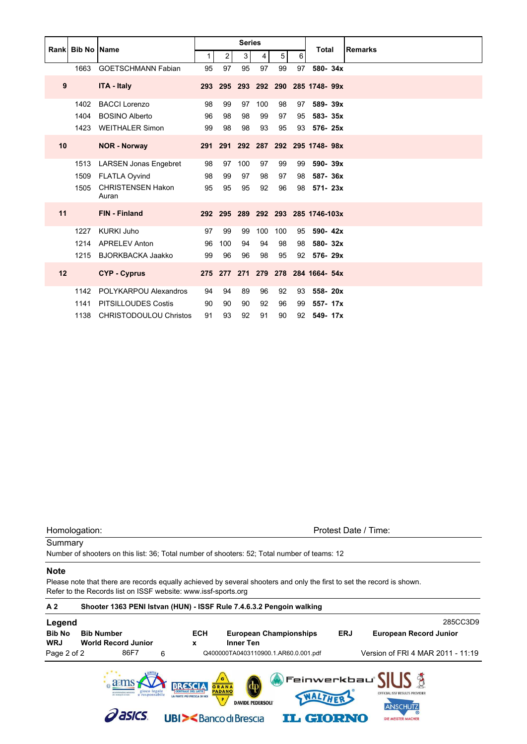| Rank | Bib No | Name | Series | | | | | | Total | Remarks |
|---|---|---|---|---|---|---|---|---|---|---|
| | | | 1 | 2 | 3 | 4 | 5 | 6 | | |
| | 1663 | GOETSCHMANN Fabian | 95 | 97 | 95 | 97 | 99 | 97 | **580- 34x** | |
| **9** | | **ITA - Italy** | **293** | **295** | **293** | **292** | **290** | **285** | **1748- 99x** | |
| | 1402 | BACCI Lorenzo | 98 | 99 | 97 | 100 | 98 | 97 | **589- 39x** | |
| | 1404 | BOSINO Alberto | 96 | 98 | 98 | 99 | 97 | 95 | **583- 35x** | |
| | 1423 | WEITHALER Simon | 99 | 98 | 98 | 93 | 95 | 93 | **576- 25x** | |
| **10** | | **NOR - Norway** | **291** | **291** | **292** | **287** | **292** | **295** | **1748- 98x** | |
| | 1513 | LARSEN Jonas Engebret | 98 | 97 | 100 | 97 | 99 | 99 | **590- 39x** | |
| | 1509 | FLATLA Oyvind | 98 | 99 | 97 | 98 | 97 | 98 | **587- 36x** | |
| | 1505 | CHRISTENSEN Hakon Auran | 95 | 95 | 95 | 92 | 96 | 98 | **571- 23x** | |
| **11** | | **FIN - Finland** | **292** | **295** | **289** | **292** | **293** | **285** | **1746-103x** | |
| | 1227 | KURKI Juho | 97 | 99 | 99 | 100 | 100 | 95 | **590- 42x** | |
| | 1214 | APRELEV Anton | 96 | 100 | 94 | 94 | 98 | 98 | **580- 32x** | |
| | 1215 | BJORKBACKA Jaakko | 99 | 96 | 96 | 98 | 95 | 92 | **576- 29x** | |
| **12** | | **CYP - Cyprus** | **275** | **277** | **271** | **279** | **278** | **284** | **1664- 54x** | |
| | 1142 | POLYKARPOU Alexandros | 94 | 94 | 89 | 96 | 92 | 93 | **558- 20x** | |
| | 1141 | PITSILLOUDES Costis | 90 | 90 | 90 | 92 | 96 | 99 | **557- 17x** | |
| | 1138 | CHRISTODOULOU Christos | 91 | 93 | 92 | 91 | 90 | 92 | **549- 17x** | |

Homologation: Protest Date / Time:

Summary

Number of shooters on this list: 36; Total number of shooters: 52; Total number of teams: 12

**Note**

Please note that there are records equally achieved by several shooters and only the first to set the record is shown.
Refer to the Records list on ISSF website: www.issf-sports.org

**A 2** **Shooter 1363 PENI Istvan (HUN) - ISSF Rule 7.4.6.3.2 Pengoin walking**

**Legend** 285CC3D9

| | | | | | |
|---|---|---|---|---|---|
| **Bib No** | **Bib Number** | **ECH** | **European Championships** | **ERJ** | **European Record Junior** |
| **WRJ** | **World Record Junior** | **x** | **Inner Ten** | | |

86F7 6 Q400000TA0403110900.1.AR60.0.001.pdf Version of FRI 4 MAR 2011 - 11:19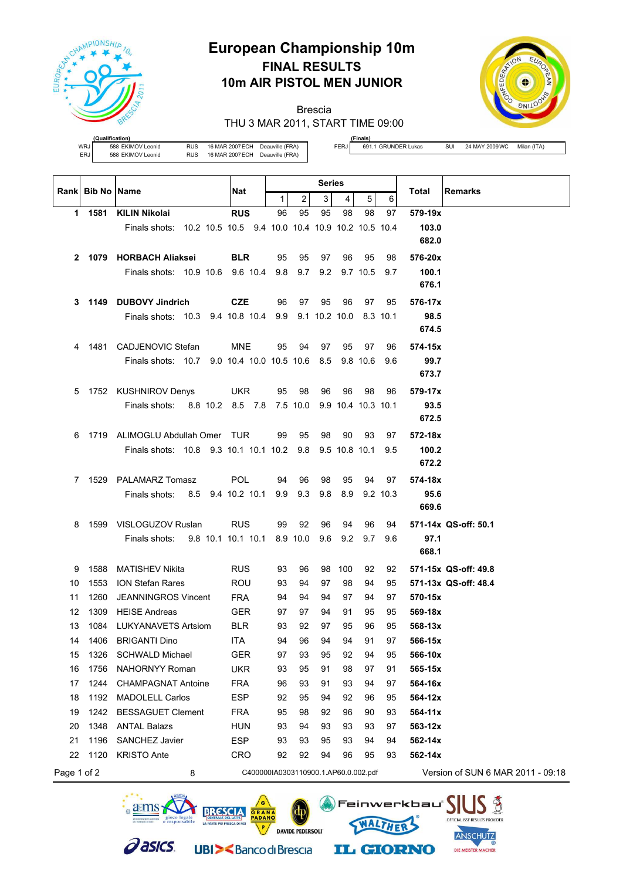# European Championship 10m

## FINAL RESULTS

## 10m AIR PISTOL MEN JUNIOR

Brescia

THU 3 MAR 2011, START TIME 09:00

| | (Qualification) | | | | |
|---|---|---|---|---|---|
| WRJ | 588 EKIMOV Leonid | RUS | 16 MAR 2007 | ECH | Deauville (FRA) |
| ERJ | 588 EKIMOV Leonid | RUS | 16 MAR 2007 | ECH | Deauville (FRA) |

| | (Finals) | | | | |
|---|---|---|---|---|---|
| FERJ | 691.1 GRUNDER Lukas | SUI | 24 MAY 2009 | WC | Milan (ITA) |

| Rank | Bib No | Name | Nat | Series 1 | 2 | 3 | 4 | 5 | 6 | Total | Remarks |
|---|---|---|---|---|---|---|---|---|---|---|---|
| **1** | **1581** | **KILIN Nikolai** | **RUS** | 96 | 95 | 95 | 98 | 98 | 97 | **579-19x** | |
| | | Finals shots: 10.2 10.5 10.5 9.4 10.0 10.4 10.9 10.2 10.5 10.4 | | | | | | | | **103.0** | |
| | | | | | | | | | | **682.0** | |
| **2** | **1079** | **HORBACH Aliaksei** | **BLR** | 95 | 95 | 97 | 96 | 95 | 98 | **576-20x** | |
| | | Finals shots: 10.9 10.6 9.6 10.4 9.8 9.7 9.2 9.7 10.5 9.7 | | | | | | | | **100.1** | |
| | | | | | | | | | | **676.1** | |
| **3** | **1149** | **DUBOVY Jindrich** | **CZE** | 96 | 97 | 95 | 96 | 97 | 95 | **576-17x** | |
| | | Finals shots: 10.3 9.4 10.8 10.4 9.9 9.1 10.2 10.0 8.3 10.1 | | | | | | | | **98.5** | |
| | | | | | | | | | | **674.5** | |
| 4 | 1481 | CADJENOVIC Stefan | MNE | 95 | 94 | 97 | 95 | 97 | 96 | **574-15x** | |
| | | Finals shots: 10.7 9.0 10.4 10.0 10.5 10.6 8.5 9.8 10.6 9.6 | | | | | | | | **99.7** | |
| | | | | | | | | | | **673.7** | |
| 5 | 1752 | KUSHNIROV Denys | UKR | 95 | 98 | 96 | 96 | 98 | 96 | **579-17x** | |
| | | Finals shots: 8.8 10.2 8.5 7.8 7.5 10.0 9.9 10.4 10.3 10.1 | | | | | | | | **93.5** | |
| | | | | | | | | | | **672.5** | |
| 6 | 1719 | ALIMOGLU Abdullah Omer | TUR | 99 | 95 | 98 | 90 | 93 | 97 | **572-18x** | |
| | | Finals shots: 10.8 9.3 10.1 10.1 10.2 9.8 9.5 10.8 10.1 9.5 | | | | | | | | **100.2** | |
| | | | | | | | | | | **672.2** | |
| 7 | 1529 | PALAMARZ Tomasz | POL | 94 | 96 | 98 | 95 | 94 | 97 | **574-18x** | |
| | | Finals shots: 8.5 9.4 10.2 10.1 9.9 9.3 9.8 8.9 9.2 10.3 | | | | | | | | **95.6** | |
| | | | | | | | | | | **669.6** | |
| 8 | 1599 | VISLOGUZOV Ruslan | RUS | 99 | 92 | 96 | 94 | 96 | 94 | **571-14x** | **QS-off: 50.1** |
| | | Finals shots: 9.8 10.1 10.1 10.1 8.9 10.0 9.6 9.2 9.7 9.6 | | | | | | | | **97.1** | |
| | | | | | | | | | | **668.1** | |
| 9 | 1588 | MATISHEV Nikita | RUS | 93 | 96 | 98 | 100 | 92 | 92 | **571-15x** | **QS-off: 49.8** |
| 10 | 1553 | ION Stefan Rares | ROU | 93 | 94 | 97 | 98 | 94 | 95 | **571-13x** | **QS-off: 48.4** |
| 11 | 1260 | JEANNINGROS Vincent | FRA | 94 | 94 | 94 | 97 | 94 | 97 | **570-15x** | |
| 12 | 1309 | HEISE Andreas | GER | 97 | 97 | 94 | 91 | 95 | 95 | **569-18x** | |
| 13 | 1084 | LUKYANAVETS Artsiom | BLR | 93 | 92 | 97 | 95 | 96 | 95 | **568-13x** | |
| 14 | 1406 | BRIGANTI Dino | ITA | 94 | 96 | 94 | 94 | 91 | 97 | **566-15x** | |
| 15 | 1326 | SCHWALD Michael | GER | 97 | 93 | 95 | 92 | 94 | 95 | **566-10x** | |
| 16 | 1756 | NAHORNYY Roman | UKR | 93 | 95 | 91 | 98 | 97 | 91 | **565-15x** | |
| 17 | 1244 | CHAMPAGNAT Antoine | FRA | 96 | 93 | 91 | 93 | 94 | 97 | **564-16x** | |
| 18 | 1192 | MADOLELL Carlos | ESP | 92 | 95 | 94 | 92 | 96 | 95 | **564-12x** | |
| 19 | 1242 | BESSAGUET Clement | FRA | 95 | 98 | 92 | 96 | 90 | 93 | **564-11x** | |
| 20 | 1348 | ANTAL Balazs | HUN | 93 | 94 | 93 | 93 | 93 | 97 | **563-12x** | |
| 21 | 1196 | SANCHEZ Javier | ESP | 93 | 93 | 95 | 93 | 94 | 94 | **562-14x** | |
| 22 | 1120 | KRISTO Ante | CRO | 92 | 92 | 94 | 96 | 95 | 93 | **562-14x** | |

8 C400000IA0303110900.1.AP60.0.002.pdf Version of SUN 6 MAR 2011 - 09:18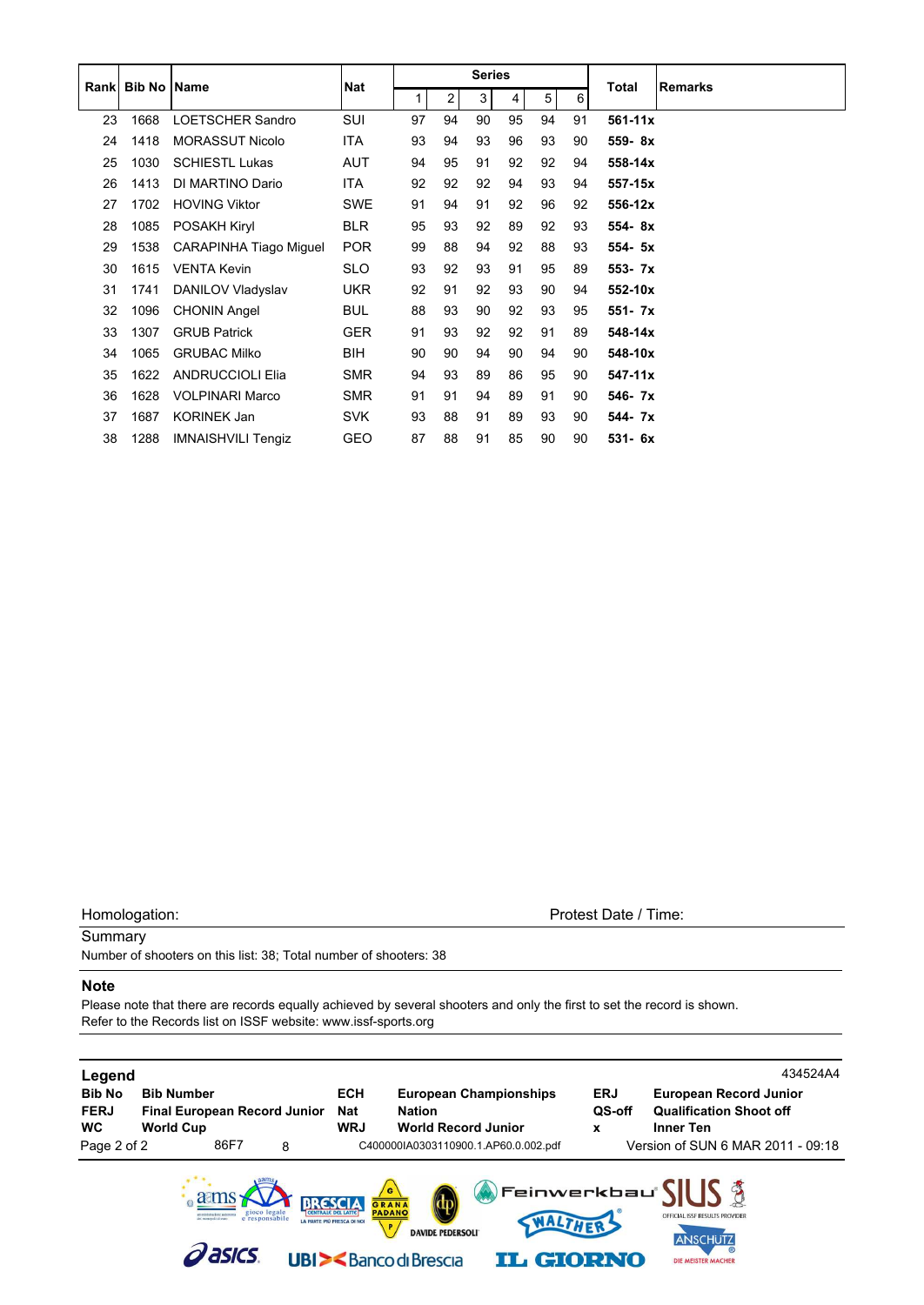| Rank | Bib No | Name | Nat | Series | | | | | | Total | Remarks |
|---|---|---|---|---|---|---|---|---|---|---|---|
| | | | | 1 | 2 | 3 | 4 | 5 | 6 | | |
| 23 | 1668 | LOETSCHER Sandro | SUI | 97 | 94 | 90 | 95 | 94 | 91 | **561-11x** | |
| 24 | 1418 | MORASSUT Nicolo | ITA | 93 | 94 | 93 | 96 | 93 | 90 | **559- 8x** | |
| 25 | 1030 | SCHIESTL Lukas | AUT | 94 | 95 | 91 | 92 | 92 | 94 | **558-14x** | |
| 26 | 1413 | DI MARTINO Dario | ITA | 92 | 92 | 92 | 94 | 93 | 94 | **557-15x** | |
| 27 | 1702 | HOVING Viktor | SWE | 91 | 94 | 91 | 92 | 96 | 92 | **556-12x** | |
| 28 | 1085 | POSAKH Kiryl | BLR | 95 | 93 | 92 | 89 | 92 | 93 | **554- 8x** | |
| 29 | 1538 | CARAPINHA Tiago Miguel | POR | 99 | 88 | 94 | 92 | 88 | 93 | **554- 5x** | |
| 30 | 1615 | VENTA Kevin | SLO | 93 | 92 | 93 | 91 | 95 | 89 | **553- 7x** | |
| 31 | 1741 | DANILOV Vladyslav | UKR | 92 | 91 | 92 | 93 | 90 | 94 | **552-10x** | |
| 32 | 1096 | CHONIN Angel | BUL | 88 | 93 | 90 | 92 | 93 | 95 | **551- 7x** | |
| 33 | 1307 | GRUB Patrick | GER | 91 | 93 | 92 | 92 | 91 | 89 | **548-14x** | |
| 34 | 1065 | GRUBAC Milko | BIH | 90 | 90 | 94 | 90 | 94 | 90 | **548-10x** | |
| 35 | 1622 | ANDRUCCIOLI Elia | SMR | 94 | 93 | 89 | 86 | 95 | 90 | **547-11x** | |
| 36 | 1628 | VOLPINARI Marco | SMR | 91 | 91 | 94 | 89 | 91 | 90 | **546- 7x** | |
| 37 | 1687 | KORINEK Jan | SVK | 93 | 88 | 91 | 89 | 93 | 90 | **544- 7x** | |
| 38 | 1288 | IMNAISHVILI Tengiz | GEO | 87 | 88 | 91 | 85 | 90 | 90 | **531- 6x** | |

Homologation: Protest Date / Time:

Summary

Number of shooters on this list: 38; Total number of shooters: 38

**Note**

Please note that there are records equally achieved by several shooters and only the first to set the record is shown.
Refer to the Records list on ISSF website: www.issf-sports.org

**Legend** 434524A4

| | | | | | |
|---|---|---|---|---|---|
| **Bib No** | **Bib Number** | **ECH** | **European Championships** | **ERJ** | **European Record Junior** |
| **FERJ** | **Final European Record Junior** | **Nat** | **Nation** | **QS-off** | **Qualification Shoot off** |
| **WC** | **World Cup** | **WRJ** | **World Record Junior** | **x** | **Inner Ten** |

86F7 8 C400000IA0303110900.1.AP60.0.002.pdf Version of SUN 6 MAR 2011 - 09:18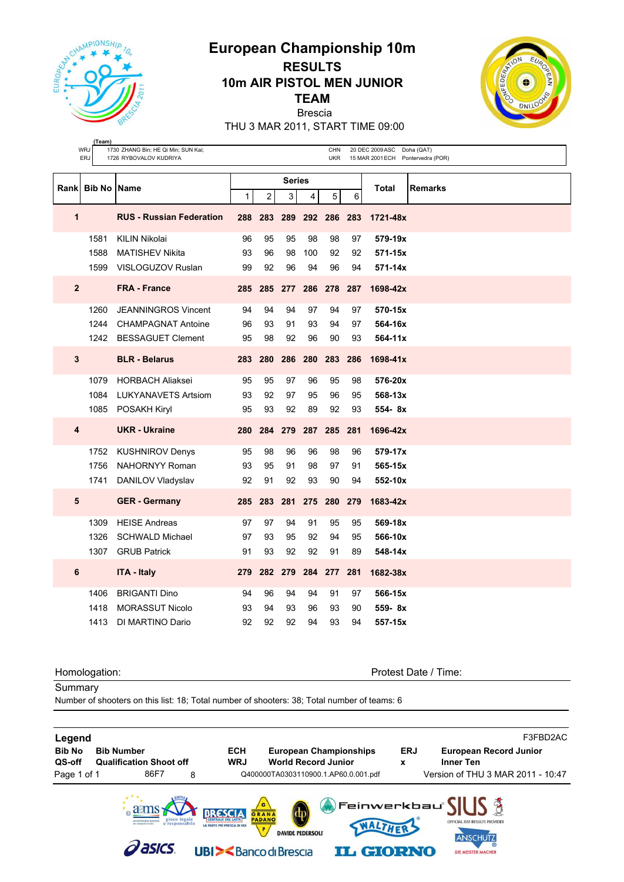# European Championship 10m

## RESULTS

## 10m AIR PISTOL MEN JUNIOR

## TEAM

Brescia

THU 3 MAR 2011, START TIME 09:00

| (Team) | | | | | |
|---|---|---|---|---|---|
| WRJ | 1730 ZHANG Bin; HE Qi Min; SUN Kai; | CHN | 20 DEC 2009 | ASC | Doha (QAT) |
| ERJ | 1726 RYBOVALOV KUDRIYA | UKR | 15 MAR 2001 | ECH | Pontervedra (POR) |

| Rank | Bib No | Name | Series 1 | 2 | 3 | 4 | 5 | 6 | Total | Remarks |
|---|---|---|---|---|---|---|---|---|---|---|
| **1** | | **RUS - Russian Federation** | **288** | **283** | **289** | **292** | **286** | **283** | **1721-48x** | |
| | 1581 | KILIN Nikolai | 96 | 95 | 95 | 98 | 98 | 97 | **579-19x** | |
| | 1588 | MATISHEV Nikita | 93 | 96 | 98 | 100 | 92 | 92 | **571-15x** | |
| | 1599 | VISLOGUZOV Ruslan | 99 | 92 | 96 | 94 | 96 | 94 | **571-14x** | |
| **2** | | **FRA - France** | **285** | **285** | **277** | **286** | **278** | **287** | **1698-42x** | |
| | 1260 | JEANNINGROS Vincent | 94 | 94 | 94 | 97 | 94 | 97 | **570-15x** | |
| | 1244 | CHAMPAGNAT Antoine | 96 | 93 | 91 | 93 | 94 | 97 | **564-16x** | |
| | 1242 | BESSAGUET Clement | 95 | 98 | 92 | 96 | 90 | 93 | **564-11x** | |
| **3** | | **BLR - Belarus** | **283** | **280** | **286** | **280** | **283** | **286** | **1698-41x** | |
| | 1079 | HORBACH Aliaksei | 95 | 95 | 97 | 96 | 95 | 98 | **576-20x** | |
| | 1084 | LUKYANAVETS Artsiom | 93 | 92 | 97 | 95 | 96 | 95 | **568-13x** | |
| | 1085 | POSAKH Kiryl | 95 | 93 | 92 | 89 | 92 | 93 | **554- 8x** | |
| **4** | | **UKR - Ukraine** | **280** | **284** | **279** | **287** | **285** | **281** | **1696-42x** | |
| | 1752 | KUSHNIROV Denys | 95 | 98 | 96 | 96 | 98 | 96 | **579-17x** | |
| | 1756 | NAHORNYY Roman | 93 | 95 | 91 | 98 | 97 | 91 | **565-15x** | |
| | 1741 | DANILOV Vladyslav | 92 | 91 | 92 | 93 | 90 | 94 | **552-10x** | |
| **5** | | **GER - Germany** | **285** | **283** | **281** | **275** | **280** | **279** | **1683-42x** | |
| | 1309 | HEISE Andreas | 97 | 97 | 94 | 91 | 95 | 95 | **569-18x** | |
| | 1326 | SCHWALD Michael | 97 | 93 | 95 | 92 | 94 | 95 | **566-10x** | |
| | 1307 | GRUB Patrick | 91 | 93 | 92 | 92 | 91 | 89 | **548-14x** | |
| **6** | | **ITA - Italy** | **279** | **282** | **279** | **284** | **277** | **281** | **1682-38x** | |
| | 1406 | BRIGANTI Dino | 94 | 96 | 94 | 94 | 91 | 97 | **566-15x** | |
| | 1418 | MORASSUT Nicolo | 93 | 94 | 93 | 96 | 93 | 90 | **559- 8x** | |
| | 1413 | DI MARTINO Dario | 92 | 92 | 92 | 94 | 93 | 94 | **557-15x** | |

Homologation: Protest Date / Time:

Summary

Number of shooters on this list: 18; Total number of shooters: 38; Total number of teams: 6

**Legend** F3FBD2AC

| | | | | | |
|---|---|---|---|---|---|
| **Bib No** | **Bib Number** | **ECH** | **European Championships** | **ERJ** | **European Record Junior** |
| **QS-off** | **Qualification Shoot off** | **WRJ** | **World Record Junior** | **x** | **Inner Ten** |

86F7 8 Q400000TA0303110900.1.AP60.0.001.pdf Version of THU 3 MAR 2011 - 10:47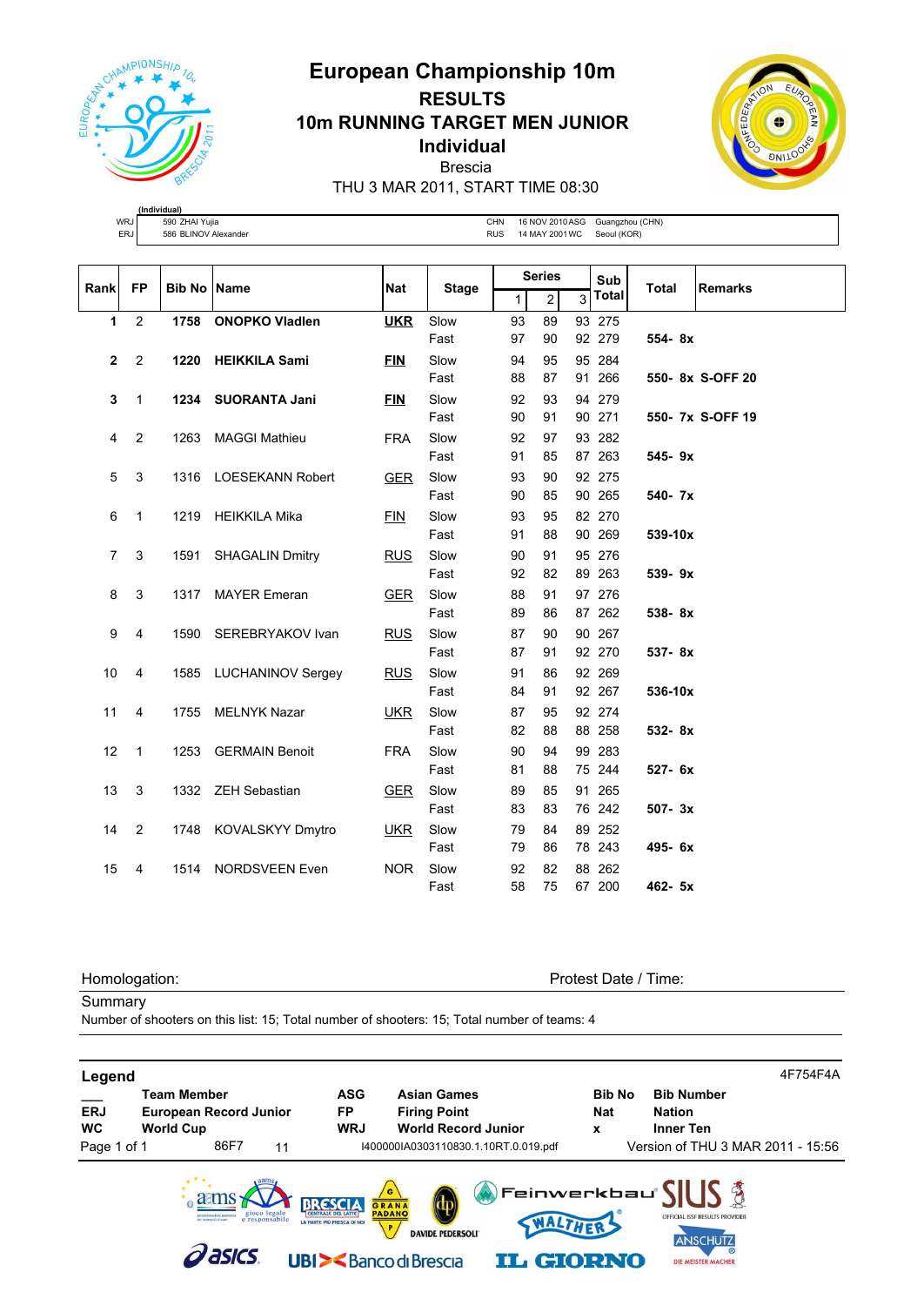# European Championship 10m

## RESULTS

## 10m RUNNING TARGET MEN JUNIOR

## Individual

Brescia

THU 3 MAR 2011, START TIME 08:30

(Individual)

| | | | | | |
|---|---|---|---|---|---|
| WRJ | 590 ZHAI Yujia | CHN | 16 NOV 2010 | ASG | Guangzhou (CHN) |
| ERJ | 586 BLINOV Alexander | RUS | 14 MAY 2001 | WC | Seoul (KOR) |

| Rank | FP | Bib No | Name | Nat | Stage | Series 1 | 2 | 3 | Sub Total | Total | Remarks |
|---|---|---|---|---|---|---|---|---|---|---|---|
| **1** | 2 | **1758** | **ONOPKO Vladlen** | **UKR** | Slow | 93 | 89 | 93 | 275 | | |
| | | | | | Fast | 97 | 90 | 92 | 279 | **554- 8x** | |
| **2** | 2 | **1220** | **HEIKKILA Sami** | **FIN** | Slow | 94 | 95 | 95 | 284 | | |
| | | | | | Fast | 88 | 87 | 91 | 266 | **550- 8x** | **S-OFF 20** |
| **3** | 1 | **1234** | **SUORANTA Jani** | **FIN** | Slow | 92 | 93 | 94 | 279 | | |
| | | | | | Fast | 90 | 91 | 90 | 271 | **550- 7x** | **S-OFF 19** |
| 4 | 2 | 1263 | MAGGI Mathieu | FRA | Slow | 92 | 97 | 93 | 282 | | |
| | | | | | Fast | 91 | 85 | 87 | 263 | **545- 9x** | |
| 5 | 3 | 1316 | LOESEKANN Robert | GER | Slow | 93 | 90 | 92 | 275 | | |
| | | | | | Fast | 90 | 85 | 90 | 265 | **540- 7x** | |
| 6 | 1 | 1219 | HEIKKILA Mika | FIN | Slow | 93 | 95 | 82 | 270 | | |
| | | | | | Fast | 91 | 88 | 90 | 269 | **539-10x** | |
| 7 | 3 | 1591 | SHAGALIN Dmitry | RUS | Slow | 90 | 91 | 95 | 276 | | |
| | | | | | Fast | 92 | 82 | 89 | 263 | **539- 9x** | |
| 8 | 3 | 1317 | MAYER Emeran | GER | Slow | 88 | 91 | 97 | 276 | | |
| | | | | | Fast | 89 | 86 | 87 | 262 | **538- 8x** | |
| 9 | 4 | 1590 | SEREBRYAKOV Ivan | RUS | Slow | 87 | 90 | 90 | 267 | | |
| | | | | | Fast | 87 | 91 | 92 | 270 | **537- 8x** | |
| 10 | 4 | 1585 | LUCHANINOV Sergey | RUS | Slow | 91 | 86 | 92 | 269 | | |
| | | | | | Fast | 84 | 91 | 92 | 267 | **536-10x** | |
| 11 | 4 | 1755 | MELNYK Nazar | UKR | Slow | 87 | 95 | 92 | 274 | | |
| | | | | | Fast | 82 | 88 | 88 | 258 | **532- 8x** | |
| 12 | 1 | 1253 | GERMAIN Benoit | FRA | Slow | 90 | 94 | 99 | 283 | | |
| | | | | | Fast | 81 | 88 | 75 | 244 | **527- 6x** | |
| 13 | 3 | 1332 | ZEH Sebastian | GER | Slow | 89 | 85 | 91 | 265 | | |
| | | | | | Fast | 83 | 83 | 76 | 242 | **507- 3x** | |
| 14 | 2 | 1748 | KOVALSKYY Dmytro | UKR | Slow | 79 | 84 | 89 | 252 | | |
| | | | | | Fast | 79 | 86 | 78 | 243 | **495- 6x** | |
| 15 | 4 | 1514 | NORDSVEEN Even | NOR | Slow | 92 | 82 | 88 | 262 | | |
| | | | | | Fast | 58 | 75 | 67 | 200 | **462- 5x** | |

Homologation: Protest Date / Time:

Summary

Number of shooters on this list: 15; Total number of shooters: 15; Total number of teams: 4

**Legend** 4F754F4A

| | | | | | |
|---|---|---|---|---|---|
| ___ | Team Member | ASG | Asian Games | Bib No | Bib Number |
| ERJ | European Record Junior | FP | Firing Point | Nat | Nation |
| WC | World Cup | WRJ | World Record Junior | x | Inner Ten |

86F7 11 I400000IA0303110830.1.10RT.0.019.pdf Version of THU 3 MAR 2011 - 15:56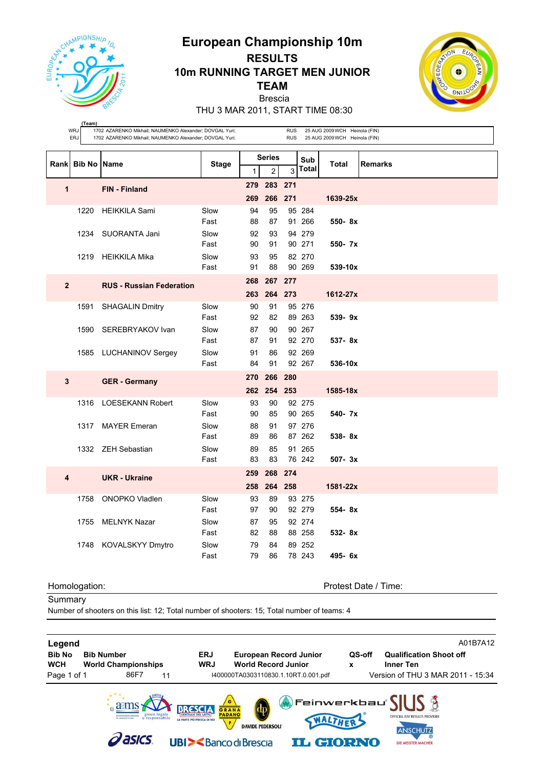# European Championship 10m

## RESULTS

## 10m RUNNING TARGET MEN JUNIOR

## TEAM

Brescia

THU 3 MAR 2011, START TIME 08:30

| (Team) | | | | |
|---|---|---|---|---|
| WRJ | 1702 AZARENKO Mikhail; NAUMENKO Alexander; DOVGAL Yuri; | RUS | 25 AUG 2009 WCH | Heinola (FIN) |
| ERJ | 1702 AZARENKO Mikhail; NAUMENKO Alexander; DOVGAL Yuri; | RUS | 25 AUG 2009 WCH | Heinola (FIN) |

| Rank | Bib No | Name | Stage | Series 1 | 2 | 3 | Sub Total | Total | Remarks |
|---|---|---|---|---|---|---|---|---|---|
| 1 | | FIN - Finland | | 279 | 283 | 271 | | | |
| | | | | 269 | 266 | 271 | | 1639-25x | |
| | 1220 | HEIKKILA Sami | Slow | 94 | 95 | 95 | 284 | | |
| | | | Fast | 88 | 87 | 91 | 266 | 550- 8x | |
| | 1234 | SUORANTA Jani | Slow | 92 | 93 | 94 | 279 | | |
| | | | Fast | 90 | 91 | 90 | 271 | 550- 7x | |
| | 1219 | HEIKKILA Mika | Slow | 93 | 95 | 82 | 270 | | |
| | | | Fast | 91 | 88 | 90 | 269 | 539-10x | |
| 2 | | RUS - Russian Federation | | 268 | 267 | 277 | | | |
| | | | | 263 | 264 | 273 | | 1612-27x | |
| | 1591 | SHAGALIN Dmitry | Slow | 90 | 91 | 95 | 276 | | |
| | | | Fast | 92 | 82 | 89 | 263 | 539- 9x | |
| | 1590 | SEREBRYAKOV Ivan | Slow | 87 | 90 | 90 | 267 | | |
| | | | Fast | 87 | 91 | 92 | 270 | 537- 8x | |
| | 1585 | LUCHANINOV Sergey | Slow | 91 | 86 | 92 | 269 | | |
| | | | Fast | 84 | 91 | 92 | 267 | 536-10x | |
| 3 | | GER - Germany | | 270 | 266 | 280 | | | |
| | | | | 262 | 254 | 253 | | 1585-18x | |
| | 1316 | LOESEKANN Robert | Slow | 93 | 90 | 92 | 275 | | |
| | | | Fast | 90 | 85 | 90 | 265 | 540- 7x | |
| | 1317 | MAYER Emeran | Slow | 88 | 91 | 97 | 276 | | |
| | | | Fast | 89 | 86 | 87 | 262 | 538- 8x | |
| | 1332 | ZEH Sebastian | Slow | 89 | 85 | 91 | 265 | | |
| | | | Fast | 83 | 83 | 76 | 242 | 507- 3x | |
| 4 | | UKR - Ukraine | | 259 | 268 | 274 | | | |
| | | | | 258 | 264 | 258 | | 1581-22x | |
| | 1758 | ONOPKO Vladlen | Slow | 93 | 89 | 93 | 275 | | |
| | | | Fast | 97 | 90 | 92 | 279 | 554- 8x | |
| | 1755 | MELNYK Nazar | Slow | 87 | 95 | 92 | 274 | | |
| | | | Fast | 82 | 88 | 88 | 258 | 532- 8x | |
| | 1748 | KOVALSKYY Dmytro | Slow | 79 | 84 | 89 | 252 | | |
| | | | Fast | 79 | 86 | 78 | 243 | 495- 6x | |

Homologation: Protest Date / Time:

Summary

Number of shooters on this list: 12; Total number of shooters: 15; Total number of teams: 4

**Legend** A01B7A12

| | | | | | |
|---|---|---|---|---|---|
| **Bib No** | **Bib Number** | **ERJ** | **European Record Junior** | **QS-off** | **Qualification Shoot off** |
| **WCH** | **World Championships** | **WRJ** | **World Record Junior** | **x** | **Inner Ten** |

86F7 11 I400000TA0303110830.1.10RT.0.001.pdf Version of THU 3 MAR 2011 - 15:34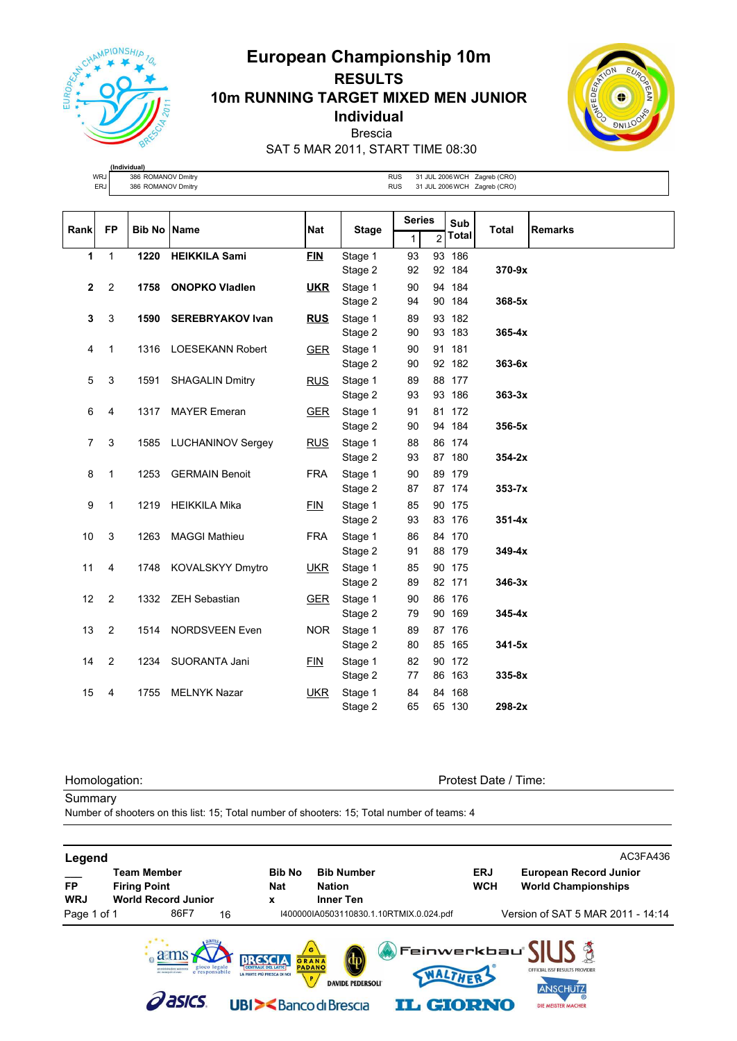# European Championship 10m

## RESULTS

## 10m RUNNING TARGET MIXED MEN JUNIOR

## Individual

Brescia

SAT 5 MAR 2011, START TIME 08:30

| (Individual) | | | | |
|---|---|---|---|---|
| WRJ | 386 ROMANOV Dmitry | RUS | 31 JUL 2006 WCH | Zagreb (CRO) |
| ERJ | 386 ROMANOV Dmitry | RUS | 31 JUL 2006 WCH | Zagreb (CRO) |

| Rank | FP | Bib No | Name | Nat | Stage | Series 1 | Series 2 | Sub Total | Total | Remarks |
|---|---|---|---|---|---|---|---|---|---|---|
| **1** | 1 | **1220** | **HEIKKILA Sami** | **FIN** | Stage 1 | 93 | 93 | 186 | | |
| | | | | | Stage 2 | 92 | 92 | 184 | **370-9x** | |
| **2** | 2 | **1758** | **ONOPKO Vladlen** | **UKR** | Stage 1 | 90 | 94 | 184 | | |
| | | | | | Stage 2 | 94 | 90 | 184 | **368-5x** | |
| **3** | 3 | **1590** | **SEREBRYAKOV Ivan** | **RUS** | Stage 1 | 89 | 93 | 182 | | |
| | | | | | Stage 2 | 90 | 93 | 183 | **365-4x** | |
| 4 | 1 | 1316 | LOESEKANN Robert | GER | Stage 1 | 90 | 91 | 181 | | |
| | | | | | Stage 2 | 90 | 92 | 182 | **363-6x** | |
| 5 | 3 | 1591 | SHAGALIN Dmitry | RUS | Stage 1 | 89 | 88 | 177 | | |
| | | | | | Stage 2 | 93 | 93 | 186 | **363-3x** | |
| 6 | 4 | 1317 | MAYER Emeran | GER | Stage 1 | 91 | 81 | 172 | | |
| | | | | | Stage 2 | 90 | 94 | 184 | **356-5x** | |
| 7 | 3 | 1585 | LUCHANINOV Sergey | RUS | Stage 1 | 88 | 86 | 174 | | |
| | | | | | Stage 2 | 93 | 87 | 180 | **354-2x** | |
| 8 | 1 | 1253 | GERMAIN Benoit | FRA | Stage 1 | 90 | 89 | 179 | | |
| | | | | | Stage 2 | 87 | 87 | 174 | **353-7x** | |
| 9 | 1 | 1219 | HEIKKILA Mika | FIN | Stage 1 | 85 | 90 | 175 | | |
| | | | | | Stage 2 | 93 | 83 | 176 | **351-4x** | |
| 10 | 3 | 1263 | MAGGI Mathieu | FRA | Stage 1 | 86 | 84 | 170 | | |
| | | | | | Stage 2 | 91 | 88 | 179 | **349-4x** | |
| 11 | 4 | 1748 | KOVALSKYY Dmytro | UKR | Stage 1 | 85 | 90 | 175 | | |
| | | | | | Stage 2 | 89 | 82 | 171 | **346-3x** | |
| 12 | 2 | 1332 | ZEH Sebastian | GER | Stage 1 | 90 | 86 | 176 | | |
| | | | | | Stage 2 | 79 | 90 | 169 | **345-4x** | |
| 13 | 2 | 1514 | NORDSVEEN Even | NOR | Stage 1 | 89 | 87 | 176 | | |
| | | | | | Stage 2 | 80 | 85 | 165 | **341-5x** | |
| 14 | 2 | 1234 | SUORANTA Jani | FIN | Stage 1 | 82 | 90 | 172 | | |
| | | | | | Stage 2 | 77 | 86 | 163 | **335-8x** | |
| 15 | 4 | 1755 | MELNYK Nazar | UKR | Stage 1 | 84 | 84 | 168 | | |
| | | | | | Stage 2 | 65 | 65 | 130 | **298-2x** | |

Homologation: Protest Date / Time:

Summary

Number of shooters on this list: 15; Total number of shooters: 15; Total number of teams: 4

**Legend** AC3FA436

| | | | | | |
|---|---|---|---|---|---|
| ___ | **Team Member** | **Bib No** | **Bib Number** | **ERJ** | **European Record Junior** |
| **FP** | **Firing Point** | **Nat** | **Nation** | **WCH** | **World Championships** |
| **WRJ** | **World Record Junior** | **x** | **Inner Ten** | | |

86F7 16 I400000IA0503110830.1.10RTMIX.0.024.pdf Version of SAT 5 MAR 2011 - 14:14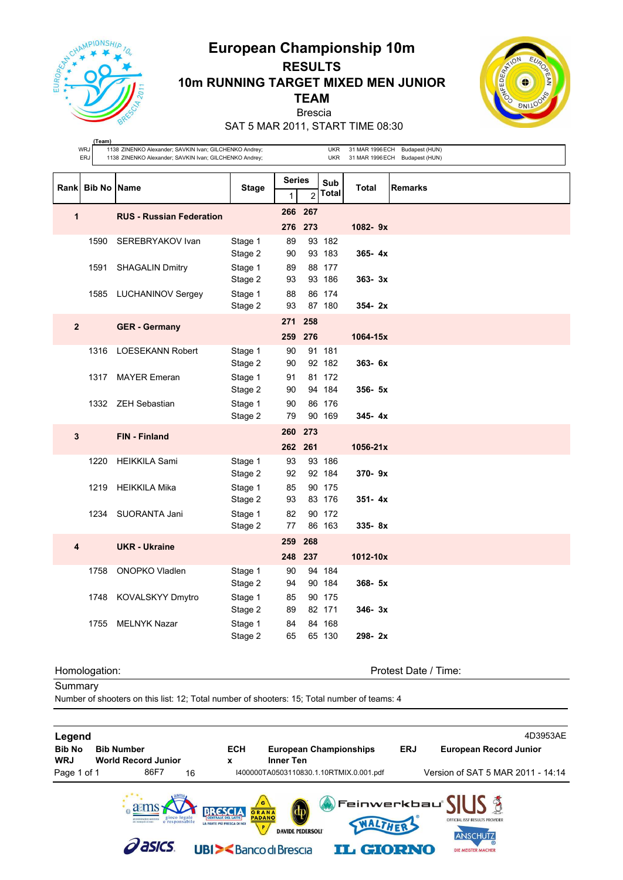# European Championship 10m

## RESULTS

## 10m RUNNING TARGET MIXED MEN JUNIOR TEAM

Brescia

SAT 5 MAR 2011, START TIME 08:30

| (Team) | | | | | |
|---|---|---|---|---|---|
| WRJ | 1138 ZINENKO Alexander; SAVKIN Ivan; GILCHENKO Andrey; | UKR | 31 MAR 1996 | ECH | Budapest (HUN) |
| ERJ | 1138 ZINENKO Alexander; SAVKIN Ivan; GILCHENKO Andrey; | UKR | 31 MAR 1996 | ECH | Budapest (HUN) |

| Rank | Bib No | Name | Stage | Series 1 | Series 2 | Sub Total | Total | Remarks |
|---|---|---|---|---|---|---|---|---|
| 1 | | **RUS - Russian Federation** | | 266 | 267 | | | |
| | | | | 276 | 273 | | 1082- 9x | |
| | 1590 | SEREBRYAKOV Ivan | Stage 1 | 89 | 93 | 182 | | |
| | | | Stage 2 | 90 | 93 | 183 | 365- 4x | |
| | 1591 | SHAGALIN Dmitry | Stage 1 | 89 | 88 | 177 | | |
| | | | Stage 2 | 93 | 93 | 186 | 363- 3x | |
| | 1585 | LUCHANINOV Sergey | Stage 1 | 88 | 86 | 174 | | |
| | | | Stage 2 | 93 | 87 | 180 | 354- 2x | |
| 2 | | **GER - Germany** | | 271 | 258 | | | |
| | | | | 259 | 276 | | 1064-15x | |
| | 1316 | LOESEKANN Robert | Stage 1 | 90 | 91 | 181 | | |
| | | | Stage 2 | 90 | 92 | 182 | 363- 6x | |
| | 1317 | MAYER Emeran | Stage 1 | 91 | 81 | 172 | | |
| | | | Stage 2 | 90 | 94 | 184 | 356- 5x | |
| | 1332 | ZEH Sebastian | Stage 1 | 90 | 86 | 176 | | |
| | | | Stage 2 | 79 | 90 | 169 | 345- 4x | |
| 3 | | **FIN - Finland** | | 260 | 273 | | | |
| | | | | 262 | 261 | | 1056-21x | |
| | 1220 | HEIKKILA Sami | Stage 1 | 93 | 93 | 186 | | |
| | | | Stage 2 | 92 | 92 | 184 | 370- 9x | |
| | 1219 | HEIKKILA Mika | Stage 1 | 85 | 90 | 175 | | |
| | | | Stage 2 | 93 | 83 | 176 | 351- 4x | |
| | 1234 | SUORANTA Jani | Stage 1 | 82 | 90 | 172 | | |
| | | | Stage 2 | 77 | 86 | 163 | 335- 8x | |
| 4 | | **UKR - Ukraine** | | 259 | 268 | | | |
| | | | | 248 | 237 | | 1012-10x | |
| | 1758 | ONOPKO Vladlen | Stage 1 | 90 | 94 | 184 | | |
| | | | Stage 2 | 94 | 90 | 184 | 368- 5x | |
| | 1748 | KOVALSKYY Dmytro | Stage 1 | 85 | 90 | 175 | | |
| | | | Stage 2 | 89 | 82 | 171 | 346- 3x | |
| | 1755 | MELNYK Nazar | Stage 1 | 84 | 84 | 168 | | |
| | | | Stage 2 | 65 | 65 | 130 | 298- 2x | |

Homologation: Protest Date / Time:

Summary

Number of shooters on this list: 12; Total number of shooters: 15; Total number of teams: 4

**Legend** 4D3953AE

| | | | | | |
|---|---|---|---|---|---|
| **Bib No** | **Bib Number** | **ECH** | **European Championships** | **ERJ** | **European Record Junior** |
| **WRJ** | **World Record Junior** | **x** | **Inner Ten** | | |

86F7 16 I400000TA0503110830.1.10RTMIX.0.001.pdf Version of SAT 5 MAR 2011 - 14:14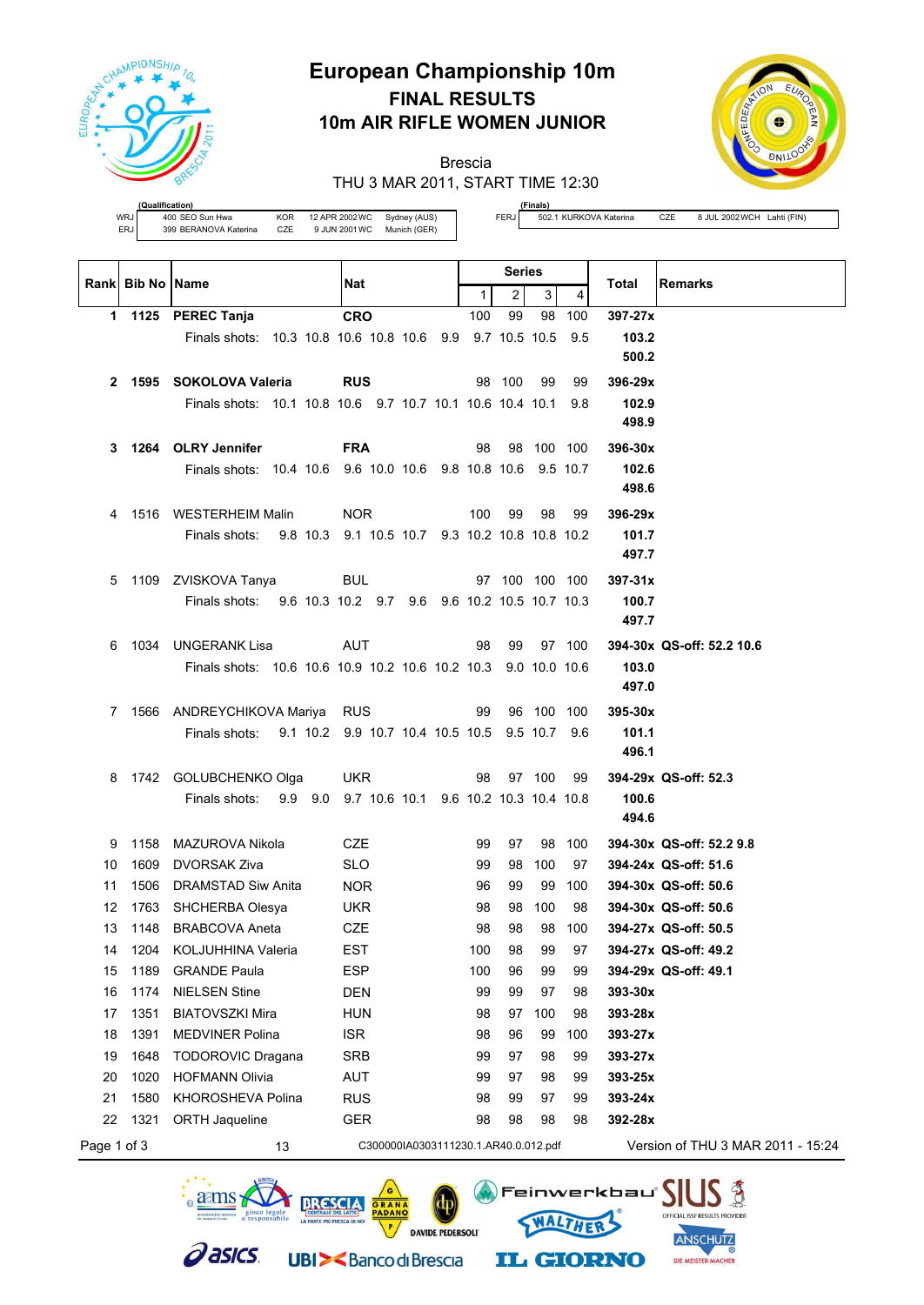# European Championship 10m

## FINAL RESULTS

## 10m AIR RIFLE WOMEN JUNIOR

Brescia

THU 3 MAR 2011, START TIME 12:30

| (Qualification) | | | | |
|---|---|---|---|---|
| WRJ | 400 SEO Sun Hwa | KOR | 12 APR 2002 WC | Sydney (AUS) |
| ERJ | 399 BERANOVA Katerina | CZE | 9 JUN 2001 WC | Munich (GER) |

| (Finals) | | | | |
|---|---|---|---|---|
| FERJ | 502.1 KURKOVA Katerina | CZE | 8 JUL 2002 WCH | Lahti (FIN) |

| Rank | Bib No | Name | Nat | Series 1 | 2 | 3 | 4 | Total | Remarks |
|---|---|---|---|---|---|---|---|---|---|
| **1** | **1125** | **PEREC Tanja** | **CRO** | 100 | 99 | 98 | 100 | **397-27x** | |
| | | Finals shots: 10.3 10.8 10.6 10.8 10.6 9.9 9.7 10.5 10.5 9.5 | | | | | | **103.2** | |
| | | | | | | | | **500.2** | |
| **2** | **1595** | **SOKOLOVA Valeria** | **RUS** | 98 | 100 | 99 | 99 | **396-29x** | |
| | | Finals shots: 10.1 10.8 10.6 9.7 10.7 10.1 10.6 10.4 10.1 9.8 | | | | | | **102.9** | |
| | | | | | | | | **498.9** | |
| **3** | **1264** | **OLRY Jennifer** | **FRA** | 98 | 98 | 100 | 100 | **396-30x** | |
| | | Finals shots: 10.4 10.6 9.6 10.0 10.6 9.8 10.8 10.6 9.5 10.7 | | | | | | **102.6** | |
| | | | | | | | | **498.6** | |
| 4 | 1516 | WESTERHEIM Malin | NOR | 100 | 99 | 98 | 99 | **396-29x** | |
| | | Finals shots: 9.8 10.3 9.1 10.5 10.7 9.3 10.2 10.8 10.8 10.2 | | | | | | **101.7** | |
| | | | | | | | | **497.7** | |
| 5 | 1109 | ZVISKOVA Tanya | BUL | 97 | 100 | 100 | 100 | **397-31x** | |
| | | Finals shots: 9.6 10.3 10.2 9.7 9.6 9.6 10.2 10.5 10.7 10.3 | | | | | | **100.7** | |
| | | | | | | | | **497.7** | |
| 6 | 1034 | UNGERANK Lisa | AUT | 98 | 99 | 97 | 100 | **394-30x** | **QS-off: 52.2 10.6** |
| | | Finals shots: 10.6 10.6 10.9 10.2 10.6 10.2 10.3 9.0 10.0 10.6 | | | | | | **103.0** | |
| | | | | | | | | **497.0** | |
| 7 | 1566 | ANDREYCHIKOVA Mariya | RUS | 99 | 96 | 100 | 100 | **395-30x** | |
| | | Finals shots: 9.1 10.2 9.9 10.7 10.4 10.5 10.5 9.5 10.7 9.6 | | | | | | **101.1** | |
| | | | | | | | | **496.1** | |
| 8 | 1742 | GOLUBCHENKO Olga | UKR | 98 | 97 | 100 | 99 | **394-29x** | **QS-off: 52.3** |
| | | Finals shots: 9.9 9.0 9.7 10.6 10.1 9.6 10.2 10.3 10.4 10.8 | | | | | | **100.6** | |
| | | | | | | | | **494.6** | |
| 9 | 1158 | MAZUROVA Nikola | CZE | 99 | 97 | 98 | 100 | **394-30x** | **QS-off: 52.2 9.8** |
| 10 | 1609 | DVORSAK Ziva | SLO | 99 | 98 | 100 | 97 | **394-24x** | **QS-off: 51.6** |
| 11 | 1506 | DRAMSTAD Siw Anita | NOR | 96 | 99 | 99 | 100 | **394-30x** | **QS-off: 50.6** |
| 12 | 1763 | SHCHERBA Olesya | UKR | 98 | 98 | 100 | 98 | **394-30x** | **QS-off: 50.6** |
| 13 | 1148 | BRABCOVA Aneta | CZE | 98 | 98 | 98 | 100 | **394-27x** | **QS-off: 50.5** |
| 14 | 1204 | KOLJUHHINA Valeria | EST | 100 | 98 | 99 | 97 | **394-27x** | **QS-off: 49.2** |
| 15 | 1189 | GRANDE Paula | ESP | 100 | 96 | 99 | 99 | **394-29x** | **QS-off: 49.1** |
| 16 | 1174 | NIELSEN Stine | DEN | 99 | 99 | 97 | 98 | **393-30x** | |
| 17 | 1351 | BIATOVSZKI Mira | HUN | 98 | 97 | 100 | 98 | **393-28x** | |
| 18 | 1391 | MEDVINER Polina | ISR | 98 | 96 | 99 | 100 | **393-27x** | |
| 19 | 1648 | TODOROVIC Dragana | SRB | 99 | 97 | 98 | 99 | **393-27x** | |
| 20 | 1020 | HOFMANN Olivia | AUT | 99 | 97 | 98 | 99 | **393-25x** | |
| 21 | 1580 | KHOROSHEVA Polina | RUS | 98 | 99 | 97 | 99 | **393-24x** | |
| 22 | 1321 | ORTH Jaqueline | GER | 98 | 98 | 98 | 98 | **392-28x** | |

13 C300000IA0303111230.1.AR40.0.012.pdf Version of THU 3 MAR 2011 - 15:24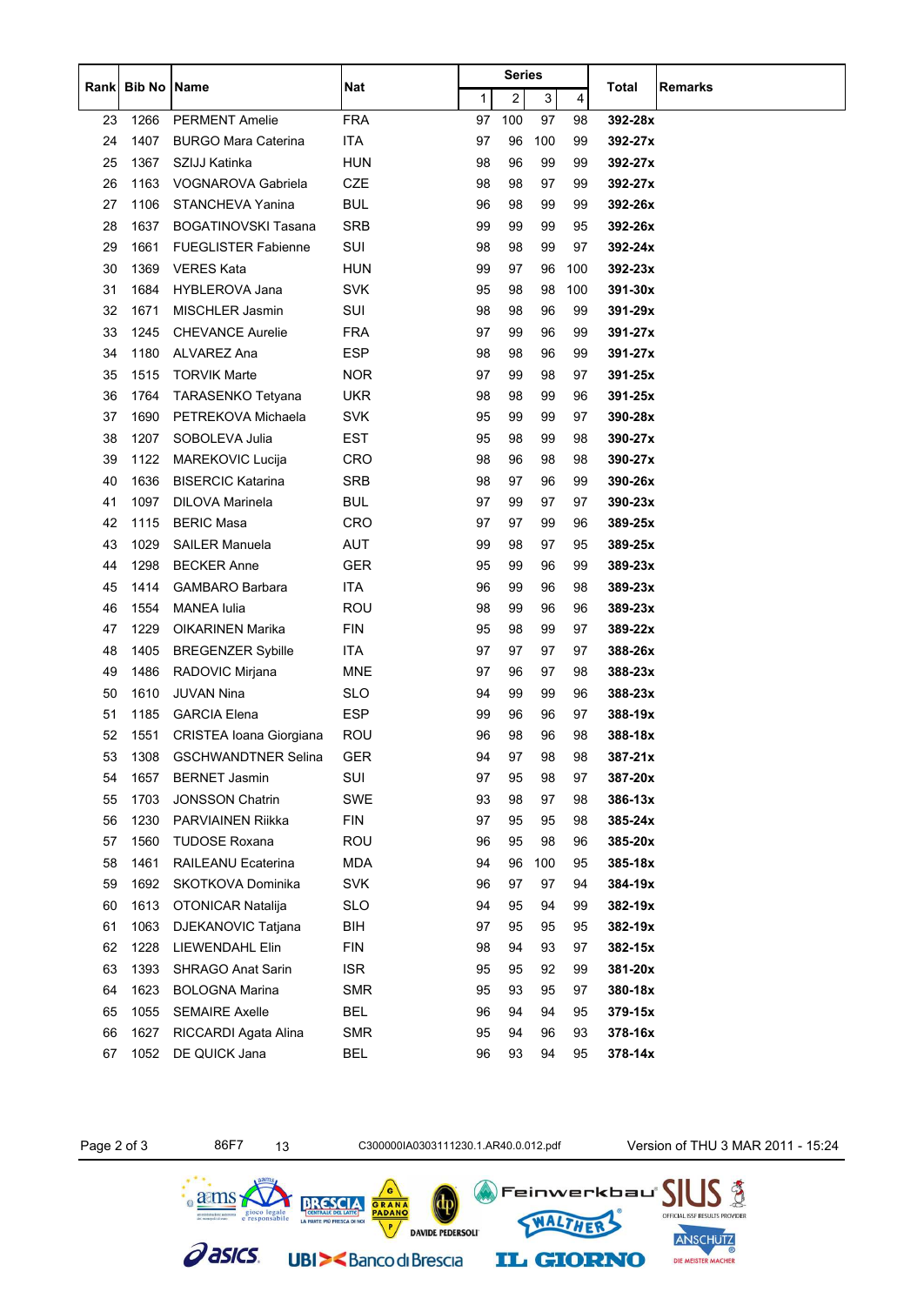| Rank | Bib No | Name | Nat | Series | | | | Total | Remarks |
|---|---|---|---|---|---|---|---|---|---|
| | | | | 1 | 2 | 3 | 4 | | |
| 23 | 1266 | PERMENT Amelie | FRA | 97 | 100 | 97 | 98 | **392-28x** | |
| 24 | 1407 | BURGO Mara Caterina | ITA | 97 | 96 | 100 | 99 | **392-27x** | |
| 25 | 1367 | SZIJJ Katinka | HUN | 98 | 96 | 99 | 99 | **392-27x** | |
| 26 | 1163 | VOGNAROVA Gabriela | CZE | 98 | 98 | 97 | 99 | **392-27x** | |
| 27 | 1106 | STANCHEVA Yanina | BUL | 96 | 98 | 99 | 99 | **392-26x** | |
| 28 | 1637 | BOGATINOVSKI Tasana | SRB | 99 | 99 | 99 | 95 | **392-26x** | |
| 29 | 1661 | FUEGLISTER Fabienne | SUI | 98 | 98 | 99 | 97 | **392-24x** | |
| 30 | 1369 | VERES Kata | HUN | 99 | 97 | 96 | 100 | **392-23x** | |
| 31 | 1684 | HYBLEROVA Jana | SVK | 95 | 98 | 98 | 100 | **391-30x** | |
| 32 | 1671 | MISCHLER Jasmin | SUI | 98 | 98 | 96 | 99 | **391-29x** | |
| 33 | 1245 | CHEVANCE Aurelie | FRA | 97 | 99 | 96 | 99 | **391-27x** | |
| 34 | 1180 | ALVAREZ Ana | ESP | 98 | 98 | 96 | 99 | **391-27x** | |
| 35 | 1515 | TORVIK Marte | NOR | 97 | 99 | 98 | 97 | **391-25x** | |
| 36 | 1764 | TARASENKO Tetyana | UKR | 98 | 98 | 99 | 96 | **391-25x** | |
| 37 | 1690 | PETREKOVA Michaela | SVK | 95 | 99 | 99 | 97 | **390-28x** | |
| 38 | 1207 | SOBOLEVA Julia | EST | 95 | 98 | 99 | 98 | **390-27x** | |
| 39 | 1122 | MAREKOVIC Lucija | CRO | 98 | 96 | 98 | 98 | **390-27x** | |
| 40 | 1636 | BISERCIC Katarina | SRB | 98 | 97 | 96 | 99 | **390-26x** | |
| 41 | 1097 | DILOVA Marinela | BUL | 97 | 99 | 97 | 97 | **390-23x** | |
| 42 | 1115 | BERIC Masa | CRO | 97 | 97 | 99 | 96 | **389-25x** | |
| 43 | 1029 | SAILER Manuela | AUT | 99 | 98 | 97 | 95 | **389-25x** | |
| 44 | 1298 | BECKER Anne | GER | 95 | 99 | 96 | 99 | **389-23x** | |
| 45 | 1414 | GAMBARO Barbara | ITA | 96 | 99 | 96 | 98 | **389-23x** | |
| 46 | 1554 | MANEA Iulia | ROU | 98 | 99 | 96 | 96 | **389-23x** | |
| 47 | 1229 | OIKARINEN Marika | FIN | 95 | 98 | 99 | 97 | **389-22x** | |
| 48 | 1405 | BREGENZER Sybille | ITA | 97 | 97 | 97 | 97 | **388-26x** | |
| 49 | 1486 | RADOVIC Mirjana | MNE | 97 | 96 | 97 | 98 | **388-23x** | |
| 50 | 1610 | JUVAN Nina | SLO | 94 | 99 | 99 | 96 | **388-23x** | |
| 51 | 1185 | GARCIA Elena | ESP | 99 | 96 | 96 | 97 | **388-19x** | |
| 52 | 1551 | CRISTEA Ioana Giorgiana | ROU | 96 | 98 | 96 | 98 | **388-18x** | |
| 53 | 1308 | GSCHWANDTNER Selina | GER | 94 | 97 | 98 | 98 | **387-21x** | |
| 54 | 1657 | BERNET Jasmin | SUI | 97 | 95 | 98 | 97 | **387-20x** | |
| 55 | 1703 | JONSSON Chatrin | SWE | 93 | 98 | 97 | 98 | **386-13x** | |
| 56 | 1230 | PARVIAINEN Riikka | FIN | 97 | 95 | 95 | 98 | **385-24x** | |
| 57 | 1560 | TUDOSE Roxana | ROU | 96 | 95 | 98 | 96 | **385-20x** | |
| 58 | 1461 | RAILEANU Ecaterina | MDA | 94 | 96 | 100 | 95 | **385-18x** | |
| 59 | 1692 | SKOTKOVA Dominika | SVK | 96 | 97 | 97 | 94 | **384-19x** | |
| 60 | 1613 | OTONICAR Natalija | SLO | 94 | 95 | 94 | 99 | **382-19x** | |
| 61 | 1063 | DJEKANOVIC Tatjana | BIH | 97 | 95 | 95 | 95 | **382-19x** | |
| 62 | 1228 | LIEWENDAHL Elin | FIN | 98 | 94 | 93 | 97 | **382-15x** | |
| 63 | 1393 | SHRAGO Anat Sarin | ISR | 95 | 95 | 92 | 99 | **381-20x** | |
| 64 | 1623 | BOLOGNA Marina | SMR | 95 | 93 | 95 | 97 | **380-18x** | |
| 65 | 1055 | SEMAIRE Axelle | BEL | 96 | 94 | 94 | 95 | **379-15x** | |
| 66 | 1627 | RICCARDI Agata Alina | SMR | 95 | 94 | 96 | 93 | **378-16x** | |
| 67 | 1052 | DE QUICK Jana | BEL | 96 | 93 | 94 | 95 | **378-14x** | |

86F7 13 C300000IA0303111230.1.AR40.0.012.pdf Version of THU 3 MAR 2011 - 15:24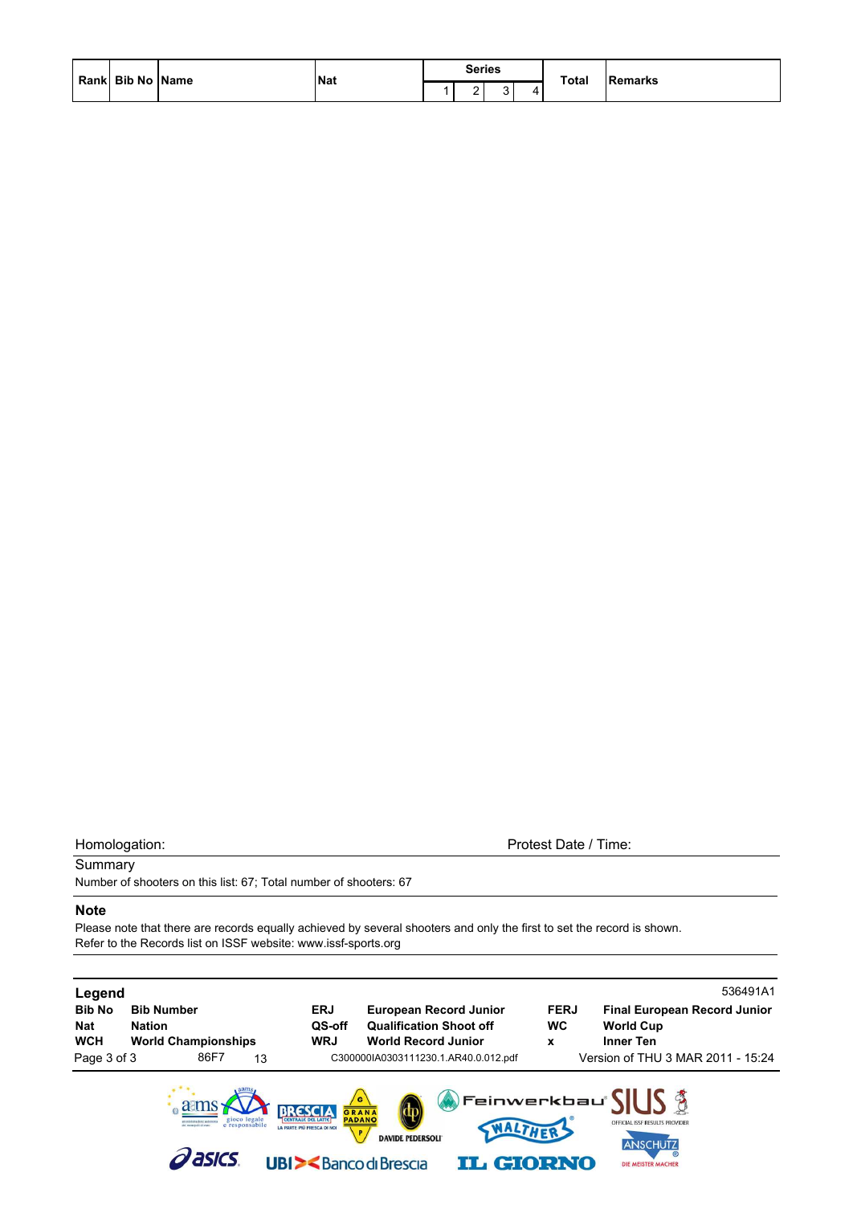| Rank | Bib No | Name | Nat | Series | | | | Total | Remarks |
|---|---|---|---|---|---|---|---|---|---|
| | | | | 1 | 2 | 3 | 4 | | |

Homologation: Protest Date / Time:

Summary

Number of shooters on this list: 67; Total number of shooters: 67

**Note**

Please note that there are records equally achieved by several shooters and only the first to set the record is shown.
Refer to the Records list on ISSF website: www.issf-sports.org

**Legend** 536491A1

| | | | | | |
|---|---|---|---|---|---|
| **Bib No** | **Bib Number** | **ERJ** | **European Record Junior** | **FERJ** | **Final European Record Junior** |
| **Nat** | **Nation** | **QS-off** | **Qualification Shoot off** | **WC** | **World Cup** |
| **WCH** | **World Championships** | **WRJ** | **World Record Junior** | **x** | **Inner Ten** |

86F7 13 C300000IA0303111230.1.AR40.0.012.pdf Version of THU 3 MAR 2011 - 15:24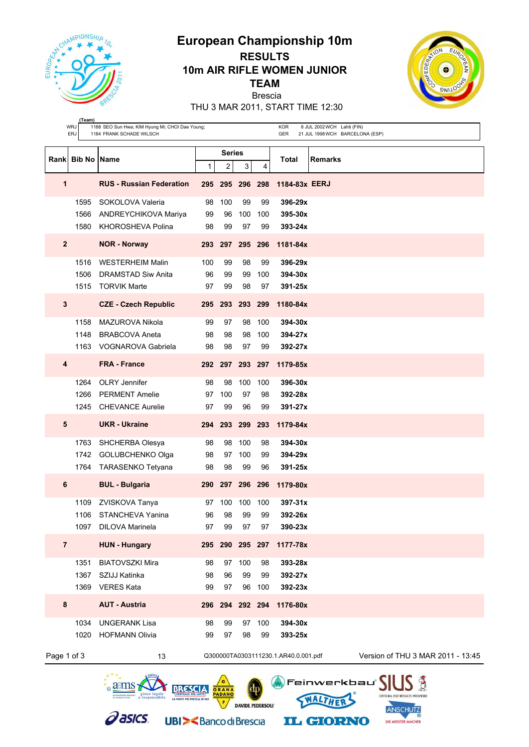# European Championship 10m

## RESULTS

## 10m AIR RIFLE WOMEN JUNIOR

## TEAM

Brescia

THU 3 MAR 2011, START TIME 12:30

| (Team) | | | | |
|---|---|---|---|---|
| WRJ | 1188 SEO Sun Hwa; KIM Hyung Mi; CHOI Dae Young; | KOR | 8 JUL 2002 WCH | Lahti (FIN) |
| ERJ | 1184 FRANK SCHADE WILSCH | GER | 21 JUL 1998 WCH | BARCELONA (ESP) |

| Rank | Bib No | Name | Series 1 | 2 | 3 | 4 | Total | Remarks |
|---|---|---|---|---|---|---|---|---|
| 1 | | **RUS - Russian Federation** | **295** | **295** | **296** | **298** | **1184-83x** | **EERJ** |
| | 1595 | SOKOLOVA Valeria | 98 | 100 | 99 | 99 | **396-29x** | |
| | 1566 | ANDREYCHIKOVA Mariya | 99 | 96 | 100 | 100 | **395-30x** | |
| | 1580 | KHOROSHEVA Polina | 98 | 99 | 97 | 99 | **393-24x** | |
| 2 | | **NOR - Norway** | **293** | **297** | **295** | **296** | **1181-84x** | |
| | 1516 | WESTERHEIM Malin | 100 | 99 | 98 | 99 | **396-29x** | |
| | 1506 | DRAMSTAD Siw Anita | 96 | 99 | 99 | 100 | **394-30x** | |
| | 1515 | TORVIK Marte | 97 | 99 | 98 | 97 | **391-25x** | |
| 3 | | **CZE - Czech Republic** | **295** | **293** | **293** | **299** | **1180-84x** | |
| | 1158 | MAZUROVA Nikola | 99 | 97 | 98 | 100 | **394-30x** | |
| | 1148 | BRABCOVA Aneta | 98 | 98 | 98 | 100 | **394-27x** | |
| | 1163 | VOGNAROVA Gabriela | 98 | 98 | 97 | 99 | **392-27x** | |
| 4 | | **FRA - France** | **292** | **297** | **293** | **297** | **1179-85x** | |
| | 1264 | OLRY Jennifer | 98 | 98 | 100 | 100 | **396-30x** | |
| | 1266 | PERMENT Amelie | 97 | 100 | 97 | 98 | **392-28x** | |
| | 1245 | CHEVANCE Aurelie | 97 | 99 | 96 | 99 | **391-27x** | |
| 5 | | **UKR - Ukraine** | **294** | **293** | **299** | **293** | **1179-84x** | |
| | 1763 | SHCHERBA Olesya | 98 | 98 | 100 | 98 | **394-30x** | |
| | 1742 | GOLUBCHENKO Olga | 98 | 97 | 100 | 99 | **394-29x** | |
| | 1764 | TARASENKO Tetyana | 98 | 98 | 99 | 96 | **391-25x** | |
| 6 | | **BUL - Bulgaria** | **290** | **297** | **296** | **296** | **1179-80x** | |
| | 1109 | ZVISKOVA Tanya | 97 | 100 | 100 | 100 | **397-31x** | |
| | 1106 | STANCHEVA Yanina | 96 | 98 | 99 | 99 | **392-26x** | |
| | 1097 | DILOVA Marinela | 97 | 99 | 97 | 97 | **390-23x** | |
| 7 | | **HUN - Hungary** | **295** | **290** | **295** | **297** | **1177-78x** | |
| | 1351 | BIATOVSZKI Mira | 98 | 97 | 100 | 98 | **393-28x** | |
| | 1367 | SZIJJ Katinka | 98 | 96 | 99 | 99 | **392-27x** | |
| | 1369 | VERES Kata | 99 | 97 | 96 | 100 | **392-23x** | |
| 8 | | **AUT - Austria** | **296** | **294** | **292** | **294** | **1176-80x** | |
| | 1034 | UNGERANK Lisa | 98 | 99 | 97 | 100 | **394-30x** | |
| | 1020 | HOFMANN Olivia | 99 | 97 | 98 | 99 | **393-25x** | |

13 Q300000TA0303111230.1.AR40.0.001.pdf Version of THU 3 MAR 2011 - 13:45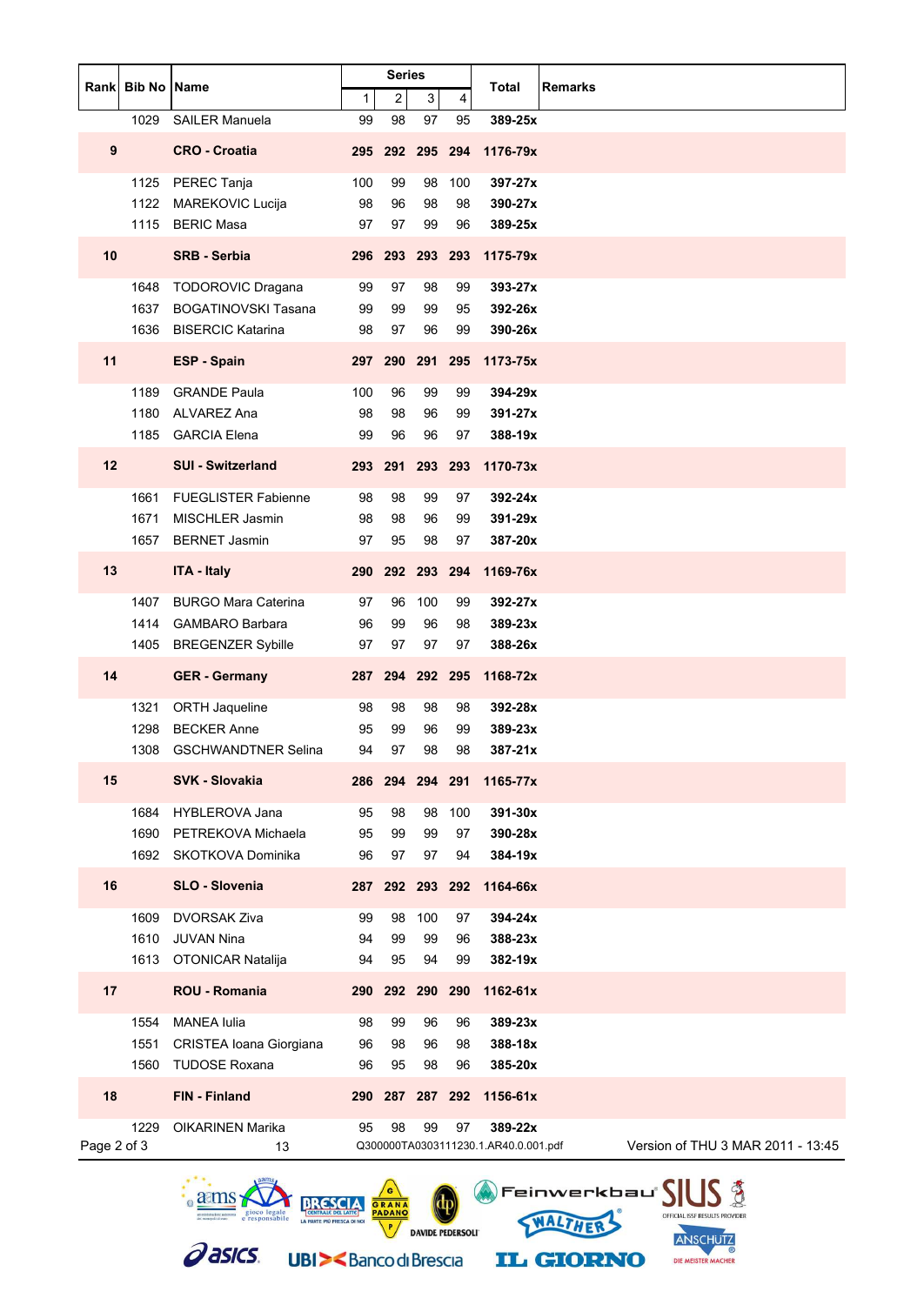| Rank | Bib No | Name | Series | | | | Total | Remarks |
|---|---|---|---|---|---|---|---|---|
| | | | 1 | 2 | 3 | 4 | | |
| | 1029 | SAILER Manuela | 99 | 98 | 97 | 95 | **389-25x** | |
| **9** | | **CRO - Croatia** | **295** | **292** | **295** | **294** | **1176-79x** | |
| | 1125 | PEREC Tanja | 100 | 99 | 98 | 100 | **397-27x** | |
| | 1122 | MAREKOVIC Lucija | 98 | 96 | 98 | 98 | **390-27x** | |
| | 1115 | BERIC Masa | 97 | 97 | 99 | 96 | **389-25x** | |
| **10** | | **SRB - Serbia** | **296** | **293** | **293** | **293** | **1175-79x** | |
| | 1648 | TODOROVIC Dragana | 99 | 97 | 98 | 99 | **393-27x** | |
| | 1637 | BOGATINOVSKI Tasana | 99 | 99 | 99 | 95 | **392-26x** | |
| | 1636 | BISERCIC Katarina | 98 | 97 | 96 | 99 | **390-26x** | |
| **11** | | **ESP - Spain** | **297** | **290** | **291** | **295** | **1173-75x** | |
| | 1189 | GRANDE Paula | 100 | 96 | 99 | 99 | **394-29x** | |
| | 1180 | ALVAREZ Ana | 98 | 98 | 96 | 99 | **391-27x** | |
| | 1185 | GARCIA Elena | 99 | 96 | 96 | 97 | **388-19x** | |
| **12** | | **SUI - Switzerland** | **293** | **291** | **293** | **293** | **1170-73x** | |
| | 1661 | FUEGLISTER Fabienne | 98 | 98 | 99 | 97 | **392-24x** | |
| | 1671 | MISCHLER Jasmin | 98 | 98 | 96 | 99 | **391-29x** | |
| | 1657 | BERNET Jasmin | 97 | 95 | 98 | 97 | **387-20x** | |
| **13** | | **ITA - Italy** | **290** | **292** | **293** | **294** | **1169-76x** | |
| | 1407 | BURGO Mara Caterina | 97 | 96 | 100 | 99 | **392-27x** | |
| | 1414 | GAMBARO Barbara | 96 | 99 | 96 | 98 | **389-23x** | |
| | 1405 | BREGENZER Sybille | 97 | 97 | 97 | 97 | **388-26x** | |
| **14** | | **GER - Germany** | **287** | **294** | **292** | **295** | **1168-72x** | |
| | 1321 | ORTH Jaqueline | 98 | 98 | 98 | 98 | **392-28x** | |
| | 1298 | BECKER Anne | 95 | 99 | 96 | 99 | **389-23x** | |
| | 1308 | GSCHWANDTNER Selina | 94 | 97 | 98 | 98 | **387-21x** | |
| **15** | | **SVK - Slovakia** | **286** | **294** | **294** | **291** | **1165-77x** | |
| | 1684 | HYBLEROVA Jana | 95 | 98 | 98 | 100 | **391-30x** | |
| | 1690 | PETREKOVA Michaela | 95 | 99 | 99 | 97 | **390-28x** | |
| | 1692 | SKOTKOVA Dominika | 96 | 97 | 97 | 94 | **384-19x** | |
| **16** | | **SLO - Slovenia** | **287** | **292** | **293** | **292** | **1164-66x** | |
| | 1609 | DVORSAK Ziva | 99 | 98 | 100 | 97 | **394-24x** | |
| | 1610 | JUVAN Nina | 94 | 99 | 99 | 96 | **388-23x** | |
| | 1613 | OTONICAR Natalija | 94 | 95 | 94 | 99 | **382-19x** | |
| **17** | | **ROU - Romania** | **290** | **292** | **290** | **290** | **1162-61x** | |
| | 1554 | MANEA Iulia | 98 | 99 | 96 | 96 | **389-23x** | |
| | 1551 | CRISTEA Ioana Giorgiana | 96 | 98 | 96 | 98 | **388-18x** | |
| | 1560 | TUDOSE Roxana | 96 | 95 | 98 | 96 | **385-20x** | |
| **18** | | **FIN - Finland** | **290** | **287** | **287** | **292** | **1156-61x** | |
| | 1229 | OIKARINEN Marika | 95 | 98 | 99 | 97 | **389-22x** | |

13 Q300000TA0303111230.1.AR40.0.001.pdf Version of THU 3 MAR 2011 - 13:45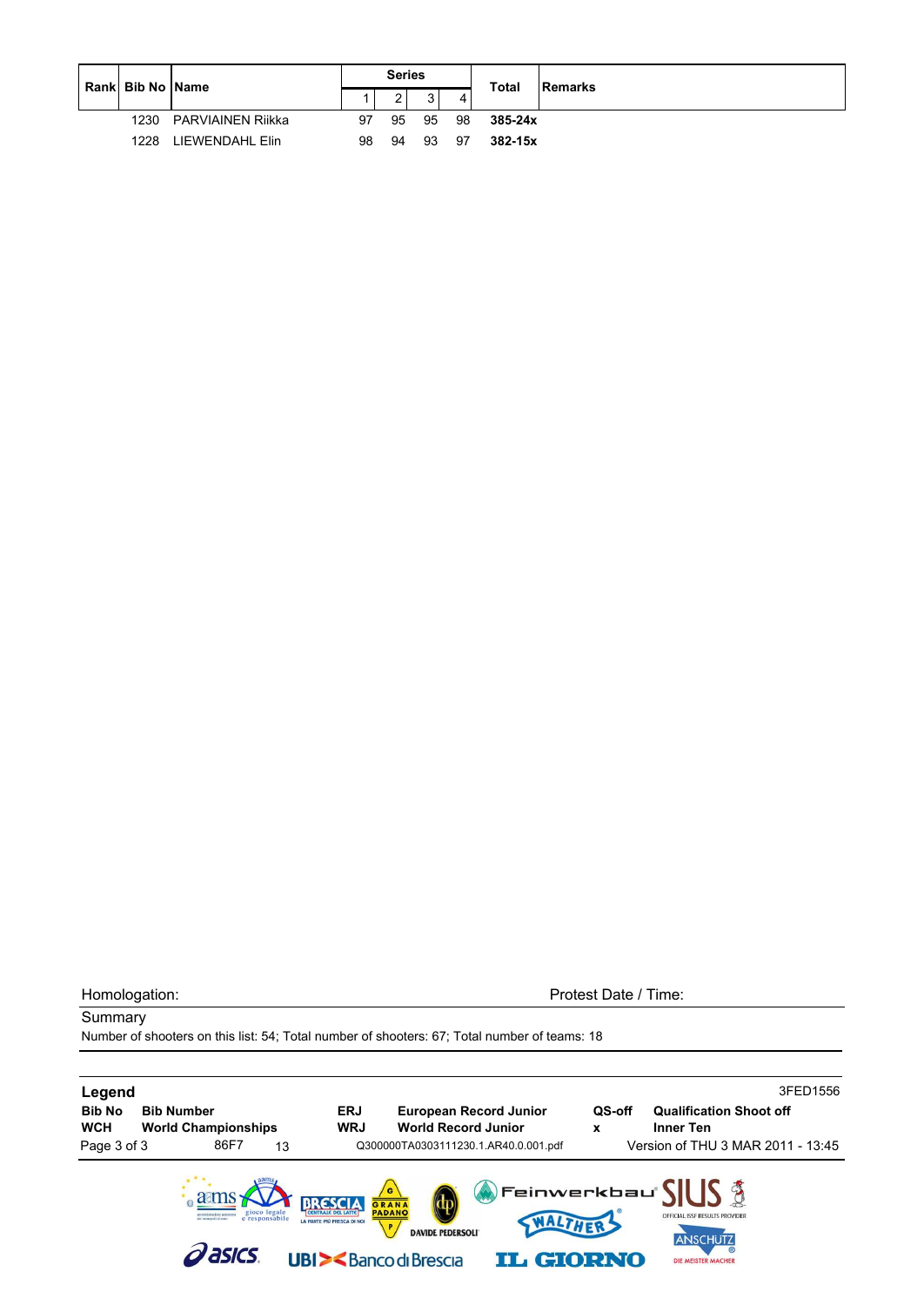| Rank | Bib No | Name | Series | | | | Total | Remarks |
|---|---|---|---|---|---|---|---|---|
| | | | 1 | 2 | 3 | 4 | | |
| | 1230 | PARVIAINEN Riikka | 97 | 95 | 95 | 98 | **385-24x** | |
| | 1228 | LIEWENDAHL Elin | 98 | 94 | 93 | 97 | **382-15x** | |

Homologation: Protest Date / Time:

Summary

Number of shooters on this list: 54; Total number of shooters: 67; Total number of teams: 18

**Legend** 3FED1556

| | | | | | |
|---|---|---|---|---|---|
| **Bib No** | **Bib Number** | **ERJ** | **European Record Junior** | **QS-off** | **Qualification Shoot off** |
| **WCH** | **World Championships** | **WRJ** | **World Record Junior** | **x** | **Inner Ten** |

86F7 13 Q300000TA0303111230.1.AR40.0.001.pdf Version of THU 3 MAR 2011 - 13:45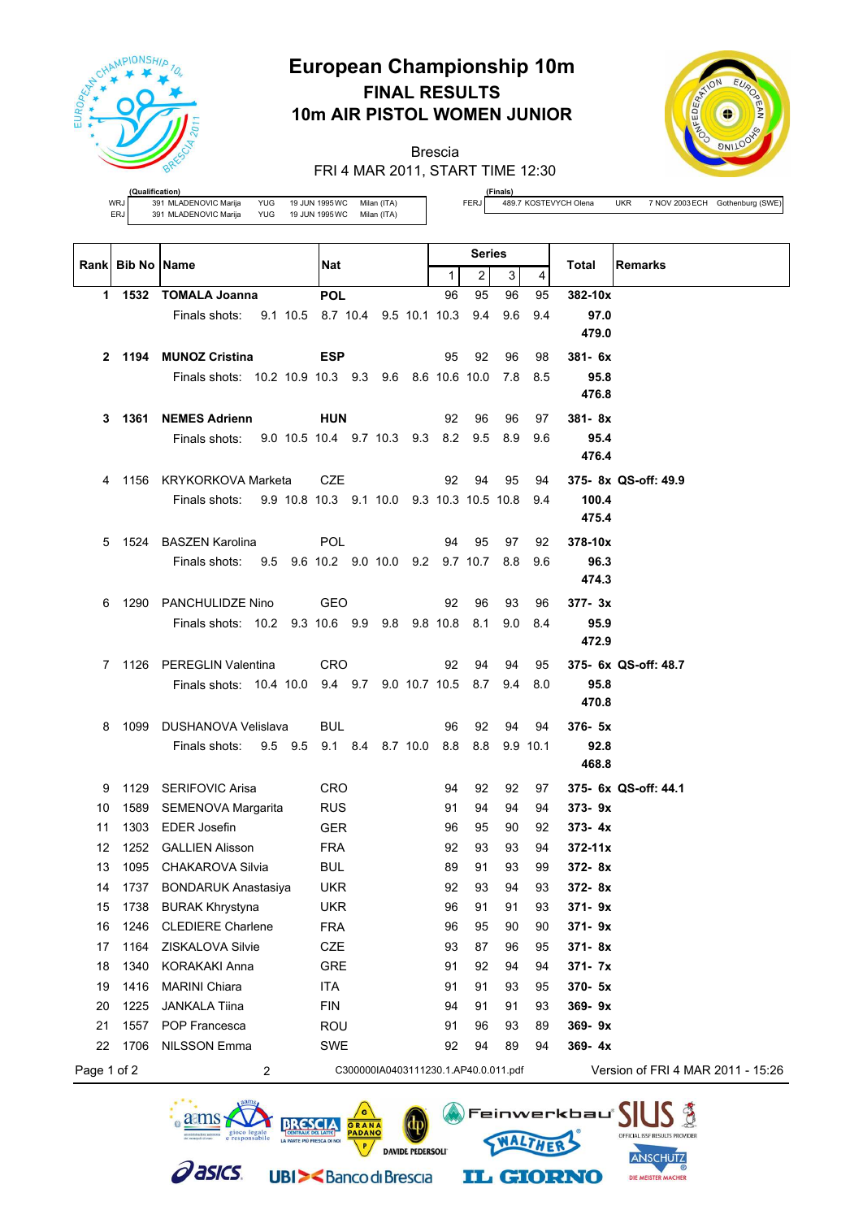# European Championship 10m

## FINAL RESULTS

## 10m AIR PISTOL WOMEN JUNIOR

Brescia

FRI 4 MAR 2011, START TIME 12:30

| (Qualification) | | | | | |
|---|---|---|---|---|---|
| WRJ | 391 MLADENOVIC Marija | YUG | 19 JUN 1995 | WC | Milan (ITA) |
| ERJ | 391 MLADENOVIC Marija | YUG | 19 JUN 1995 | WC | Milan (ITA) |

| (Finals) | | | | | |
|---|---|---|---|---|---|
| FERJ | 489.7 KOSTEVYCH Olena | UKR | 7 NOV 2003 | ECH | Gothenburg (SWE) |

| Rank | Bib No | Name | Nat | Series 1 | 2 | 3 | 4 | Total | Remarks |
|---|---|---|---|---|---|---|---|---|---|
| **1** | **1532** | **TOMALA Joanna** | **POL** | 96 | 95 | 96 | 95 | **382-10x** | |
| | | Finals shots: 9.1 10.5 8.7 10.4 9.5 10.1 10.3 9.4 9.6 9.4 | | | | | | **97.0** | |
| | | | | | | | | **479.0** | |
| **2** | **1194** | **MUNOZ Cristina** | **ESP** | 95 | 92 | 96 | 98 | **381- 6x** | |
| | | Finals shots: 10.2 10.9 10.3 9.3 9.6 8.6 10.6 10.0 7.8 8.5 | | | | | | **95.8** | |
| | | | | | | | | **476.8** | |
| **3** | **1361** | **NEMES Adrienn** | **HUN** | 92 | 96 | 96 | 97 | **381- 8x** | |
| | | Finals shots: 9.0 10.5 10.4 9.7 10.3 9.3 8.2 9.5 8.9 9.6 | | | | | | **95.4** | |
| | | | | | | | | **476.4** | |
| 4 | 1156 | KRYKORKOVA Marketa | CZE | 92 | 94 | 95 | 94 | **375- 8x** | **QS-off: 49.9** |
| | | Finals shots: 9.9 10.8 10.3 9.1 10.0 9.3 10.3 10.5 10.8 9.4 | | | | | | **100.4** | |
| | | | | | | | | **475.4** | |
| 5 | 1524 | BASZEN Karolina | POL | 94 | 95 | 97 | 92 | **378-10x** | |
| | | Finals shots: 9.5 9.6 10.2 9.0 10.0 9.2 9.7 10.7 8.8 9.6 | | | | | | **96.3** | |
| | | | | | | | | **474.3** | |
| 6 | 1290 | PANCHULIDZE Nino | GEO | 92 | 96 | 93 | 96 | **377- 3x** | |
| | | Finals shots: 10.2 9.3 10.6 9.9 9.8 9.8 10.8 8.1 9.0 8.4 | | | | | | **95.9** | |
| | | | | | | | | **472.9** | |
| 7 | 1126 | PEREGLIN Valentina | CRO | 92 | 94 | 94 | 95 | **375- 6x** | **QS-off: 48.7** |
| | | Finals shots: 10.4 10.0 9.4 9.7 9.0 10.7 10.5 8.7 9.4 8.0 | | | | | | **95.8** | |
| | | | | | | | | **470.8** | |
| 8 | 1099 | DUSHANOVA Velislava | BUL | 96 | 92 | 94 | 94 | **376- 5x** | |
| | | Finals shots: 9.5 9.5 9.1 8.4 8.7 10.0 8.8 8.8 9.9 10.1 | | | | | | **92.8** | |
| | | | | | | | | **468.8** | |
| 9 | 1129 | SERIFOVIC Arisa | CRO | 94 | 92 | 92 | 97 | **375- 6x** | **QS-off: 44.1** |
| 10 | 1589 | SEMENOVA Margarita | RUS | 91 | 94 | 94 | 94 | **373- 9x** | |
| 11 | 1303 | EDER Josefin | GER | 96 | 95 | 90 | 92 | **373- 4x** | |
| 12 | 1252 | GALLIEN Alisson | FRA | 92 | 93 | 93 | 94 | **372-11x** | |
| 13 | 1095 | CHAKAROVA Silvia | BUL | 89 | 91 | 93 | 99 | **372- 8x** | |
| 14 | 1737 | BONDARUK Anastasiya | UKR | 92 | 93 | 94 | 93 | **372- 8x** | |
| 15 | 1738 | BURAK Khrystyna | UKR | 96 | 91 | 91 | 93 | **371- 9x** | |
| 16 | 1246 | CLEDIERE Charlene | FRA | 96 | 95 | 90 | 90 | **371- 9x** | |
| 17 | 1164 | ZISKALOVA Silvie | CZE | 93 | 87 | 96 | 95 | **371- 8x** | |
| 18 | 1340 | KORAKAKI Anna | GRE | 91 | 92 | 94 | 94 | **371- 7x** | |
| 19 | 1416 | MARINI Chiara | ITA | 91 | 91 | 93 | 95 | **370- 5x** | |
| 20 | 1225 | JANKALA Tiina | FIN | 94 | 91 | 91 | 93 | **369- 9x** | |
| 21 | 1557 | POP Francesca | ROU | 91 | 96 | 93 | 89 | **369- 9x** | |
| 22 | 1706 | NILSSON Emma | SWE | 92 | 94 | 89 | 94 | **369- 4x** | |

C300000IA0403111230.1.AP40.0.011.pdf

Version of FRI 4 MAR 2011 - 15:26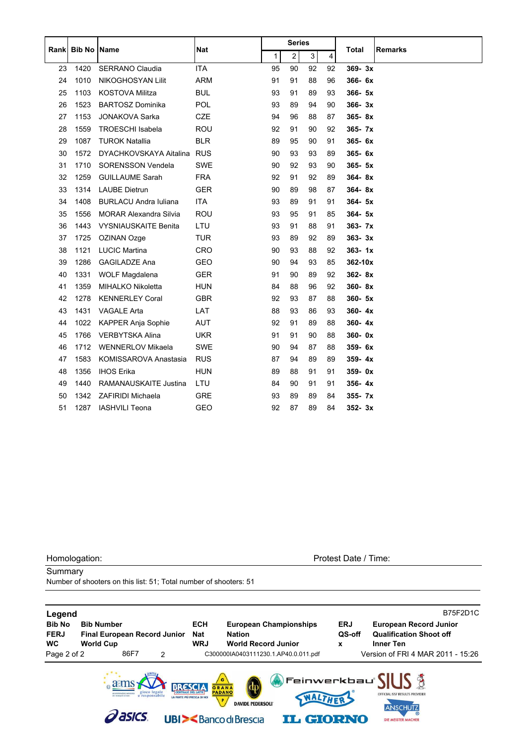| Rank | Bib No | Name | Nat | Series | | | | Total | Remarks |
|---|---|---|---|---|---|---|---|---|---|
| | | | | 1 | 2 | 3 | 4 | | |
| 23 | 1420 | SERRANO Claudia | ITA | 95 | 90 | 92 | 92 | **369- 3x** | |
| 24 | 1010 | NIKOGHOSYAN Lilit | ARM | 91 | 91 | 88 | 96 | **366- 6x** | |
| 25 | 1103 | KOSTOVA Militza | BUL | 93 | 91 | 89 | 93 | **366- 5x** | |
| 26 | 1523 | BARTOSZ Dominika | POL | 93 | 89 | 94 | 90 | **366- 3x** | |
| 27 | 1153 | JONAKOVA Sarka | CZE | 94 | 96 | 88 | 87 | **365- 8x** | |
| 28 | 1559 | TROESCHI Isabela | ROU | 92 | 91 | 90 | 92 | **365- 7x** | |
| 29 | 1087 | TUROK Natallia | BLR | 89 | 95 | 90 | 91 | **365- 6x** | |
| 30 | 1572 | DYACHKOVSKAYA Aitalina | RUS | 90 | 93 | 93 | 89 | **365- 6x** | |
| 31 | 1710 | SORENSSON Vendela | SWE | 90 | 92 | 93 | 90 | **365- 5x** | |
| 32 | 1259 | GUILLAUME Sarah | FRA | 92 | 91 | 92 | 89 | **364- 8x** | |
| 33 | 1314 | LAUBE Dietrun | GER | 90 | 89 | 98 | 87 | **364- 8x** | |
| 34 | 1408 | BURLACU Andra Iuliana | ITA | 93 | 89 | 91 | 91 | **364- 5x** | |
| 35 | 1556 | MORAR Alexandra Silvia | ROU | 93 | 95 | 91 | 85 | **364- 5x** | |
| 36 | 1443 | VYSNIAUSKAITE Benita | LTU | 93 | 91 | 88 | 91 | **363- 7x** | |
| 37 | 1725 | OZINAN Ozge | TUR | 93 | 89 | 92 | 89 | **363- 3x** | |
| 38 | 1121 | LUCIC Martina | CRO | 90 | 93 | 88 | 92 | **363- 1x** | |
| 39 | 1286 | GAGILADZE Ana | GEO | 90 | 94 | 93 | 85 | **362-10x** | |
| 40 | 1331 | WOLF Magdalena | GER | 91 | 90 | 89 | 92 | **362- 8x** | |
| 41 | 1359 | MIHALKO Nikoletta | HUN | 84 | 88 | 96 | 92 | **360- 8x** | |
| 42 | 1278 | KENNERLEY Coral | GBR | 92 | 93 | 87 | 88 | **360- 5x** | |
| 43 | 1431 | VAGALE Arta | LAT | 88 | 93 | 86 | 93 | **360- 4x** | |
| 44 | 1022 | KAPPER Anja Sophie | AUT | 92 | 91 | 89 | 88 | **360- 4x** | |
| 45 | 1766 | VERBYTSKA Alina | UKR | 91 | 91 | 90 | 88 | **360- 0x** | |
| 46 | 1712 | WENNERLOV Mikaela | SWE | 90 | 94 | 87 | 88 | **359- 6x** | |
| 47 | 1583 | KOMISSAROVA Anastasia | RUS | 87 | 94 | 89 | 89 | **359- 4x** | |
| 48 | 1356 | IHOS Erika | HUN | 89 | 88 | 91 | 91 | **359- 0x** | |
| 49 | 1440 | RAMANAUSKAITE Justina | LTU | 84 | 90 | 91 | 91 | **356- 4x** | |
| 50 | 1342 | ZAFIRIDI Michaela | GRE | 93 | 89 | 89 | 84 | **355- 7x** | |
| 51 | 1287 | IASHVILI Teona | GEO | 92 | 87 | 89 | 84 | **352- 3x** | |

Homologation: Protest Date / Time:

Summary

Number of shooters on this list: 51; Total number of shooters: 51

**Legend** B75F2D1C

| | | | | | |
|---|---|---|---|---|---|
| **Bib No** | **Bib Number** | **ECH** | **European Championships** | **ERJ** | **European Record Junior** |
| **FERJ** | **Final European Record Junior** | **Nat** | **Nation** | **QS-off** | **Qualification Shoot off** |
| **WC** | **World Cup** | **WRJ** | **World Record Junior** | **x** | **Inner Ten** |

86F7 2 C300000IA0403111230.1.AP40.0.011.pdf Version of FRI 4 MAR 2011 - 15:26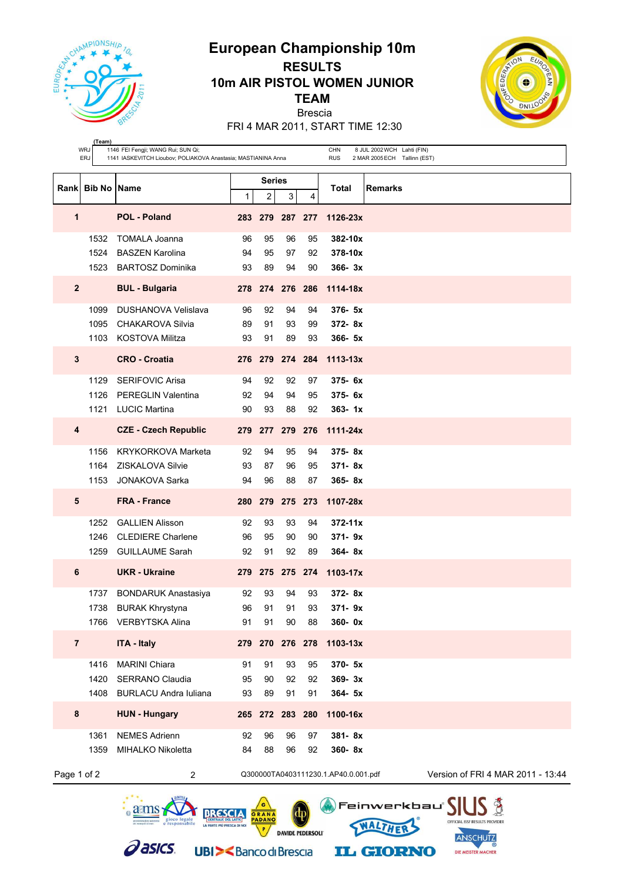# European Championship 10m

## RESULTS

## 10m AIR PISTOL WOMEN JUNIOR

## TEAM

Brescia

FRI 4 MAR 2011, START TIME 12:30

(Team)

| | | | | | |
|---|---|---|---|---|---|
| WRJ | 1146 FEI Fengji; WANG Rui; SUN Qi; | CHN | 8 JUL 2002 | WCH | Lahti (FIN) |
| ERJ | 1141 IASKEVITCH Lioubov; POLIAKOVA Anastasia; MASTIANINA Anna | RUS | 2 MAR 2005 | ECH | Tallinn (EST) |

| Rank | Bib No | Name | Series 1 | 2 | 3 | 4 | Total | Remarks |
|---|---|---|---|---|---|---|---|---|
| **1** | | **POL - Poland** | **283** | **279** | **287** | **277** | **1126-23x** | |
| | 1532 | TOMALA Joanna | 96 | 95 | 96 | 95 | **382-10x** | |
| | 1524 | BASZEN Karolina | 94 | 95 | 97 | 92 | **378-10x** | |
| | 1523 | BARTOSZ Dominika | 93 | 89 | 94 | 90 | **366- 3x** | |
| **2** | | **BUL - Bulgaria** | **278** | **274** | **276** | **286** | **1114-18x** | |
| | 1099 | DUSHANOVA Velislava | 96 | 92 | 94 | 94 | **376- 5x** | |
| | 1095 | CHAKAROVA Silvia | 89 | 91 | 93 | 99 | **372- 8x** | |
| | 1103 | KOSTOVA Militza | 93 | 91 | 89 | 93 | **366- 5x** | |
| **3** | | **CRO - Croatia** | **276** | **279** | **274** | **284** | **1113-13x** | |
| | 1129 | SERIFOVIC Arisa | 94 | 92 | 92 | 97 | **375- 6x** | |
| | 1126 | PEREGLIN Valentina | 92 | 94 | 94 | 95 | **375- 6x** | |
| | 1121 | LUCIC Martina | 90 | 93 | 88 | 92 | **363- 1x** | |
| **4** | | **CZE - Czech Republic** | **279** | **277** | **279** | **276** | **1111-24x** | |
| | 1156 | KRYKORKOVA Marketa | 92 | 94 | 95 | 94 | **375- 8x** | |
| | 1164 | ZISKALOVA Silvie | 93 | 87 | 96 | 95 | **371- 8x** | |
| | 1153 | JONAKOVA Sarka | 94 | 96 | 88 | 87 | **365- 8x** | |
| **5** | | **FRA - France** | **280** | **279** | **275** | **273** | **1107-28x** | |
| | 1252 | GALLIEN Alisson | 92 | 93 | 93 | 94 | **372-11x** | |
| | 1246 | CLEDIERE Charlene | 96 | 95 | 90 | 90 | **371- 9x** | |
| | 1259 | GUILLAUME Sarah | 92 | 91 | 92 | 89 | **364- 8x** | |
| **6** | | **UKR - Ukraine** | **279** | **275** | **275** | **274** | **1103-17x** | |
| | 1737 | BONDARUK Anastasiya | 92 | 93 | 94 | 93 | **372- 8x** | |
| | 1738 | BURAK Khrystyna | 96 | 91 | 91 | 93 | **371- 9x** | |
| | 1766 | VERBYTSKA Alina | 91 | 91 | 90 | 88 | **360- 0x** | |
| **7** | | **ITA - Italy** | **279** | **270** | **276** | **278** | **1103-13x** | |
| | 1416 | MARINI Chiara | 91 | 91 | 93 | 95 | **370- 5x** | |
| | 1420 | SERRANO Claudia | 95 | 90 | 92 | 92 | **369- 3x** | |
| | 1408 | BURLACU Andra Iuliana | 93 | 89 | 91 | 91 | **364- 5x** | |
| **8** | | **HUN - Hungary** | **265** | **272** | **283** | **280** | **1100-16x** | |
| | 1361 | NEMES Adrienn | 92 | 96 | 96 | 97 | **381- 8x** | |
| | 1359 | MIHALKO Nikoletta | 84 | 88 | 96 | 92 | **360- 8x** | |

2 Q300000TA0403111230.1.AP40.0.001.pdf Version of FRI 4 MAR 2011 - 13:44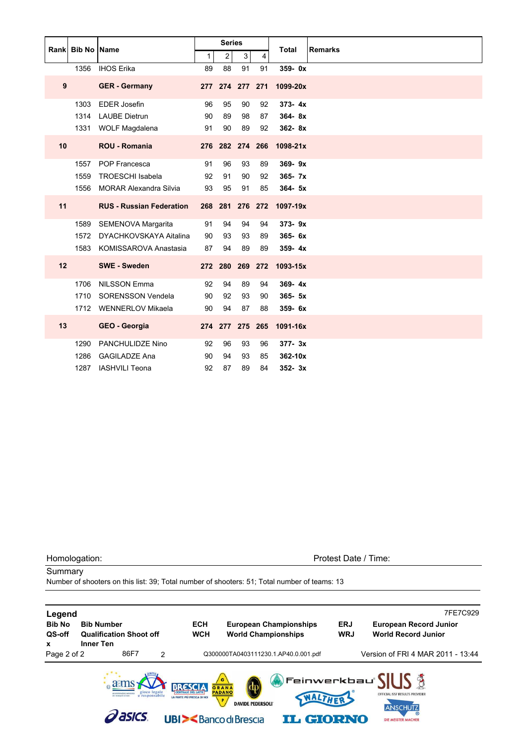| Rank | Bib No | Name | Series 1 | 2 | 3 | 4 | Total | Remarks |
|---|---|---|---|---|---|---|---|---|
| | 1356 | IHOS Erika | 89 | 88 | 91 | 91 | **359- 0x** | |
| **9** | | **GER - Germany** | **277** | **274** | **277** | **271** | **1099-20x** | |
| | 1303 | EDER Josefin | 96 | 95 | 90 | 92 | **373- 4x** | |
| | 1314 | LAUBE Dietrun | 90 | 89 | 98 | 87 | **364- 8x** | |
| | 1331 | WOLF Magdalena | 91 | 90 | 89 | 92 | **362- 8x** | |
| **10** | | **ROU - Romania** | **276** | **282** | **274** | **266** | **1098-21x** | |
| | 1557 | POP Francesca | 91 | 96 | 93 | 89 | **369- 9x** | |
| | 1559 | TROESCHI Isabela | 92 | 91 | 90 | 92 | **365- 7x** | |
| | 1556 | MORAR Alexandra Silvia | 93 | 95 | 91 | 85 | **364- 5x** | |
| **11** | | **RUS - Russian Federation** | **268** | **281** | **276** | **272** | **1097-19x** | |
| | 1589 | SEMENOVA Margarita | 91 | 94 | 94 | 94 | **373- 9x** | |
| | 1572 | DYACHKOVSKAYA Aitalina | 90 | 93 | 93 | 89 | **365- 6x** | |
| | 1583 | KOMISSAROVA Anastasia | 87 | 94 | 89 | 89 | **359- 4x** | |
| **12** | | **SWE - Sweden** | **272** | **280** | **269** | **272** | **1093-15x** | |
| | 1706 | NILSSON Emma | 92 | 94 | 89 | 94 | **369- 4x** | |
| | 1710 | SORENSSON Vendela | 90 | 92 | 93 | 90 | **365- 5x** | |
| | 1712 | WENNERLOV Mikaela | 90 | 94 | 87 | 88 | **359- 6x** | |
| **13** | | **GEO - Georgia** | **274** | **277** | **275** | **265** | **1091-16x** | |
| | 1290 | PANCHULIDZE Nino | 92 | 96 | 93 | 96 | **377- 3x** | |
| | 1286 | GAGILADZE Ana | 90 | 94 | 93 | 85 | **362-10x** | |
| | 1287 | IASHVILI Teona | 92 | 87 | 89 | 84 | **352- 3x** | |

Homologation: Protest Date / Time:

Summary

Number of shooters on this list: 39; Total number of shooters: 51; Total number of teams: 13

**Legend** 7FE7C929

| | | | | | |
|---|---|---|---|---|---|
| **Bib No** | **Bib Number** | **ECH** | **European Championships** | **ERJ** | **European Record Junior** |
| **QS-off** | **Qualification Shoot off** | **WCH** | **World Championships** | **WRJ** | **World Record Junior** |
| **x** | **Inner Ten** | | | | |

86F7 2 Q300000TA0403111230.1.AP40.0.001.pdf Version of FRI 4 MAR 2011 - 13:44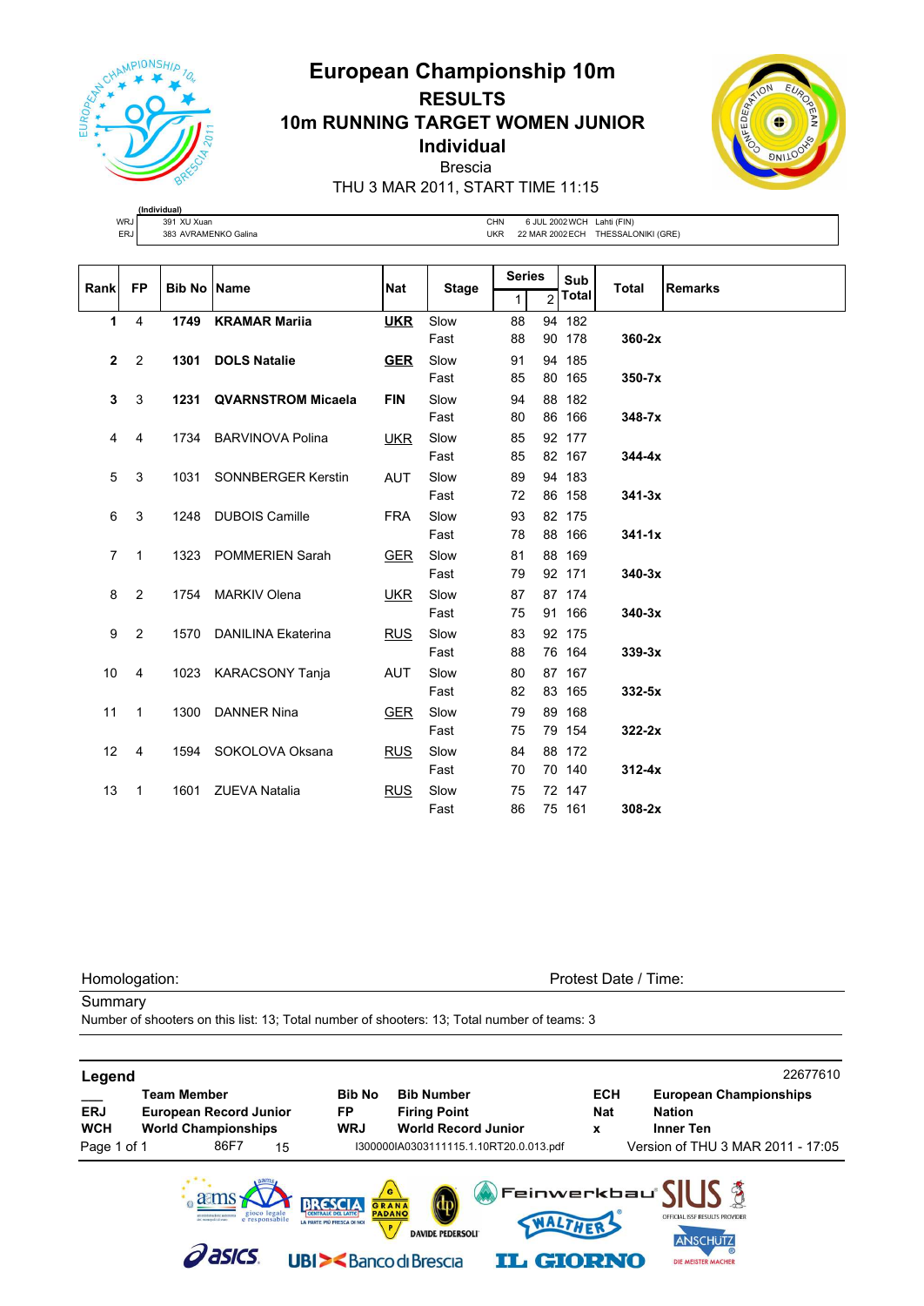# European Championship 10m

## RESULTS

## 10m RUNNING TARGET WOMEN JUNIOR

## Individual

Brescia

THU 3 MAR 2011, START TIME 11:15

| (Individual) | | | | |
|---|---|---|---|---|
| WRJ | 391 XU Xuan | CHN | 6 JUL 2002 WCH | Lahti (FIN) |
| ERJ | 383 AVRAMENKO Galina | UKR | 22 MAR 2002 ECH | THESSALONIKI (GRE) |

| Rank | FP | Bib No | Name | Nat | Stage | Series 1 | Series 2 | Sub Total | Total | Remarks |
|---|---|---|---|---|---|---|---|---|---|---|
| **1** | 4 | **1749** | **KRAMAR Mariia** | **UKR** | Slow | 88 | 94 | 182 | | |
| | | | | | Fast | 88 | 90 | 178 | **360-2x** | |
| **2** | 2 | **1301** | **DOLS Natalie** | **GER** | Slow | 91 | 94 | 185 | | |
| | | | | | Fast | 85 | 80 | 165 | **350-7x** | |
| **3** | 3 | **1231** | **QVARNSTROM Micaela** | **FIN** | Slow | 94 | 88 | 182 | | |
| | | | | | Fast | 80 | 86 | 166 | **348-7x** | |
| 4 | 4 | 1734 | BARVINOVA Polina | UKR | Slow | 85 | 92 | 177 | | |
| | | | | | Fast | 85 | 82 | 167 | **344-4x** | |
| 5 | 3 | 1031 | SONNBERGER Kerstin | AUT | Slow | 89 | 94 | 183 | | |
| | | | | | Fast | 72 | 86 | 158 | **341-3x** | |
| 6 | 3 | 1248 | DUBOIS Camille | FRA | Slow | 93 | 82 | 175 | | |
| | | | | | Fast | 78 | 88 | 166 | **341-1x** | |
| 7 | 1 | 1323 | POMMERIEN Sarah | GER | Slow | 81 | 88 | 169 | | |
| | | | | | Fast | 79 | 92 | 171 | **340-3x** | |
| 8 | 2 | 1754 | MARKIV Olena | UKR | Slow | 87 | 87 | 174 | | |
| | | | | | Fast | 75 | 91 | 166 | **340-3x** | |
| 9 | 2 | 1570 | DANILINA Ekaterina | RUS | Slow | 83 | 92 | 175 | | |
| | | | | | Fast | 88 | 76 | 164 | **339-3x** | |
| 10 | 4 | 1023 | KARACSONY Tanja | AUT | Slow | 80 | 87 | 167 | | |
| | | | | | Fast | 82 | 83 | 165 | **332-5x** | |
| 11 | 1 | 1300 | DANNER Nina | GER | Slow | 79 | 89 | 168 | | |
| | | | | | Fast | 75 | 79 | 154 | **322-2x** | |
| 12 | 4 | 1594 | SOKOLOVA Oksana | RUS | Slow | 84 | 88 | 172 | | |
| | | | | | Fast | 70 | 70 | 140 | **312-4x** | |
| 13 | 1 | 1601 | ZUEVA Natalia | RUS | Slow | 75 | 72 | 147 | | |
| | | | | | Fast | 86 | 75 | 161 | **308-2x** | |

Homologation: Protest Date / Time:

Summary

Number of shooters on this list: 13; Total number of shooters: 13; Total number of teams: 3

**Legend** 22677610

| | | | | | | |
|---|---|---|---|---|---|---|
| ___ | **Team Member** | **Bib No** | **Bib Number** | **ECH** | **European Championships** |
| **ERJ** | **European Record Junior** | **FP** | **Firing Point** | **Nat** | **Nation** |
| **WCH** | **World Championships** | **WRJ** | **World Record Junior** | **x** | **Inner Ten** |

86F7 15 I300000IA0303111115.1.10RT20.0.013.pdf Version of THU 3 MAR 2011 - 17:05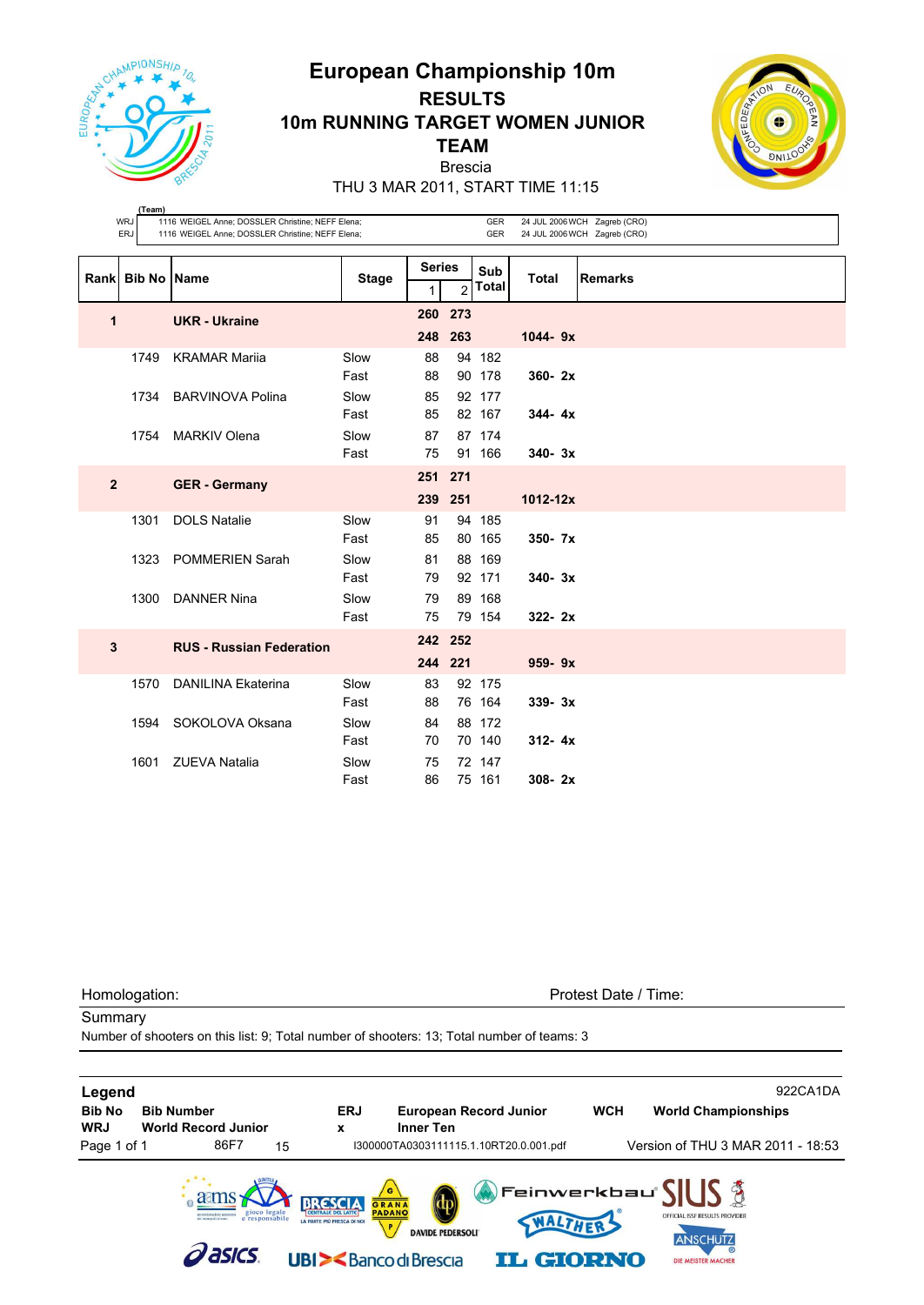# European Championship 10m

## RESULTS

## 10m RUNNING TARGET WOMEN JUNIOR

## TEAM

Brescia

THU 3 MAR 2011, START TIME 11:15

| (Team) | | | | | |
|---|---|---|---|---|---|
| WRJ | 1116 WEIGEL Anne; DOSSLER Christine; NEFF Elena; | GER | 24 JUL 2006 | WCH | Zagreb (CRO) |
| ERJ | 1116 WEIGEL Anne; DOSSLER Christine; NEFF Elena; | GER | 24 JUL 2006 | WCH | Zagreb (CRO) |

| Rank | Bib No | Name | Stage | Series 1 | Series 2 | Sub Total | Total | Remarks |
|---|---|---|---|---|---|---|---|---|
| **1** | | **UKR - Ukraine** | | **260** | **273** | | | |
| | | | | **248** | **263** | | **1044- 9x** | |
| | 1749 | KRAMAR Mariia | Slow | 88 | 94 | 182 | | |
| | | | Fast | 88 | 90 | 178 | **360- 2x** | |
| | 1734 | BARVINOVA Polina | Slow | 85 | 92 | 177 | | |
| | | | Fast | 85 | 82 | 167 | **344- 4x** | |
| | 1754 | MARKIV Olena | Slow | 87 | 87 | 174 | | |
| | | | Fast | 75 | 91 | 166 | **340- 3x** | |
| **2** | | **GER - Germany** | | **251** | **271** | | | |
| | | | | **239** | **251** | | **1012-12x** | |
| | 1301 | DOLS Natalie | Slow | 91 | 94 | 185 | | |
| | | | Fast | 85 | 80 | 165 | **350- 7x** | |
| | 1323 | POMMERIEN Sarah | Slow | 81 | 88 | 169 | | |
| | | | Fast | 79 | 92 | 171 | **340- 3x** | |
| | 1300 | DANNER Nina | Slow | 79 | 89 | 168 | | |
| | | | Fast | 75 | 79 | 154 | **322- 2x** | |
| **3** | | **RUS - Russian Federation** | | **242** | **252** | | | |
| | | | | **244** | **221** | | **959- 9x** | |
| | 1570 | DANILINA Ekaterina | Slow | 83 | 92 | 175 | | |
| | | | Fast | 88 | 76 | 164 | **339- 3x** | |
| | 1594 | SOKOLOVA Oksana | Slow | 84 | 88 | 172 | | |
| | | | Fast | 70 | 70 | 140 | **312- 4x** | |
| | 1601 | ZUEVA Natalia | Slow | 75 | 72 | 147 | | |
| | | | Fast | 86 | 75 | 161 | **308- 2x** | |

Homologation: Protest Date / Time:

Summary

Number of shooters on this list: 9; Total number of shooters: 13; Total number of teams: 3

**Legend** 922CA1DA

| | | | | | |
|---|---|---|---|---|---|
| **Bib No** | **Bib Number** | **ERJ** | **European Record Junior** | **WCH** | **World Championships** |
| **WRJ** | **World Record Junior** | **x** | **Inner Ten** | | |

86F7 15 I300000TA0303111115.1.10RT20.0.001.pdf Version of THU 3 MAR 2011 - 18:53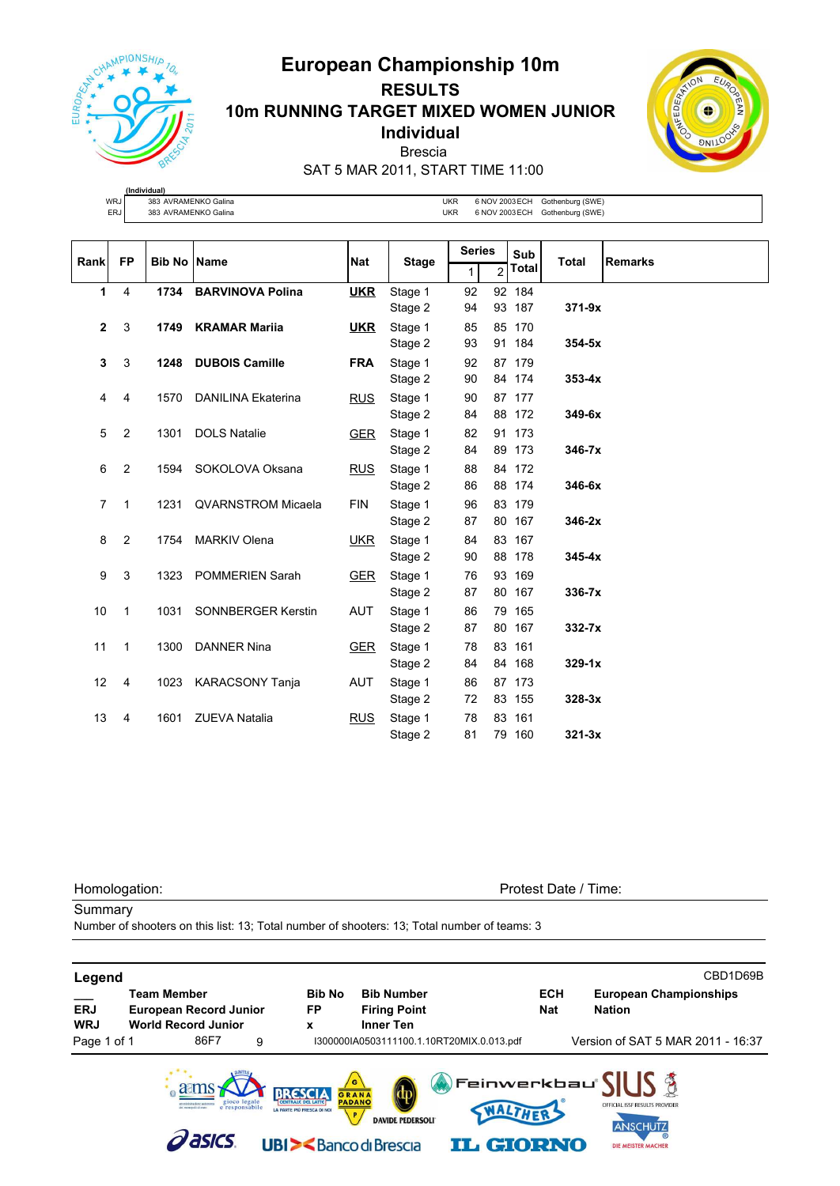# European Championship 10m

## RESULTS

## 10m RUNNING TARGET MIXED WOMEN JUNIOR

## Individual

Brescia

SAT 5 MAR 2011, START TIME 11:00

| | (Individual) | | | | |
|---|---|---|---|---|---|
| WRJ | 383 AVRAMENKO Galina | UKR | 6 NOV 2003 | ECH | Gothenburg (SWE) |
| ERJ | 383 AVRAMENKO Galina | UKR | 6 NOV 2003 | ECH | Gothenburg (SWE) |

| Rank | FP | Bib No | Name | Nat | Stage | Series 1 | Series 2 | Sub Total | Total | Remarks |
|---|---|---|---|---|---|---|---|---|---|---|
| **1** | 4 | **1734** | **BARVINOVA Polina** | **UKR** | Stage 1 | 92 | 92 | 184 | | |
| | | | | | Stage 2 | 94 | 93 | 187 | **371-9x** | |
| **2** | 3 | **1749** | **KRAMAR Mariia** | **UKR** | Stage 1 | 85 | 85 | 170 | | |
| | | | | | Stage 2 | 93 | 91 | 184 | **354-5x** | |
| **3** | 3 | **1248** | **DUBOIS Camille** | **FRA** | Stage 1 | 92 | 87 | 179 | | |
| | | | | | Stage 2 | 90 | 84 | 174 | **353-4x** | |
| 4 | 4 | 1570 | DANILINA Ekaterina | RUS | Stage 1 | 90 | 87 | 177 | | |
| | | | | | Stage 2 | 84 | 88 | 172 | **349-6x** | |
| 5 | 2 | 1301 | DOLS Natalie | GER | Stage 1 | 82 | 91 | 173 | | |
| | | | | | Stage 2 | 84 | 89 | 173 | **346-7x** | |
| 6 | 2 | 1594 | SOKOLOVA Oksana | RUS | Stage 1 | 88 | 84 | 172 | | |
| | | | | | Stage 2 | 86 | 88 | 174 | **346-6x** | |
| 7 | 1 | 1231 | QVARNSTROM Micaela | FIN | Stage 1 | 96 | 83 | 179 | | |
| | | | | | Stage 2 | 87 | 80 | 167 | **346-2x** | |
| 8 | 2 | 1754 | MARKIV Olena | UKR | Stage 1 | 84 | 83 | 167 | | |
| | | | | | Stage 2 | 90 | 88 | 178 | **345-4x** | |
| 9 | 3 | 1323 | POMMERIEN Sarah | GER | Stage 1 | 76 | 93 | 169 | | |
| | | | | | Stage 2 | 87 | 80 | 167 | **336-7x** | |
| 10 | 1 | 1031 | SONNBERGER Kerstin | AUT | Stage 1 | 86 | 79 | 165 | | |
| | | | | | Stage 2 | 87 | 80 | 167 | **332-7x** | |
| 11 | 1 | 1300 | DANNER Nina | GER | Stage 1 | 78 | 83 | 161 | | |
| | | | | | Stage 2 | 84 | 84 | 168 | **329-1x** | |
| 12 | 4 | 1023 | KARACSONY Tanja | AUT | Stage 1 | 86 | 87 | 173 | | |
| | | | | | Stage 2 | 72 | 83 | 155 | **328-3x** | |
| 13 | 4 | 1601 | ZUEVA Natalia | RUS | Stage 1 | 78 | 83 | 161 | | |
| | | | | | Stage 2 | 81 | 79 | 160 | **321-3x** | |

Homologation: Protest Date / Time:

Summary

Number of shooters on this list: 13; Total number of shooters: 13; Total number of teams: 3

**Legend** CBD1D69B

| | | | | | |
|---|---|---|---|---|---|
| ___ | **Team Member** | **Bib No** | **Bib Number** | **ECH** | **European Championships** |
| **ERJ** | **European Record Junior** | **FP** | **Firing Point** | **Nat** | **Nation** |
| **WRJ** | **World Record Junior** | **x** | **Inner Ten** | | |

86F7 9 I300000IA0503111100.1.10RT20MIX.0.013.pdf Version of SAT 5 MAR 2011 - 16:37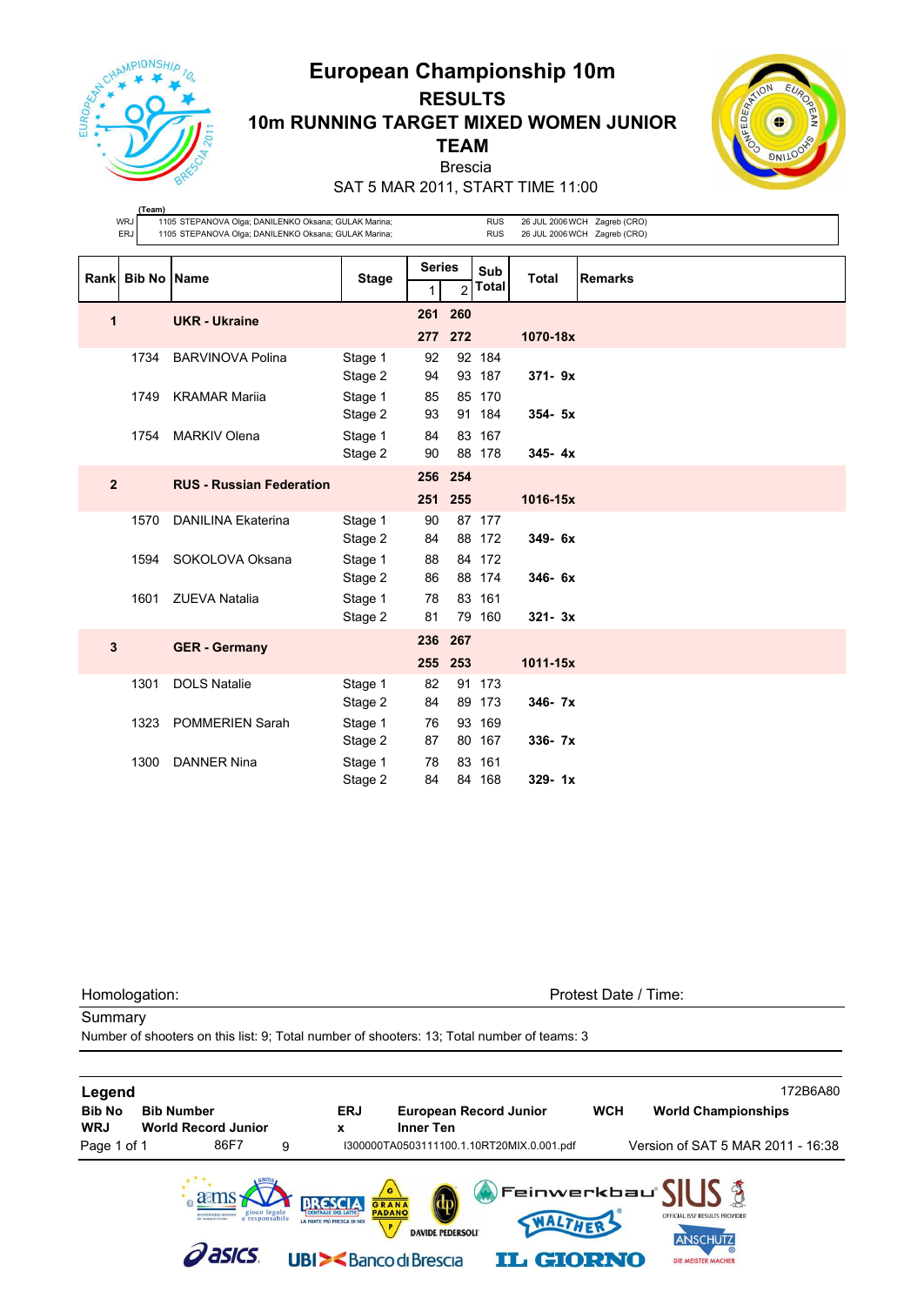# European Championship 10m

## RESULTS

## 10m RUNNING TARGET MIXED WOMEN JUNIOR TEAM

Brescia

SAT 5 MAR 2011, START TIME 11:00

| | (Team) | | | | |
|---|---|---|---|---|---|
| WRJ | 1105 STEPANOVA Olga; DANILENKO Oksana; GULAK Marina; | RUS | 26 JUL 2006 | WCH | Zagreb (CRO) |
| ERJ | 1105 STEPANOVA Olga; DANILENKO Oksana; GULAK Marina; | RUS | 26 JUL 2006 | WCH | Zagreb (CRO) |

| Rank | Bib No | Name | Stage | Series 1 | Series 2 | Sub Total | Total | Remarks |
|---|---|---|---|---|---|---|---|---|
| **1** | | **UKR - Ukraine** | | **261** | **260** | | | |
| | | | | **277** | **272** | | **1070-18x** | |
| | 1734 | BARVINOVA Polina | Stage 1 | 92 | 92 | 184 | | |
| | | | Stage 2 | 94 | 93 | 187 | **371- 9x** | |
| | 1749 | KRAMAR Mariia | Stage 1 | 85 | 85 | 170 | | |
| | | | Stage 2 | 93 | 91 | 184 | **354- 5x** | |
| | 1754 | MARKIV Olena | Stage 1 | 84 | 83 | 167 | | |
| | | | Stage 2 | 90 | 88 | 178 | **345- 4x** | |
| **2** | | **RUS - Russian Federation** | | **256** | **254** | | | |
| | | | | **251** | **255** | | **1016-15x** | |
| | 1570 | DANILINA Ekaterina | Stage 1 | 90 | 87 | 177 | | |
| | | | Stage 2 | 84 | 88 | 172 | **349- 6x** | |
| | 1594 | SOKOLOVA Oksana | Stage 1 | 88 | 84 | 172 | | |
| | | | Stage 2 | 86 | 88 | 174 | **346- 6x** | |
| | 1601 | ZUEVA Natalia | Stage 1 | 78 | 83 | 161 | | |
| | | | Stage 2 | 81 | 79 | 160 | **321- 3x** | |
| **3** | | **GER - Germany** | | **236** | **267** | | | |
| | | | | **255** | **253** | | **1011-15x** | |
| | 1301 | DOLS Natalie | Stage 1 | 82 | 91 | 173 | | |
| | | | Stage 2 | 84 | 89 | 173 | **346- 7x** | |
| | 1323 | POMMERIEN Sarah | Stage 1 | 76 | 93 | 169 | | |
| | | | Stage 2 | 87 | 80 | 167 | **336- 7x** | |
| | 1300 | DANNER Nina | Stage 1 | 78 | 83 | 161 | | |
| | | | Stage 2 | 84 | 84 | 168 | **329- 1x** | |

Homologation: Protest Date / Time:

Summary

Number of shooters on this list: 9; Total number of shooters: 13; Total number of teams: 3

**Legend** 172B6A80

| | | | | | |
|---|---|---|---|---|---|
| **Bib No** | **Bib Number** | **ERJ** | **European Record Junior** | **WCH** | **World Championships** |
| **WRJ** | **World Record Junior** | **x** | **Inner Ten** | | |

86F7 9 I300000TA0503111100.1.10RT20MIX.0.001.pdf Version of SAT 5 MAR 2011 - 16:38